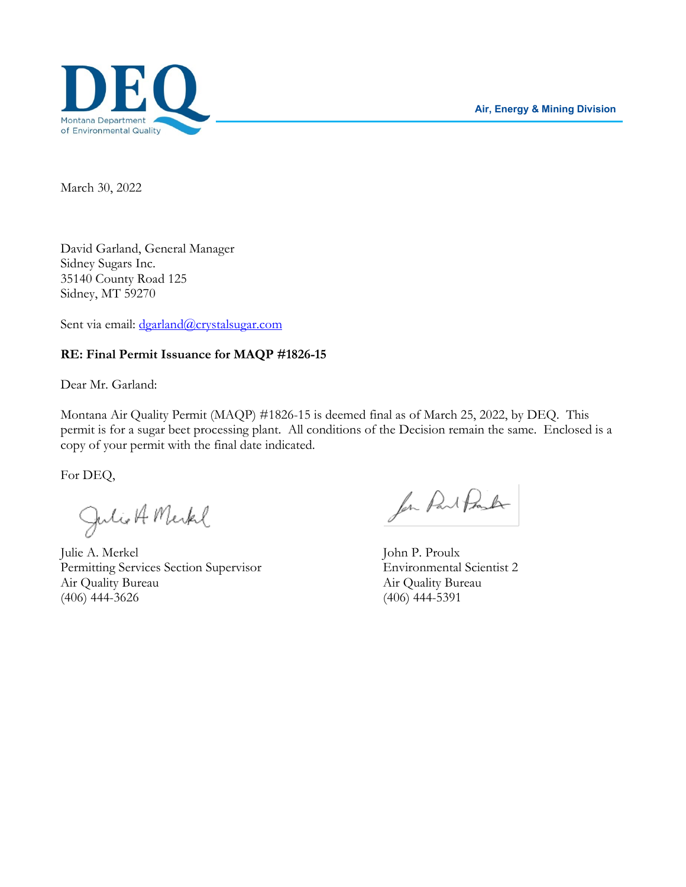DEQ
Montana Department
of Environmental Quality

Air, Energy & Mining Division

March 30, 2022

David Garland, General Manager
Sidney Sugars Inc.
35140 County Road 125
Sidney, MT 59270

Sent via email: dgarland@crystalsugar.com

**RE: Final Permit Issuance for MAQP #1826-15**

Dear Mr. Garland:

Montana Air Quality Permit (MAQP) #1826-15 is deemed final as of March 25, 2022, by DEQ. This permit is for a sugar beet processing plant. All conditions of the Decision remain the same. Enclosed is a copy of your permit with the final date indicated.

For DEQ,

Julie A. Merkel
Permitting Services Section Supervisor
Air Quality Bureau
(406) 444-3626

John P. Proulx
Environmental Scientist 2
Air Quality Bureau
(406) 444-5391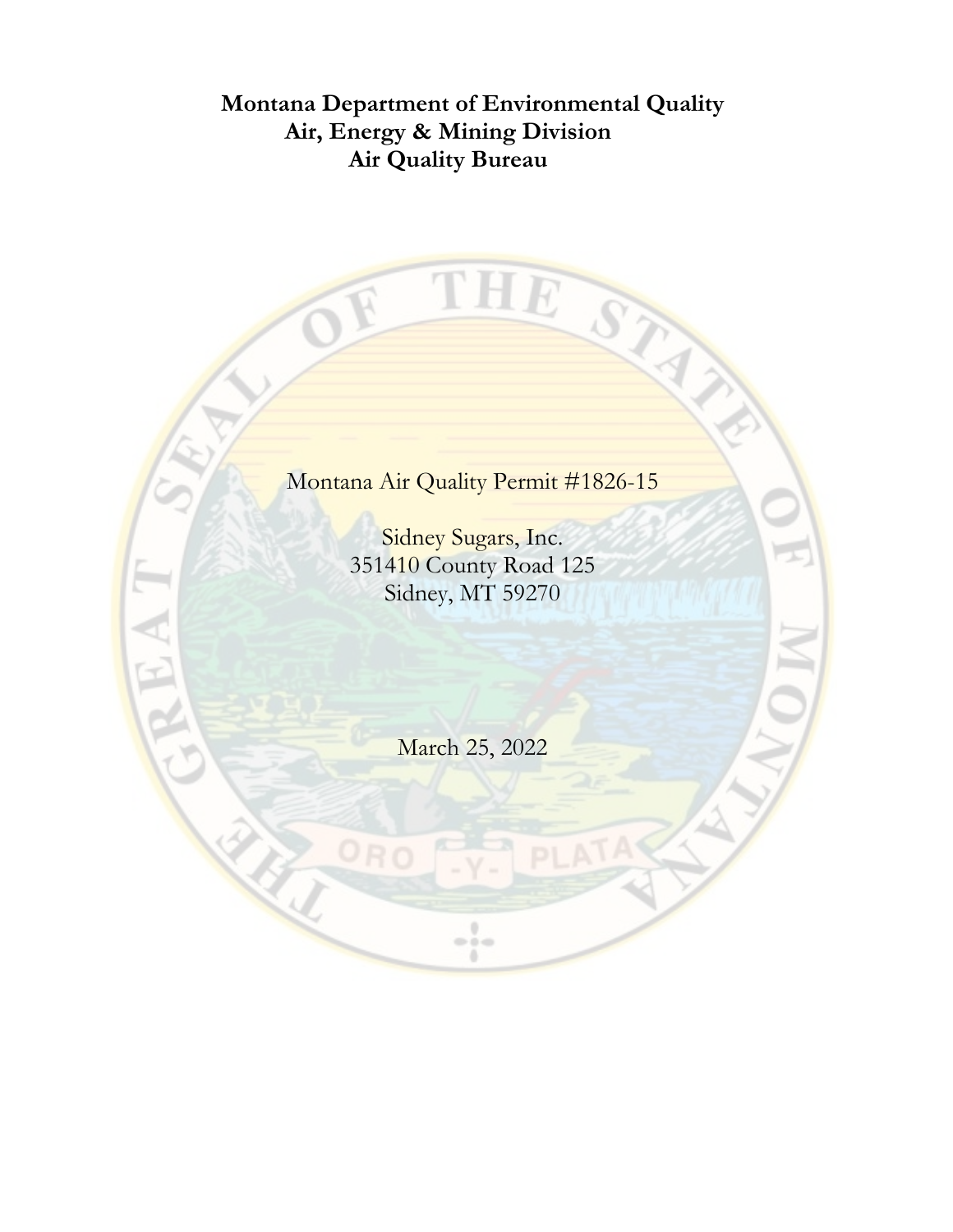**Montana Department of Environmental Quality**
**Air, Energy & Mining Division**
**Air Quality Bureau**

Montana Air Quality Permit #1826-15

Sidney Sugars, Inc.
351410 County Road 125
Sidney, MT 59270

March 25, 2022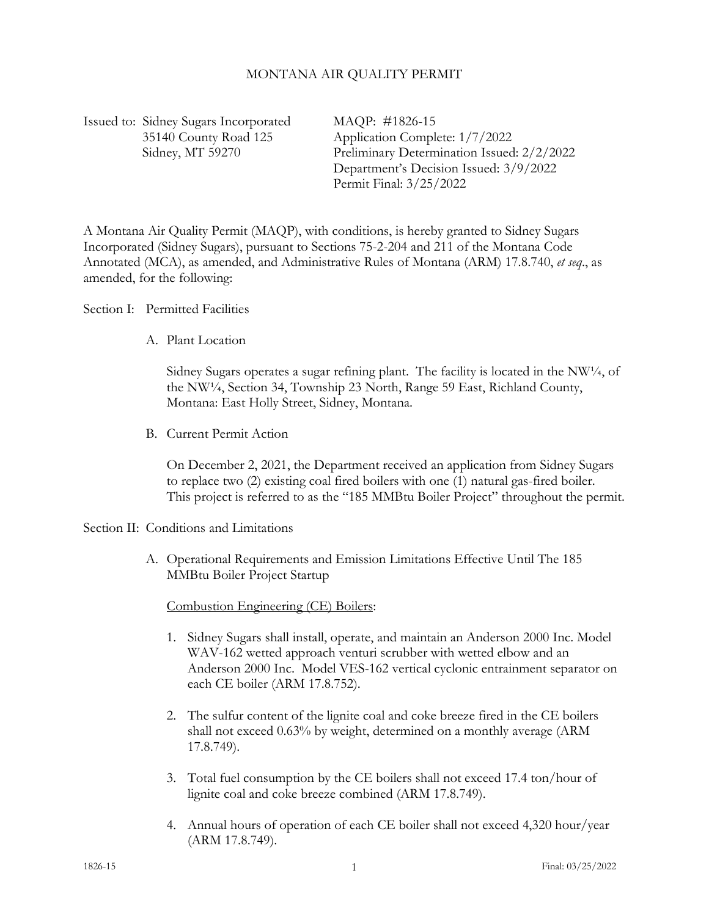# MONTANA AIR QUALITY PERMIT

Issued to: Sidney Sugars Incorporated
35140 County Road 125
Sidney, MT 59270

MAQP: #1826-15
Application Complete: 1/7/2022
Preliminary Determination Issued: 2/2/2022
Department's Decision Issued: 3/9/2022
Permit Final: 3/25/2022

A Montana Air Quality Permit (MAQP), with conditions, is hereby granted to Sidney Sugars Incorporated (Sidney Sugars), pursuant to Sections 75-2-204 and 211 of the Montana Code Annotated (MCA), as amended, and Administrative Rules of Montana (ARM) 17.8.740, *et seq*., as amended, for the following:

## Section I: Permitted Facilities

### A. Plant Location

Sidney Sugars operates a sugar refining plant. The facility is located in the NW¼, of the NW¼, Section 34, Township 23 North, Range 59 East, Richland County, Montana: East Holly Street, Sidney, Montana.

### B. Current Permit Action

On December 2, 2021, the Department received an application from Sidney Sugars to replace two (2) existing coal fired boilers with one (1) natural gas-fired boiler. This project is referred to as the "185 MMBtu Boiler Project" throughout the permit.

## Section II: Conditions and Limitations

### A. Operational Requirements and Emission Limitations Effective Until The 185 MMBtu Boiler Project Startup

Combustion Engineering (CE) Boilers:

1. Sidney Sugars shall install, operate, and maintain an Anderson 2000 Inc. Model WAV-162 wetted approach venturi scrubber with wetted elbow and an Anderson 2000 Inc. Model VES-162 vertical cyclonic entrainment separator on each CE boiler (ARM 17.8.752).
2. The sulfur content of the lignite coal and coke breeze fired in the CE boilers shall not exceed 0.63% by weight, determined on a monthly average (ARM 17.8.749).
3. Total fuel consumption by the CE boilers shall not exceed 17.4 ton/hour of lignite coal and coke breeze combined (ARM 17.8.749).
4. Annual hours of operation of each CE boiler shall not exceed 4,320 hour/year (ARM 17.8.749).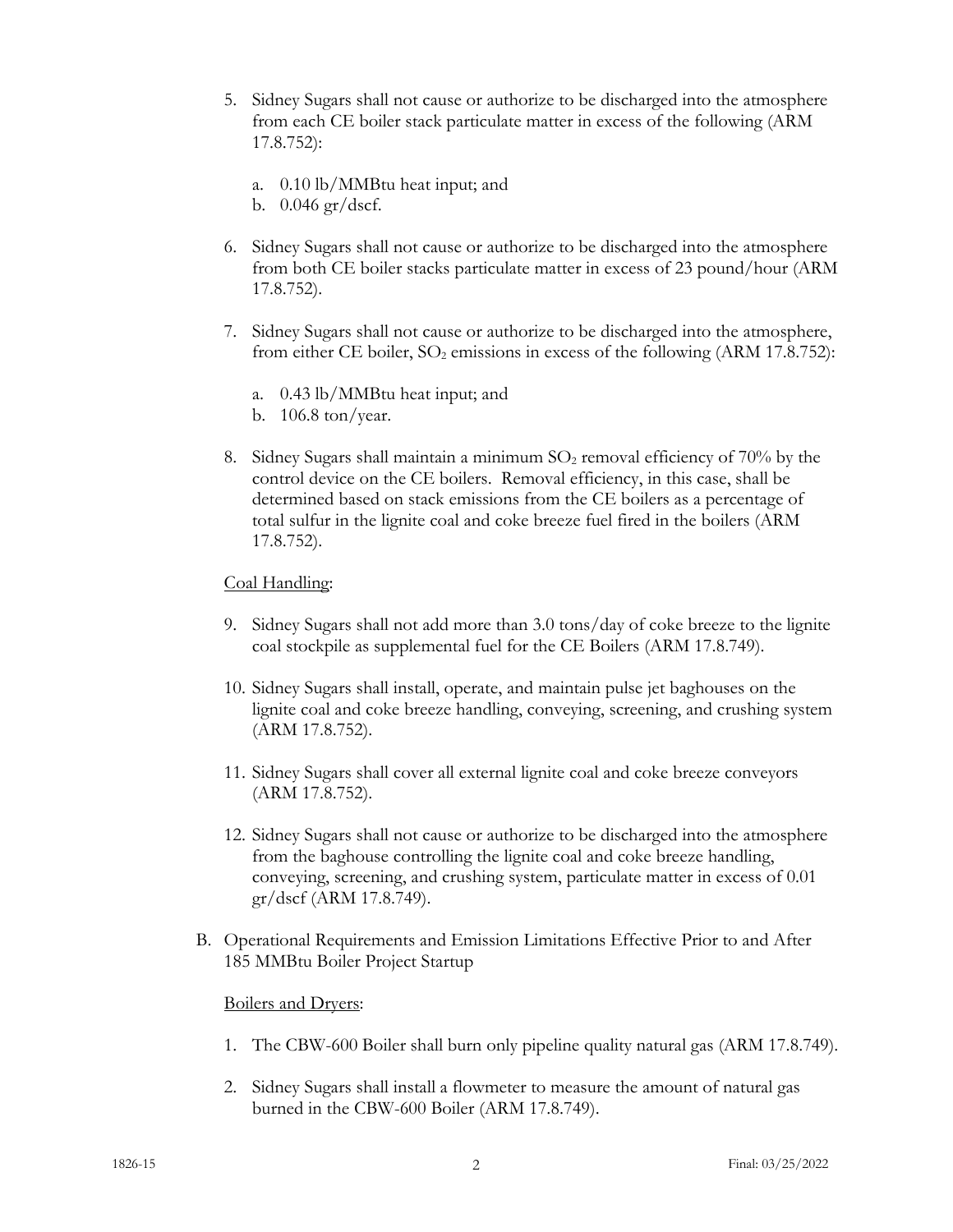5. Sidney Sugars shall not cause or authorize to be discharged into the atmosphere from each CE boiler stack particulate matter in excess of the following (ARM 17.8.752):

   a. 0.10 lb/MMBtu heat input; and
   b. 0.046 gr/dscf.

6. Sidney Sugars shall not cause or authorize to be discharged into the atmosphere from both CE boiler stacks particulate matter in excess of 23 pound/hour (ARM 17.8.752).

7. Sidney Sugars shall not cause or authorize to be discharged into the atmosphere, from either CE boiler, $SO_2$ emissions in excess of the following (ARM 17.8.752):

   a. 0.43 lb/MMBtu heat input; and
   b. 106.8 ton/year.

8. Sidney Sugars shall maintain a minimum $SO_2$ removal efficiency of 70% by the control device on the CE boilers. Removal efficiency, in this case, shall be determined based on stack emissions from the CE boilers as a percentage of total sulfur in the lignite coal and coke breeze fuel fired in the boilers (ARM 17.8.752).

Coal Handling:

9. Sidney Sugars shall not add more than 3.0 tons/day of coke breeze to the lignite coal stockpile as supplemental fuel for the CE Boilers (ARM 17.8.749).

10. Sidney Sugars shall install, operate, and maintain pulse jet baghouses on the lignite coal and coke breeze handling, conveying, screening, and crushing system (ARM 17.8.752).

11. Sidney Sugars shall cover all external lignite coal and coke breeze conveyors (ARM 17.8.752).

12. Sidney Sugars shall not cause or authorize to be discharged into the atmosphere from the baghouse controlling the lignite coal and coke breeze handling, conveying, screening, and crushing system, particulate matter in excess of 0.01 gr/dscf (ARM 17.8.749).

B. Operational Requirements and Emission Limitations Effective Prior to and After 185 MMBtu Boiler Project Startup

Boilers and Dryers:

1. The CBW-600 Boiler shall burn only pipeline quality natural gas (ARM 17.8.749).

2. Sidney Sugars shall install a flowmeter to measure the amount of natural gas burned in the CBW-600 Boiler (ARM 17.8.749).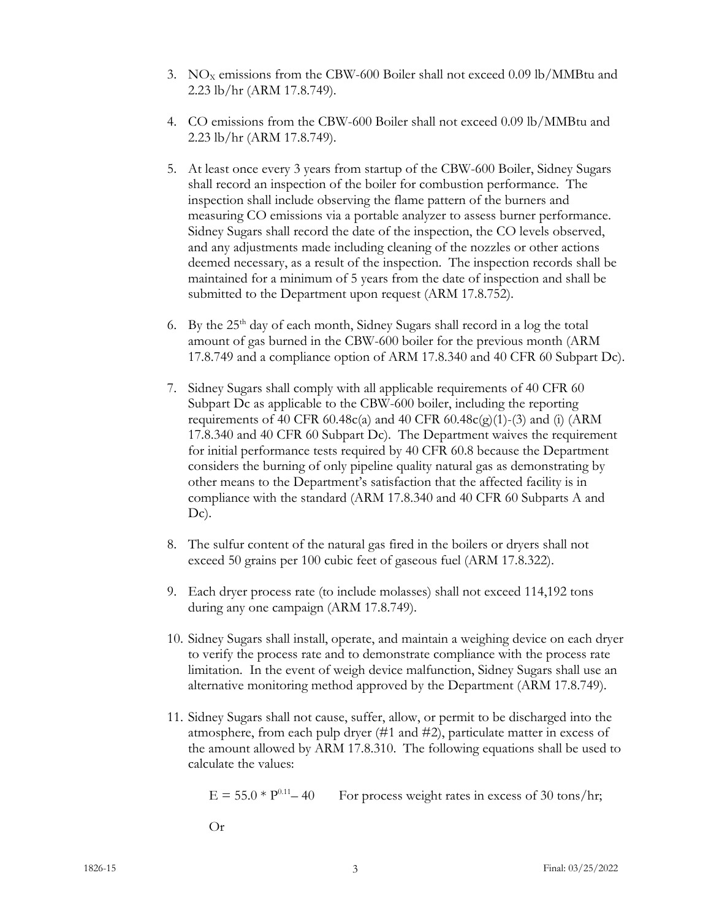3. $NO_X$ emissions from the CBW-600 Boiler shall not exceed 0.09 lb/MMBtu and 2.23 lb/hr (ARM 17.8.749).

4. CO emissions from the CBW-600 Boiler shall not exceed 0.09 lb/MMBtu and 2.23 lb/hr (ARM 17.8.749).

5. At least once every 3 years from startup of the CBW-600 Boiler, Sidney Sugars shall record an inspection of the boiler for combustion performance. The inspection shall include observing the flame pattern of the burners and measuring CO emissions via a portable analyzer to assess burner performance. Sidney Sugars shall record the date of the inspection, the CO levels observed, and any adjustments made including cleaning of the nozzles or other actions deemed necessary, as a result of the inspection. The inspection records shall be maintained for a minimum of 5 years from the date of inspection and shall be submitted to the Department upon request (ARM 17.8.752).

6. By the 25th day of each month, Sidney Sugars shall record in a log the total amount of gas burned in the CBW-600 boiler for the previous month (ARM 17.8.749 and a compliance option of ARM 17.8.340 and 40 CFR 60 Subpart Dc).

7. Sidney Sugars shall comply with all applicable requirements of 40 CFR 60 Subpart Dc as applicable to the CBW-600 boiler, including the reporting requirements of 40 CFR 60.48c(a) and 40 CFR 60.48c(g)(1)-(3) and (i) (ARM 17.8.340 and 40 CFR 60 Subpart Dc). The Department waives the requirement for initial performance tests required by 40 CFR 60.8 because the Department considers the burning of only pipeline quality natural gas as demonstrating by other means to the Department's satisfaction that the affected facility is in compliance with the standard (ARM 17.8.340 and 40 CFR 60 Subparts A and Dc).

8. The sulfur content of the natural gas fired in the boilers or dryers shall not exceed 50 grains per 100 cubic feet of gaseous fuel (ARM 17.8.322).

9. Each dryer process rate (to include molasses) shall not exceed 114,192 tons during any one campaign (ARM 17.8.749).

10. Sidney Sugars shall install, operate, and maintain a weighing device on each dryer to verify the process rate and to demonstrate compliance with the process rate limitation. In the event of weigh device malfunction, Sidney Sugars shall use an alternative monitoring method approved by the Department (ARM 17.8.749).

11. Sidney Sugars shall not cause, suffer, allow, or permit to be discharged into the atmosphere, from each pulp dryer (#1 and #2), particulate matter in excess of the amount allowed by ARM 17.8.310. The following equations shall be used to calculate the values:

    $E = 55.0 * P^{0.11} - 40$ For process weight rates in excess of 30 tons/hr;

    Or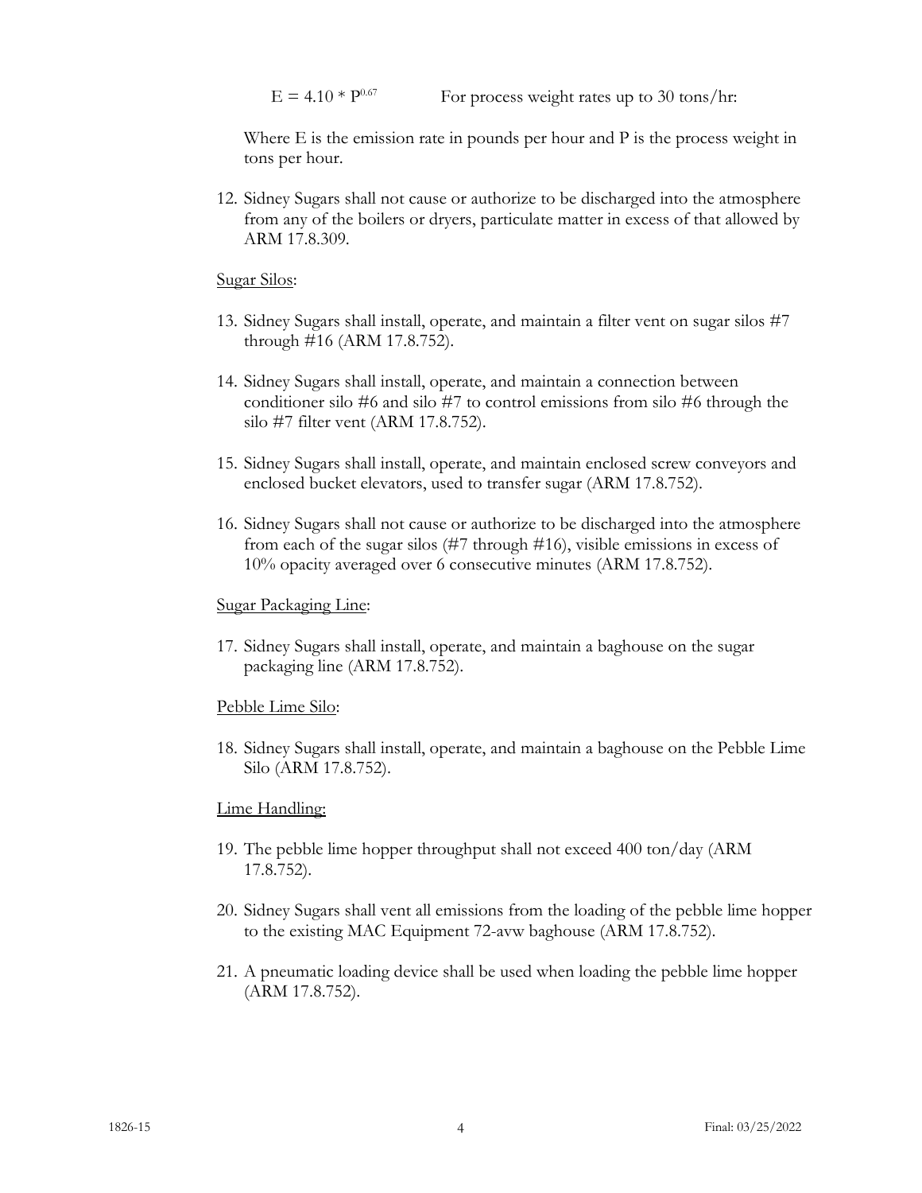$E = 4.10 * P^{0.67}$ For process weight rates up to 30 tons/hr:

Where E is the emission rate in pounds per hour and P is the process weight in tons per hour.

12. Sidney Sugars shall not cause or authorize to be discharged into the atmosphere from any of the boilers or dryers, particulate matter in excess of that allowed by ARM 17.8.309.

Sugar Silos:

13. Sidney Sugars shall install, operate, and maintain a filter vent on sugar silos #7 through #16 (ARM 17.8.752).

14. Sidney Sugars shall install, operate, and maintain a connection between conditioner silo #6 and silo #7 to control emissions from silo #6 through the silo #7 filter vent (ARM 17.8.752).

15. Sidney Sugars shall install, operate, and maintain enclosed screw conveyors and enclosed bucket elevators, used to transfer sugar (ARM 17.8.752).

16. Sidney Sugars shall not cause or authorize to be discharged into the atmosphere from each of the sugar silos (#7 through #16), visible emissions in excess of 10% opacity averaged over 6 consecutive minutes (ARM 17.8.752).

Sugar Packaging Line:

17. Sidney Sugars shall install, operate, and maintain a baghouse on the sugar packaging line (ARM 17.8.752).

Pebble Lime Silo:

18. Sidney Sugars shall install, operate, and maintain a baghouse on the Pebble Lime Silo (ARM 17.8.752).

Lime Handling:

19. The pebble lime hopper throughput shall not exceed 400 ton/day (ARM 17.8.752).

20. Sidney Sugars shall vent all emissions from the loading of the pebble lime hopper to the existing MAC Equipment 72-avw baghouse (ARM 17.8.752).

21. A pneumatic loading device shall be used when loading the pebble lime hopper (ARM 17.8.752).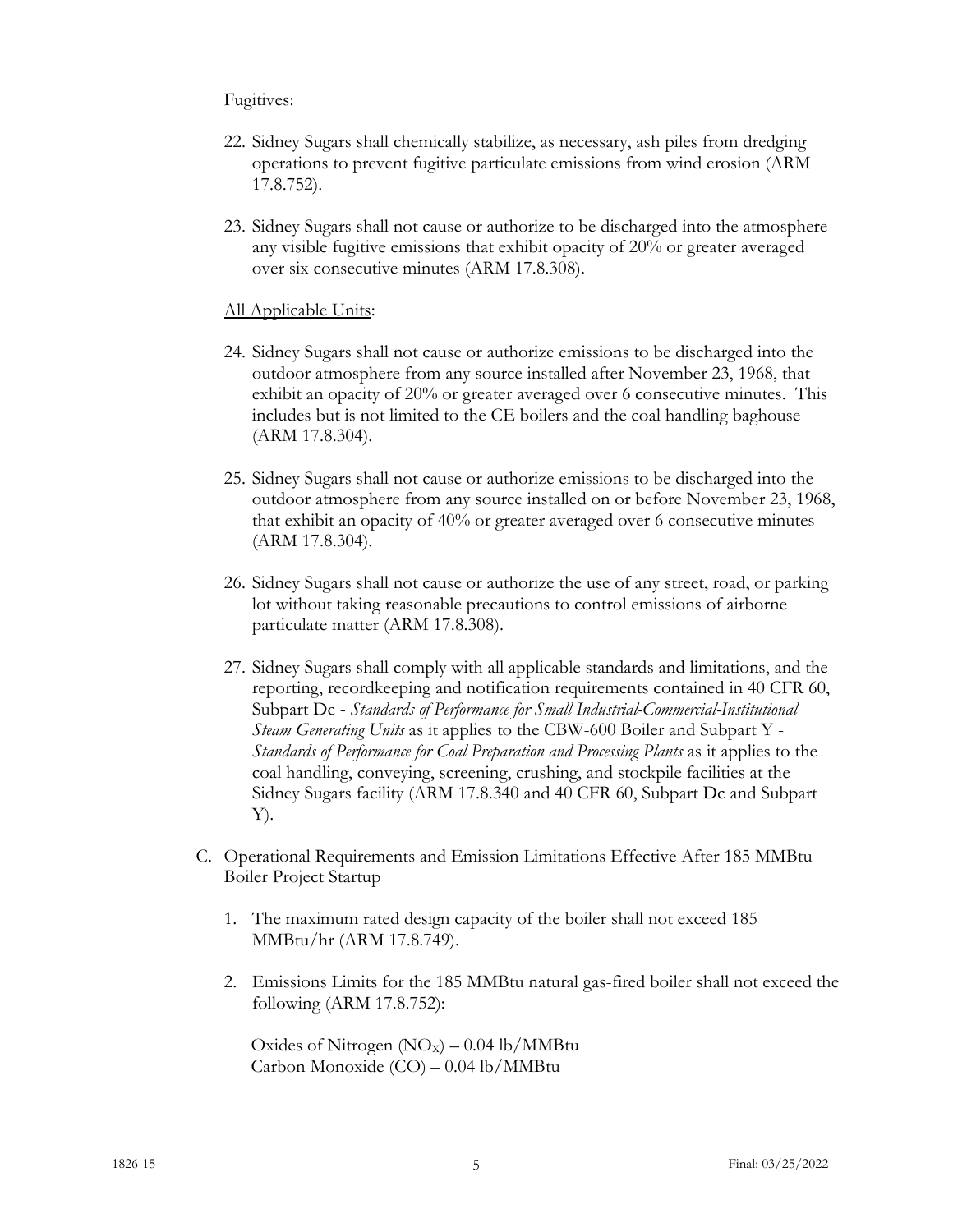Fugitives:

22. Sidney Sugars shall chemically stabilize, as necessary, ash piles from dredging operations to prevent fugitive particulate emissions from wind erosion (ARM 17.8.752).

23. Sidney Sugars shall not cause or authorize to be discharged into the atmosphere any visible fugitive emissions that exhibit opacity of 20% or greater averaged over six consecutive minutes (ARM 17.8.308).

All Applicable Units:

24. Sidney Sugars shall not cause or authorize emissions to be discharged into the outdoor atmosphere from any source installed after November 23, 1968, that exhibit an opacity of 20% or greater averaged over 6 consecutive minutes. This includes but is not limited to the CE boilers and the coal handling baghouse (ARM 17.8.304).

25. Sidney Sugars shall not cause or authorize emissions to be discharged into the outdoor atmosphere from any source installed on or before November 23, 1968, that exhibit an opacity of 40% or greater averaged over 6 consecutive minutes (ARM 17.8.304).

26. Sidney Sugars shall not cause or authorize the use of any street, road, or parking lot without taking reasonable precautions to control emissions of airborne particulate matter (ARM 17.8.308).

27. Sidney Sugars shall comply with all applicable standards and limitations, and the reporting, recordkeeping and notification requirements contained in 40 CFR 60, Subpart Dc - *Standards of Performance for Small Industrial-Commercial-Institutional Steam Generating Units* as it applies to the CBW-600 Boiler and Subpart Y - *Standards of Performance for Coal Preparation and Processing Plants* as it applies to the coal handling, conveying, screening, crushing, and stockpile facilities at the Sidney Sugars facility (ARM 17.8.340 and 40 CFR 60, Subpart Dc and Subpart Y).

C. Operational Requirements and Emission Limitations Effective After 185 MMBtu Boiler Project Startup

1. The maximum rated design capacity of the boiler shall not exceed 185 MMBtu/hr (ARM 17.8.749).

2. Emissions Limits for the 185 MMBtu natural gas-fired boiler shall not exceed the following (ARM 17.8.752):

   Oxides of Nitrogen ($NO_X$) – 0.04 lb/MMBtu
   Carbon Monoxide (CO) – 0.04 lb/MMBtu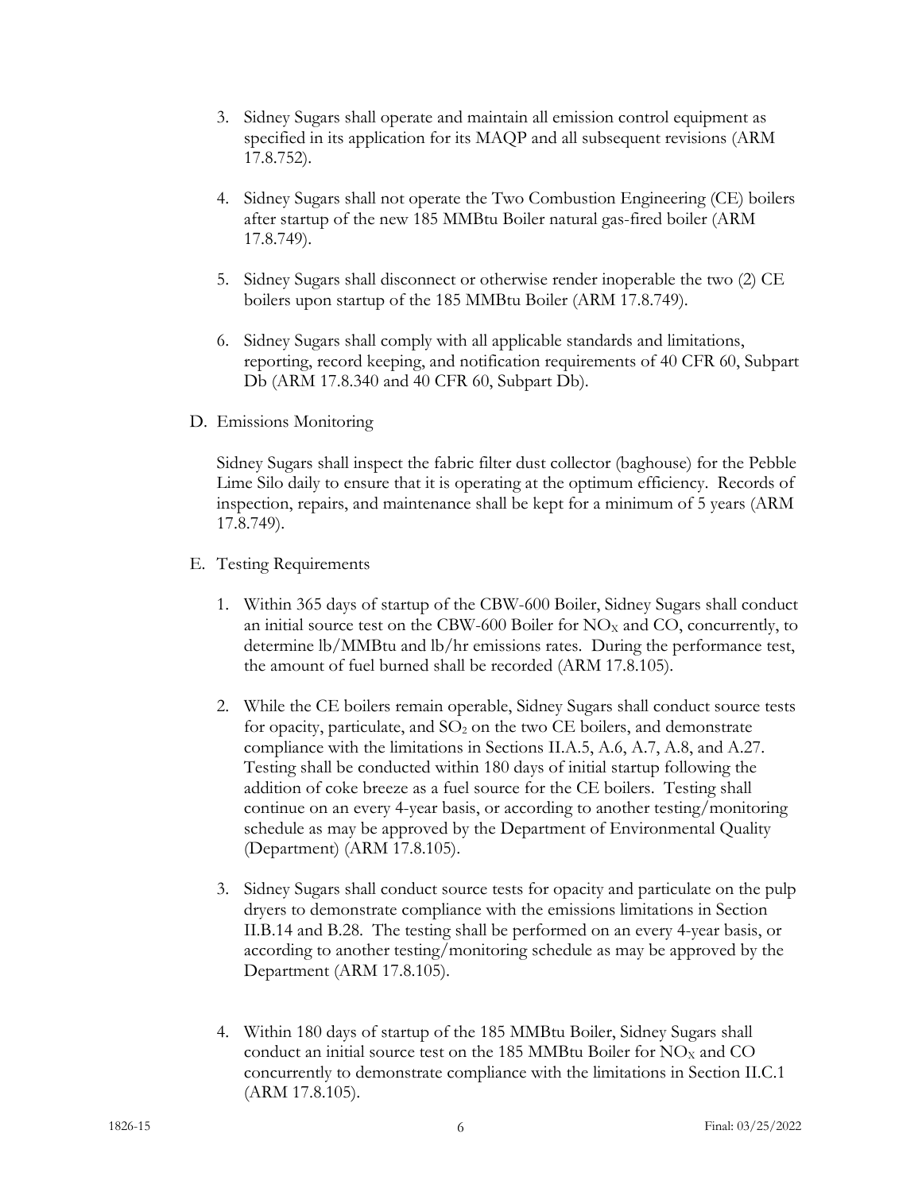3. Sidney Sugars shall operate and maintain all emission control equipment as specified in its application for its MAQP and all subsequent revisions (ARM 17.8.752).

4. Sidney Sugars shall not operate the Two Combustion Engineering (CE) boilers after startup of the new 185 MMBtu Boiler natural gas-fired boiler (ARM 17.8.749).

5. Sidney Sugars shall disconnect or otherwise render inoperable the two (2) CE boilers upon startup of the 185 MMBtu Boiler (ARM 17.8.749).

6. Sidney Sugars shall comply with all applicable standards and limitations, reporting, record keeping, and notification requirements of 40 CFR 60, Subpart Db (ARM 17.8.340 and 40 CFR 60, Subpart Db).

D. Emissions Monitoring

Sidney Sugars shall inspect the fabric filter dust collector (baghouse) for the Pebble Lime Silo daily to ensure that it is operating at the optimum efficiency. Records of inspection, repairs, and maintenance shall be kept for a minimum of 5 years (ARM 17.8.749).

E. Testing Requirements

1. Within 365 days of startup of the CBW-600 Boiler, Sidney Sugars shall conduct an initial source test on the CBW-600 Boiler for $NO_X$ and CO, concurrently, to determine lb/MMBtu and lb/hr emissions rates. During the performance test, the amount of fuel burned shall be recorded (ARM 17.8.105).

2. While the CE boilers remain operable, Sidney Sugars shall conduct source tests for opacity, particulate, and $SO_2$ on the two CE boilers, and demonstrate compliance with the limitations in Sections II.A.5, A.6, A.7, A.8, and A.27. Testing shall be conducted within 180 days of initial startup following the addition of coke breeze as a fuel source for the CE boilers. Testing shall continue on an every 4-year basis, or according to another testing/monitoring schedule as may be approved by the Department of Environmental Quality (Department) (ARM 17.8.105).

3. Sidney Sugars shall conduct source tests for opacity and particulate on the pulp dryers to demonstrate compliance with the emissions limitations in Section II.B.14 and B.28. The testing shall be performed on an every 4-year basis, or according to another testing/monitoring schedule as may be approved by the Department (ARM 17.8.105).

4. Within 180 days of startup of the 185 MMBtu Boiler, Sidney Sugars shall conduct an initial source test on the 185 MMBtu Boiler for $NO_X$ and CO concurrently to demonstrate compliance with the limitations in Section II.C.1 (ARM 17.8.105).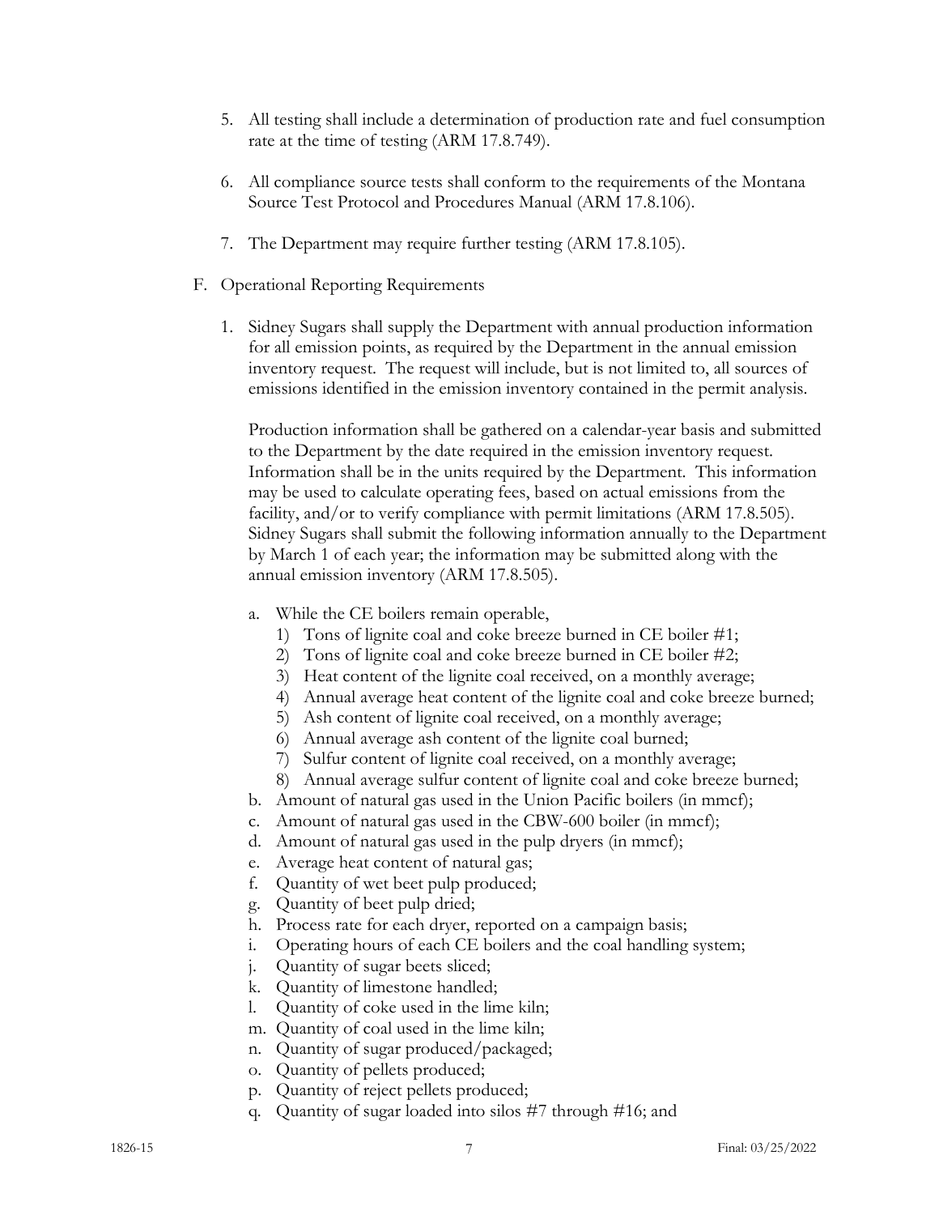5. All testing shall include a determination of production rate and fuel consumption rate at the time of testing (ARM 17.8.749).

6. All compliance source tests shall conform to the requirements of the Montana Source Test Protocol and Procedures Manual (ARM 17.8.106).

7. The Department may require further testing (ARM 17.8.105).

F. Operational Reporting Requirements

1. Sidney Sugars shall supply the Department with annual production information for all emission points, as required by the Department in the annual emission inventory request. The request will include, but is not limited to, all sources of emissions identified in the emission inventory contained in the permit analysis.

   Production information shall be gathered on a calendar-year basis and submitted to the Department by the date required in the emission inventory request. Information shall be in the units required by the Department. This information may be used to calculate operating fees, based on actual emissions from the facility, and/or to verify compliance with permit limitations (ARM 17.8.505). Sidney Sugars shall submit the following information annually to the Department by March 1 of each year; the information may be submitted along with the annual emission inventory (ARM 17.8.505).

   a. While the CE boilers remain operable,
      1) Tons of lignite coal and coke breeze burned in CE boiler #1;
      2) Tons of lignite coal and coke breeze burned in CE boiler #2;
      3) Heat content of the lignite coal received, on a monthly average;
      4) Annual average heat content of the lignite coal and coke breeze burned;
      5) Ash content of lignite coal received, on a monthly average;
      6) Annual average ash content of the lignite coal burned;
      7) Sulfur content of lignite coal received, on a monthly average;
      8) Annual average sulfur content of lignite coal and coke breeze burned;
   b. Amount of natural gas used in the Union Pacific boilers (in mmcf);
   c. Amount of natural gas used in the CBW-600 boiler (in mmcf);
   d. Amount of natural gas used in the pulp dryers (in mmcf);
   e. Average heat content of natural gas;
   f. Quantity of wet beet pulp produced;
   g. Quantity of beet pulp dried;
   h. Process rate for each dryer, reported on a campaign basis;
   i. Operating hours of each CE boilers and the coal handling system;
   j. Quantity of sugar beets sliced;
   k. Quantity of limestone handled;
   l. Quantity of coke used in the lime kiln;
   m. Quantity of coal used in the lime kiln;
   n. Quantity of sugar produced/packaged;
   o. Quantity of pellets produced;
   p. Quantity of reject pellets produced;
   q. Quantity of sugar loaded into silos #7 through #16; and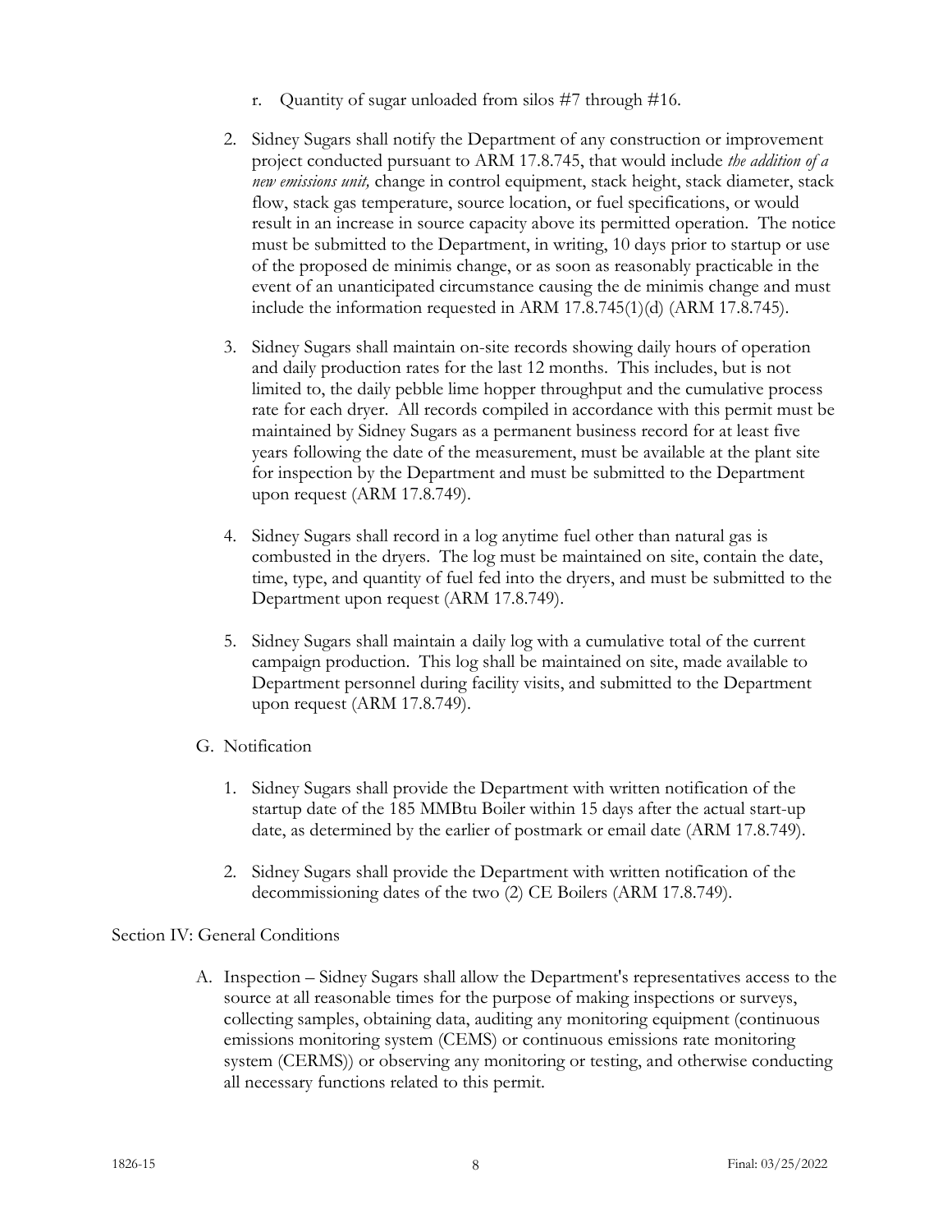r. Quantity of sugar unloaded from silos #7 through #16.

2. Sidney Sugars shall notify the Department of any construction or improvement project conducted pursuant to ARM 17.8.745, that would include *the addition of a new emissions unit,* change in control equipment, stack height, stack diameter, stack flow, stack gas temperature, source location, or fuel specifications, or would result in an increase in source capacity above its permitted operation. The notice must be submitted to the Department, in writing, 10 days prior to startup or use of the proposed de minimis change, or as soon as reasonably practicable in the event of an unanticipated circumstance causing the de minimis change and must include the information requested in ARM 17.8.745(1)(d) (ARM 17.8.745).

3. Sidney Sugars shall maintain on-site records showing daily hours of operation and daily production rates for the last 12 months. This includes, but is not limited to, the daily pebble lime hopper throughput and the cumulative process rate for each dryer. All records compiled in accordance with this permit must be maintained by Sidney Sugars as a permanent business record for at least five years following the date of the measurement, must be available at the plant site for inspection by the Department and must be submitted to the Department upon request (ARM 17.8.749).

4. Sidney Sugars shall record in a log anytime fuel other than natural gas is combusted in the dryers. The log must be maintained on site, contain the date, time, type, and quantity of fuel fed into the dryers, and must be submitted to the Department upon request (ARM 17.8.749).

5. Sidney Sugars shall maintain a daily log with a cumulative total of the current campaign production. This log shall be maintained on site, made available to Department personnel during facility visits, and submitted to the Department upon request (ARM 17.8.749).

G. Notification

1. Sidney Sugars shall provide the Department with written notification of the startup date of the 185 MMBtu Boiler within 15 days after the actual start-up date, as determined by the earlier of postmark or email date (ARM 17.8.749).

2. Sidney Sugars shall provide the Department with written notification of the decommissioning dates of the two (2) CE Boilers (ARM 17.8.749).

## Section IV: General Conditions

A. Inspection – Sidney Sugars shall allow the Department's representatives access to the source at all reasonable times for the purpose of making inspections or surveys, collecting samples, obtaining data, auditing any monitoring equipment (continuous emissions monitoring system (CEMS) or continuous emissions rate monitoring system (CERMS)) or observing any monitoring or testing, and otherwise conducting all necessary functions related to this permit.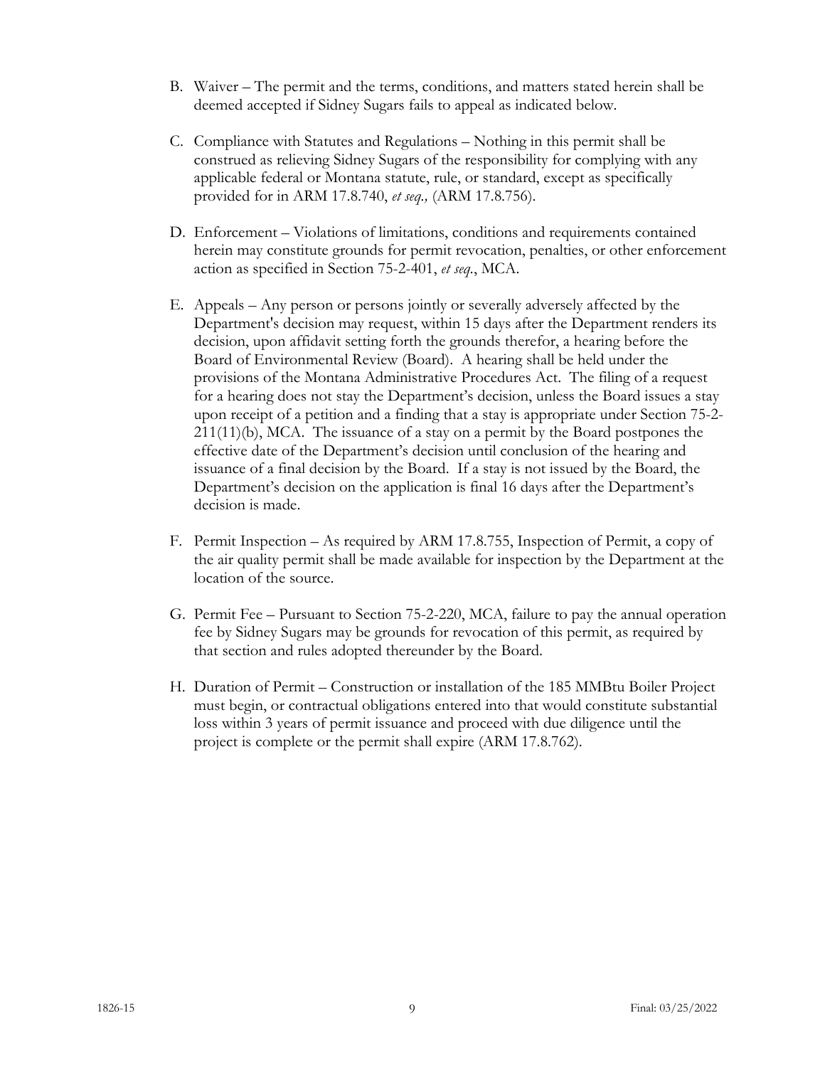B. Waiver – The permit and the terms, conditions, and matters stated herein shall be deemed accepted if Sidney Sugars fails to appeal as indicated below.

C. Compliance with Statutes and Regulations – Nothing in this permit shall be construed as relieving Sidney Sugars of the responsibility for complying with any applicable federal or Montana statute, rule, or standard, except as specifically provided for in ARM 17.8.740, *et seq.,* (ARM 17.8.756).

D. Enforcement – Violations of limitations, conditions and requirements contained herein may constitute grounds for permit revocation, penalties, or other enforcement action as specified in Section 75-2-401, *et seq.*, MCA.

E. Appeals – Any person or persons jointly or severally adversely affected by the Department's decision may request, within 15 days after the Department renders its decision, upon affidavit setting forth the grounds therefor, a hearing before the Board of Environmental Review (Board). A hearing shall be held under the provisions of the Montana Administrative Procedures Act. The filing of a request for a hearing does not stay the Department's decision, unless the Board issues a stay upon receipt of a petition and a finding that a stay is appropriate under Section 75-2-211(11)(b), MCA. The issuance of a stay on a permit by the Board postpones the effective date of the Department's decision until conclusion of the hearing and issuance of a final decision by the Board. If a stay is not issued by the Board, the Department's decision on the application is final 16 days after the Department's decision is made.

F. Permit Inspection – As required by ARM 17.8.755, Inspection of Permit, a copy of the air quality permit shall be made available for inspection by the Department at the location of the source.

G. Permit Fee – Pursuant to Section 75-2-220, MCA, failure to pay the annual operation fee by Sidney Sugars may be grounds for revocation of this permit, as required by that section and rules adopted thereunder by the Board.

H. Duration of Permit – Construction or installation of the 185 MMBtu Boiler Project must begin, or contractual obligations entered into that would constitute substantial loss within 3 years of permit issuance and proceed with due diligence until the project is complete or the permit shall expire (ARM 17.8.762).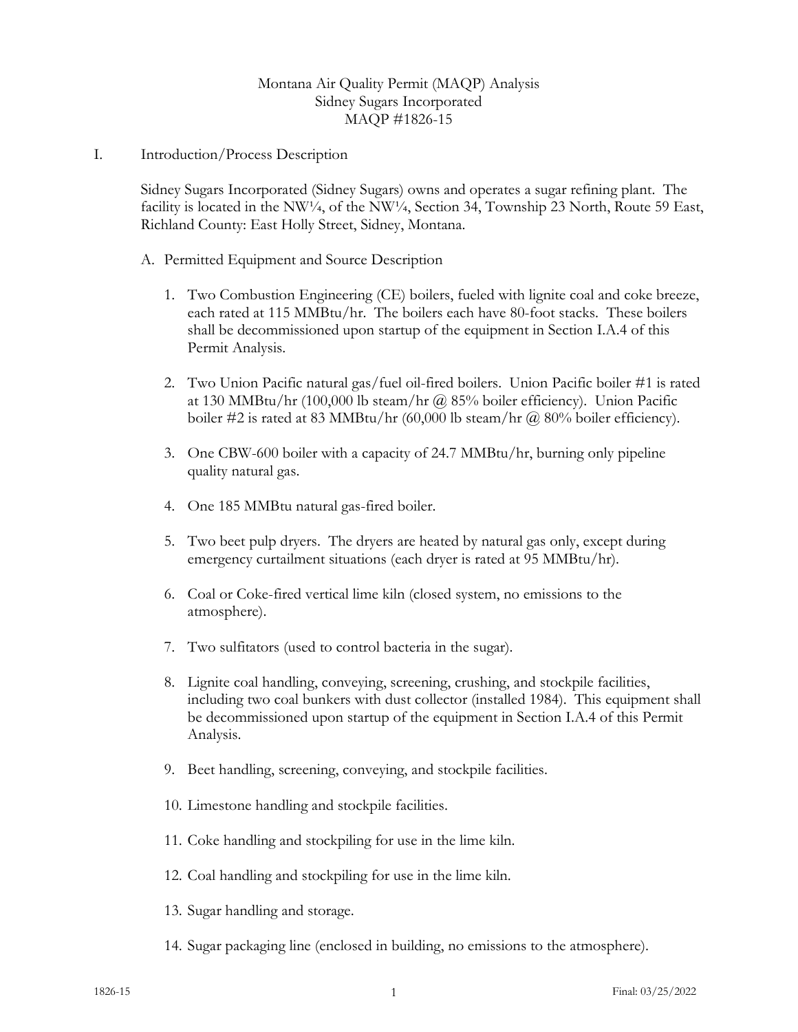Montana Air Quality Permit (MAQP) Analysis
Sidney Sugars Incorporated
MAQP #1826-15

I. Introduction/Process Description

Sidney Sugars Incorporated (Sidney Sugars) owns and operates a sugar refining plant. The facility is located in the NW¼, of the NW¼, Section 34, Township 23 North, Route 59 East, Richland County: East Holly Street, Sidney, Montana.

A. Permitted Equipment and Source Description

1. Two Combustion Engineering (CE) boilers, fueled with lignite coal and coke breeze, each rated at 115 MMBtu/hr. The boilers each have 80-foot stacks. These boilers shall be decommissioned upon startup of the equipment in Section I.A.4 of this Permit Analysis.

2. Two Union Pacific natural gas/fuel oil-fired boilers. Union Pacific boiler #1 is rated at 130 MMBtu/hr (100,000 lb steam/hr @ 85% boiler efficiency). Union Pacific boiler #2 is rated at 83 MMBtu/hr (60,000 lb steam/hr @ 80% boiler efficiency).

3. One CBW-600 boiler with a capacity of 24.7 MMBtu/hr, burning only pipeline quality natural gas.

4. One 185 MMBtu natural gas-fired boiler.

5. Two beet pulp dryers. The dryers are heated by natural gas only, except during emergency curtailment situations (each dryer is rated at 95 MMBtu/hr).

6. Coal or Coke-fired vertical lime kiln (closed system, no emissions to the atmosphere).

7. Two sulfitators (used to control bacteria in the sugar).

8. Lignite coal handling, conveying, screening, crushing, and stockpile facilities, including two coal bunkers with dust collector (installed 1984). This equipment shall be decommissioned upon startup of the equipment in Section I.A.4 of this Permit Analysis.

9. Beet handling, screening, conveying, and stockpile facilities.

10. Limestone handling and stockpile facilities.

11. Coke handling and stockpiling for use in the lime kiln.

12. Coal handling and stockpiling for use in the lime kiln.

13. Sugar handling and storage.

14. Sugar packaging line (enclosed in building, no emissions to the atmosphere).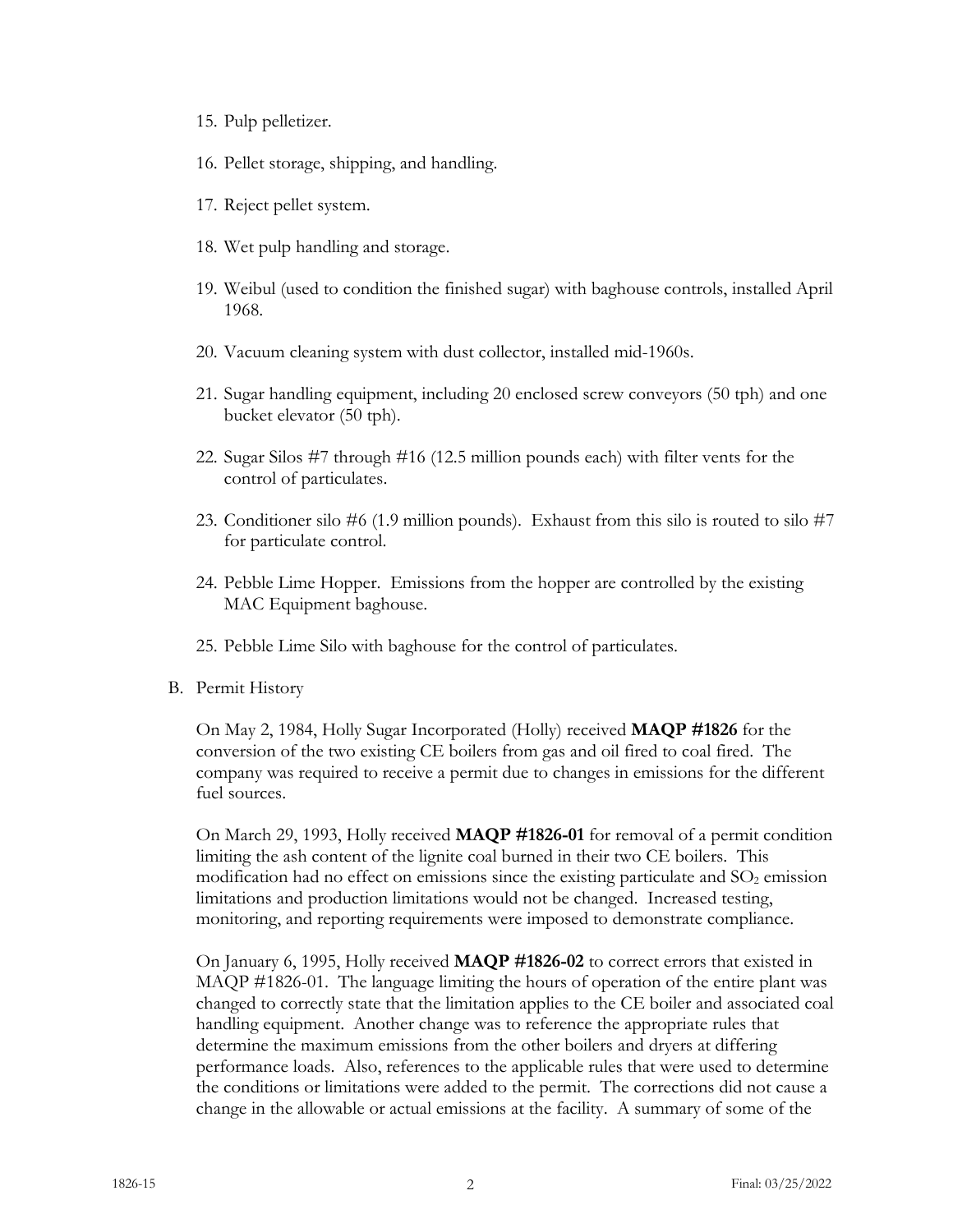15. Pulp pelletizer.

16. Pellet storage, shipping, and handling.

17. Reject pellet system.

18. Wet pulp handling and storage.

19. Weibul (used to condition the finished sugar) with baghouse controls, installed April 1968.

20. Vacuum cleaning system with dust collector, installed mid-1960s.

21. Sugar handling equipment, including 20 enclosed screw conveyors (50 tph) and one bucket elevator (50 tph).

22. Sugar Silos #7 through #16 (12.5 million pounds each) with filter vents for the control of particulates.

23. Conditioner silo #6 (1.9 million pounds). Exhaust from this silo is routed to silo #7 for particulate control.

24. Pebble Lime Hopper. Emissions from the hopper are controlled by the existing MAC Equipment baghouse.

25. Pebble Lime Silo with baghouse for the control of particulates.

B. Permit History

On May 2, 1984, Holly Sugar Incorporated (Holly) received **MAQP #1826** for the conversion of the two existing CE boilers from gas and oil fired to coal fired. The company was required to receive a permit due to changes in emissions for the different fuel sources.

On March 29, 1993, Holly received **MAQP #1826-01** for removal of a permit condition limiting the ash content of the lignite coal burned in their two CE boilers. This modification had no effect on emissions since the existing particulate and $SO_2$ emission limitations and production limitations would not be changed. Increased testing, monitoring, and reporting requirements were imposed to demonstrate compliance.

On January 6, 1995, Holly received **MAQP #1826-02** to correct errors that existed in MAQP #1826-01. The language limiting the hours of operation of the entire plant was changed to correctly state that the limitation applies to the CE boiler and associated coal handling equipment. Another change was to reference the appropriate rules that determine the maximum emissions from the other boilers and dryers at differing performance loads. Also, references to the applicable rules that were used to determine the conditions or limitations were added to the permit. The corrections did not cause a change in the allowable or actual emissions at the facility. A summary of some of the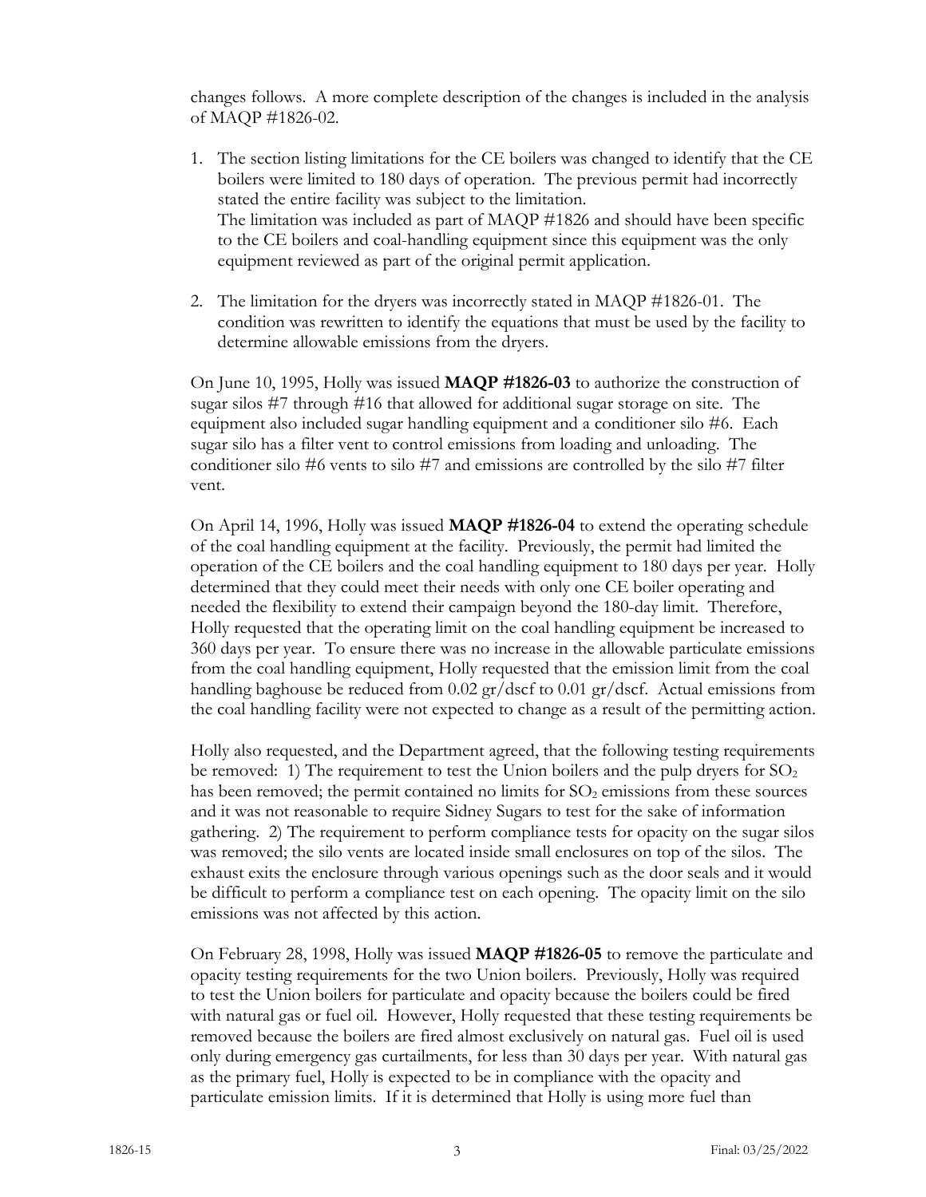changes follows. A more complete description of the changes is included in the analysis of MAQP #1826-02.

1. The section listing limitations for the CE boilers was changed to identify that the CE boilers were limited to 180 days of operation. The previous permit had incorrectly stated the entire facility was subject to the limitation.
   The limitation was included as part of MAQP #1826 and should have been specific to the CE boilers and coal-handling equipment since this equipment was the only equipment reviewed as part of the original permit application.

2. The limitation for the dryers was incorrectly stated in MAQP #1826-01. The condition was rewritten to identify the equations that must be used by the facility to determine allowable emissions from the dryers.

On June 10, 1995, Holly was issued **MAQP #1826-03** to authorize the construction of sugar silos #7 through #16 that allowed for additional sugar storage on site. The equipment also included sugar handling equipment and a conditioner silo #6. Each sugar silo has a filter vent to control emissions from loading and unloading. The conditioner silo #6 vents to silo #7 and emissions are controlled by the silo #7 filter vent.

On April 14, 1996, Holly was issued **MAQP #1826-04** to extend the operating schedule of the coal handling equipment at the facility. Previously, the permit had limited the operation of the CE boilers and the coal handling equipment to 180 days per year. Holly determined that they could meet their needs with only one CE boiler operating and needed the flexibility to extend their campaign beyond the 180-day limit. Therefore, Holly requested that the operating limit on the coal handling equipment be increased to 360 days per year. To ensure there was no increase in the allowable particulate emissions from the coal handling equipment, Holly requested that the emission limit from the coal handling baghouse be reduced from 0.02 gr/dscf to 0.01 gr/dscf. Actual emissions from the coal handling facility were not expected to change as a result of the permitting action.

Holly also requested, and the Department agreed, that the following testing requirements be removed: 1) The requirement to test the Union boilers and the pulp dryers for $SO_2$ has been removed; the permit contained no limits for $SO_2$ emissions from these sources and it was not reasonable to require Sidney Sugars to test for the sake of information gathering. 2) The requirement to perform compliance tests for opacity on the sugar silos was removed; the silo vents are located inside small enclosures on top of the silos. The exhaust exits the enclosure through various openings such as the door seals and it would be difficult to perform a compliance test on each opening. The opacity limit on the silo emissions was not affected by this action.

On February 28, 1998, Holly was issued **MAQP #1826-05** to remove the particulate and opacity testing requirements for the two Union boilers. Previously, Holly was required to test the Union boilers for particulate and opacity because the boilers could be fired with natural gas or fuel oil. However, Holly requested that these testing requirements be removed because the boilers are fired almost exclusively on natural gas. Fuel oil is used only during emergency gas curtailments, for less than 30 days per year. With natural gas as the primary fuel, Holly is expected to be in compliance with the opacity and particulate emission limits. If it is determined that Holly is using more fuel than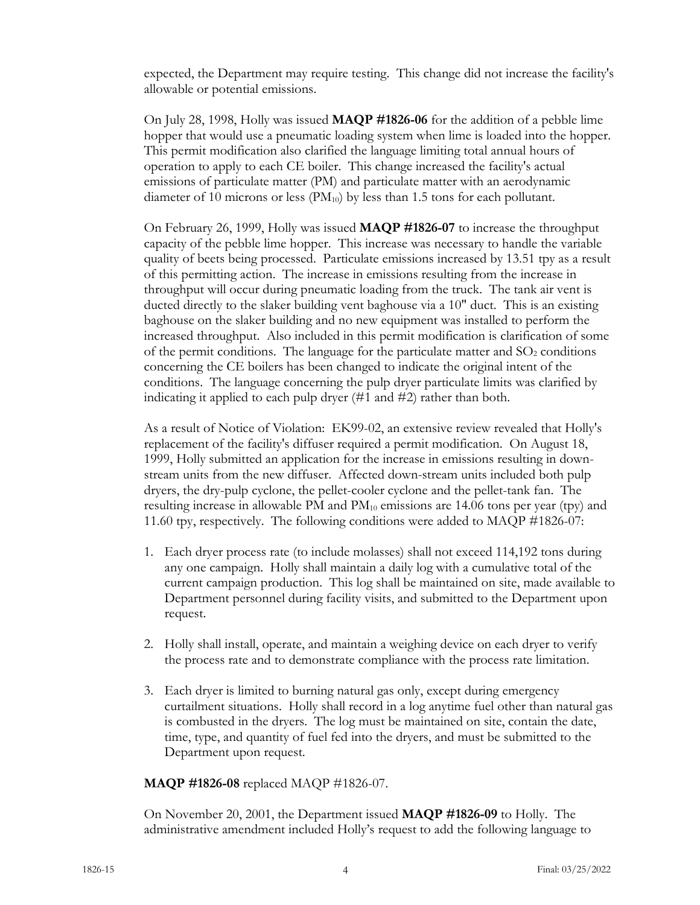expected, the Department may require testing. This change did not increase the facility's allowable or potential emissions.

On July 28, 1998, Holly was issued **MAQP #1826-06** for the addition of a pebble lime hopper that would use a pneumatic loading system when lime is loaded into the hopper. This permit modification also clarified the language limiting total annual hours of operation to apply to each CE boiler. This change increased the facility's actual emissions of particulate matter (PM) and particulate matter with an aerodynamic diameter of 10 microns or less ($PM_{10}$) by less than 1.5 tons for each pollutant.

On February 26, 1999, Holly was issued **MAQP #1826-07** to increase the throughput capacity of the pebble lime hopper. This increase was necessary to handle the variable quality of beets being processed. Particulate emissions increased by 13.51 tpy as a result of this permitting action. The increase in emissions resulting from the increase in throughput will occur during pneumatic loading from the truck. The tank air vent is ducted directly to the slaker building vent baghouse via a 10" duct. This is an existing baghouse on the slaker building and no new equipment was installed to perform the increased throughput. Also included in this permit modification is clarification of some of the permit conditions. The language for the particulate matter and $SO_2$ conditions concerning the CE boilers has been changed to indicate the original intent of the conditions. The language concerning the pulp dryer particulate limits was clarified by indicating it applied to each pulp dryer (#1 and #2) rather than both.

As a result of Notice of Violation: EK99-02, an extensive review revealed that Holly's replacement of the facility's diffuser required a permit modification. On August 18, 1999, Holly submitted an application for the increase in emissions resulting in down-stream units from the new diffuser. Affected down-stream units included both pulp dryers, the dry-pulp cyclone, the pellet-cooler cyclone and the pellet-tank fan. The resulting increase in allowable PM and $PM_{10}$ emissions are 14.06 tons per year (tpy) and 11.60 tpy, respectively. The following conditions were added to MAQP #1826-07:

1. Each dryer process rate (to include molasses) shall not exceed 114,192 tons during any one campaign. Holly shall maintain a daily log with a cumulative total of the current campaign production. This log shall be maintained on site, made available to Department personnel during facility visits, and submitted to the Department upon request.

2. Holly shall install, operate, and maintain a weighing device on each dryer to verify the process rate and to demonstrate compliance with the process rate limitation.

3. Each dryer is limited to burning natural gas only, except during emergency curtailment situations. Holly shall record in a log anytime fuel other than natural gas is combusted in the dryers. The log must be maintained on site, contain the date, time, type, and quantity of fuel fed into the dryers, and must be submitted to the Department upon request.

**MAQP #1826-08** replaced MAQP #1826-07.

On November 20, 2001, the Department issued **MAQP #1826-09** to Holly. The administrative amendment included Holly's request to add the following language to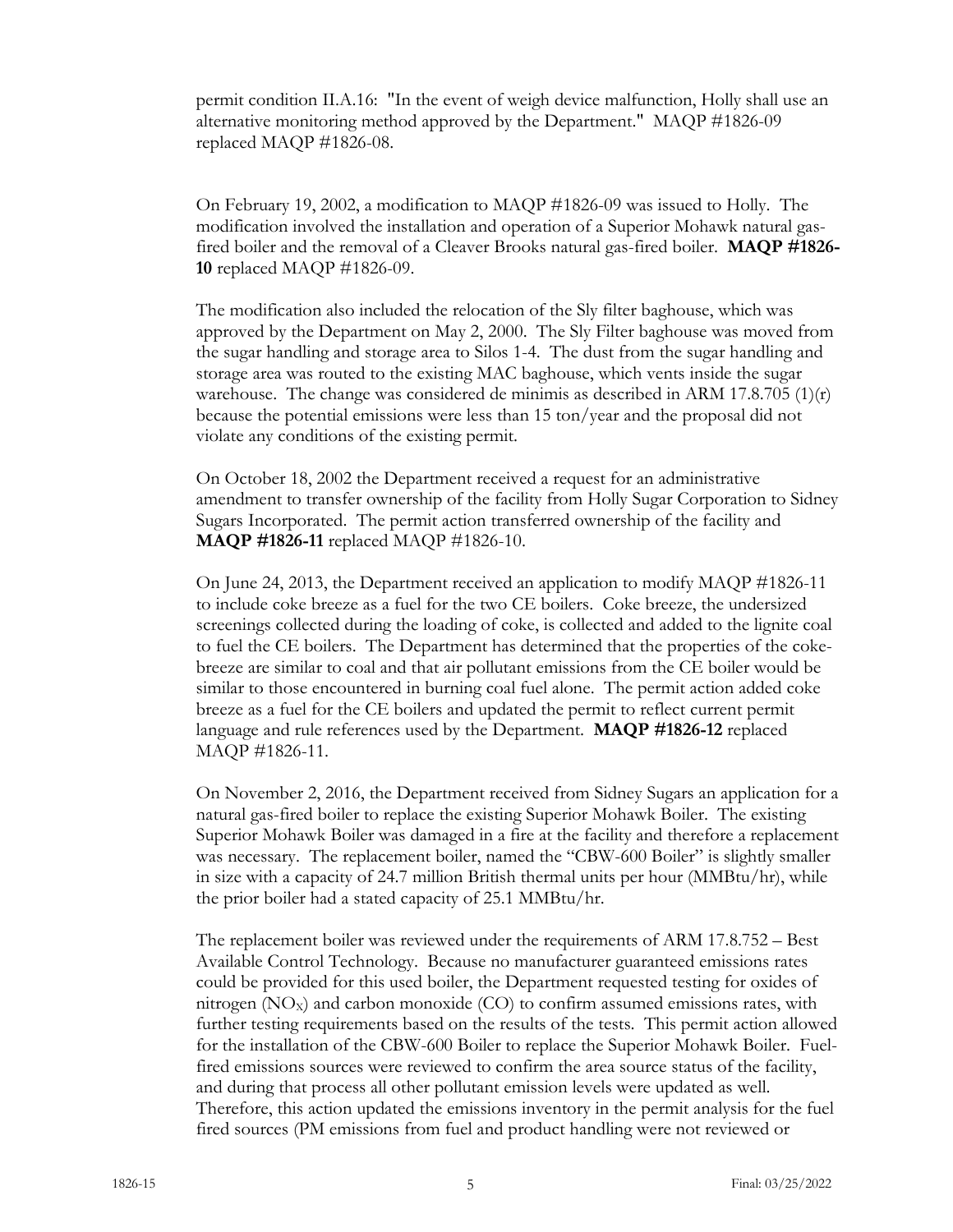permit condition II.A.16: "In the event of weigh device malfunction, Holly shall use an alternative monitoring method approved by the Department." MAQP #1826-09 replaced MAQP #1826-08.

On February 19, 2002, a modification to MAQP #1826-09 was issued to Holly. The modification involved the installation and operation of a Superior Mohawk natural gas-fired boiler and the removal of a Cleaver Brooks natural gas-fired boiler. **MAQP #1826-10** replaced MAQP #1826-09.

The modification also included the relocation of the Sly filter baghouse, which was approved by the Department on May 2, 2000. The Sly Filter baghouse was moved from the sugar handling and storage area to Silos 1-4. The dust from the sugar handling and storage area was routed to the existing MAC baghouse, which vents inside the sugar warehouse. The change was considered de minimis as described in ARM 17.8.705 (1)(r) because the potential emissions were less than 15 ton/year and the proposal did not violate any conditions of the existing permit.

On October 18, 2002 the Department received a request for an administrative amendment to transfer ownership of the facility from Holly Sugar Corporation to Sidney Sugars Incorporated. The permit action transferred ownership of the facility and **MAQP #1826-11** replaced MAQP #1826-10.

On June 24, 2013, the Department received an application to modify MAQP #1826-11 to include coke breeze as a fuel for the two CE boilers. Coke breeze, the undersized screenings collected during the loading of coke, is collected and added to the lignite coal to fuel the CE boilers. The Department has determined that the properties of the coke-breeze are similar to coal and that air pollutant emissions from the CE boiler would be similar to those encountered in burning coal fuel alone. The permit action added coke breeze as a fuel for the CE boilers and updated the permit to reflect current permit language and rule references used by the Department. **MAQP #1826-12** replaced MAQP #1826-11.

On November 2, 2016, the Department received from Sidney Sugars an application for a natural gas-fired boiler to replace the existing Superior Mohawk Boiler. The existing Superior Mohawk Boiler was damaged in a fire at the facility and therefore a replacement was necessary. The replacement boiler, named the "CBW-600 Boiler" is slightly smaller in size with a capacity of 24.7 million British thermal units per hour (MMBtu/hr), while the prior boiler had a stated capacity of 25.1 MMBtu/hr.

The replacement boiler was reviewed under the requirements of ARM 17.8.752 – Best Available Control Technology. Because no manufacturer guaranteed emissions rates could be provided for this used boiler, the Department requested testing for oxides of nitrogen ($NO_X$) and carbon monoxide (CO) to confirm assumed emissions rates, with further testing requirements based on the results of the tests. This permit action allowed for the installation of the CBW-600 Boiler to replace the Superior Mohawk Boiler. Fuel-fired emissions sources were reviewed to confirm the area source status of the facility, and during that process all other pollutant emission levels were updated as well. Therefore, this action updated the emissions inventory in the permit analysis for the fuel fired sources (PM emissions from fuel and product handling were not reviewed or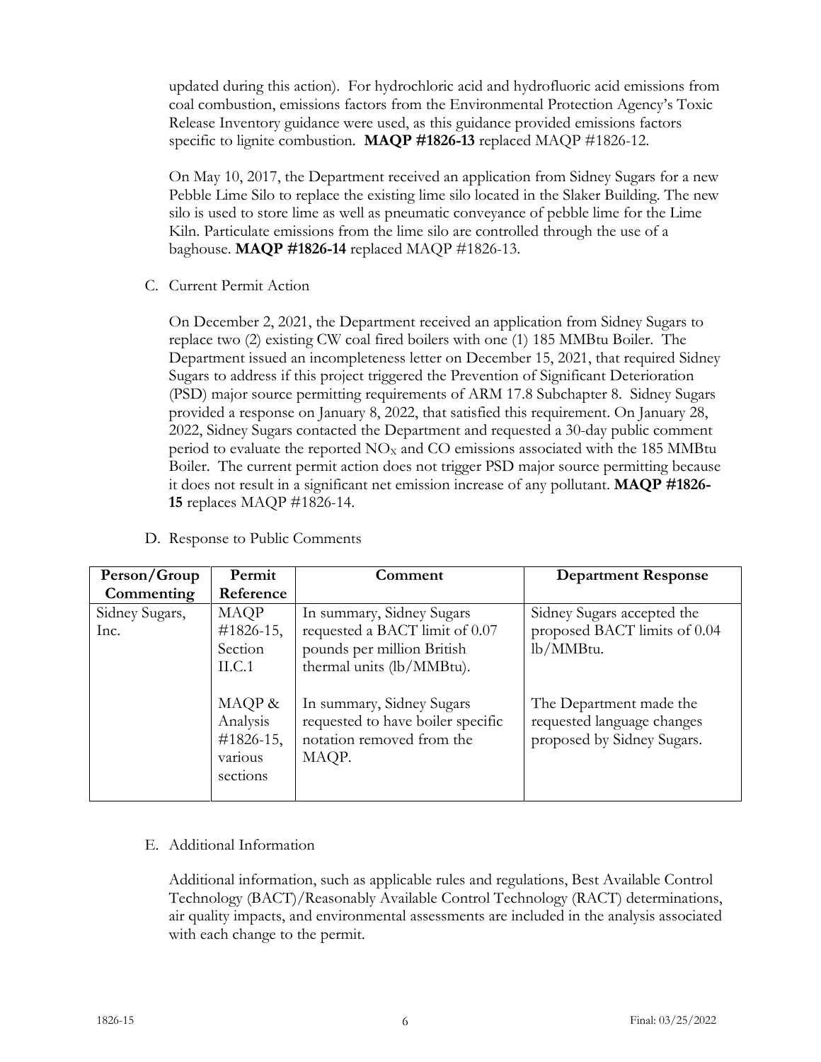updated during this action). For hydrochloric acid and hydrofluoric acid emissions from coal combustion, emissions factors from the Environmental Protection Agency's Toxic Release Inventory guidance were used, as this guidance provided emissions factors specific to lignite combustion. **MAQP #1826-13** replaced MAQP #1826-12.

On May 10, 2017, the Department received an application from Sidney Sugars for a new Pebble Lime Silo to replace the existing lime silo located in the Slaker Building. The new silo is used to store lime as well as pneumatic conveyance of pebble lime for the Lime Kiln. Particulate emissions from the lime silo are controlled through the use of a baghouse. **MAQP #1826-14** replaced MAQP #1826-13.

C. Current Permit Action

On December 2, 2021, the Department received an application from Sidney Sugars to replace two (2) existing CW coal fired boilers with one (1) 185 MMBtu Boiler. The Department issued an incompleteness letter on December 15, 2021, that required Sidney Sugars to address if this project triggered the Prevention of Significant Deterioration (PSD) major source permitting requirements of ARM 17.8 Subchapter 8. Sidney Sugars provided a response on January 8, 2022, that satisfied this requirement. On January 28, 2022, Sidney Sugars contacted the Department and requested a 30-day public comment period to evaluate the reported $NO_X$ and CO emissions associated with the 185 MMBtu Boiler. The current permit action does not trigger PSD major source permitting because it does not result in a significant net emission increase of any pollutant. **MAQP #1826-15** replaces MAQP #1826-14.

D. Response to Public Comments

| Person/Group Commenting | Permit Reference | Comment | Department Response |
|---|---|---|---|
| Sidney Sugars, Inc. | MAQP #1826-15, Section II.C.1 | In summary, Sidney Sugars requested a BACT limit of 0.07 pounds per million British thermal units (lb/MMBtu). | Sidney Sugars accepted the proposed BACT limits of 0.04 lb/MMBtu. |
| | MAQP & Analysis #1826-15, various sections | In summary, Sidney Sugars requested to have boiler specific notation removed from the MAQP. | The Department made the requested language changes proposed by Sidney Sugars. |

E. Additional Information

Additional information, such as applicable rules and regulations, Best Available Control Technology (BACT)/Reasonably Available Control Technology (RACT) determinations, air quality impacts, and environmental assessments are included in the analysis associated with each change to the permit.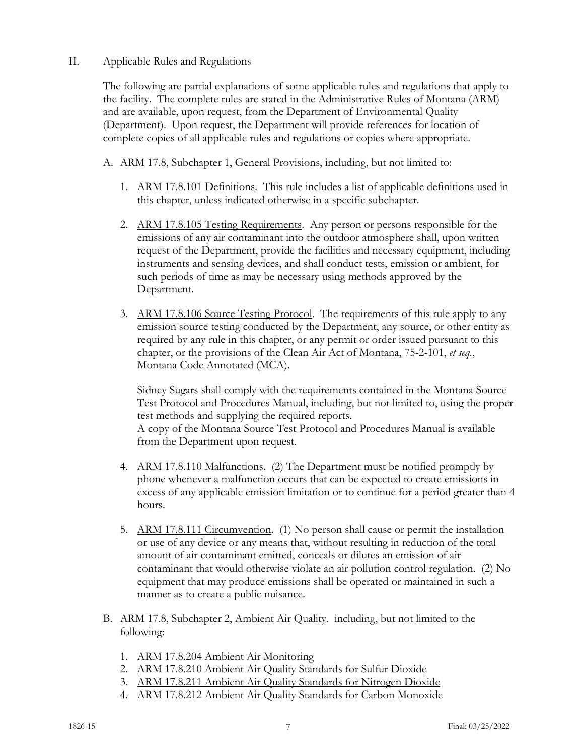II. Applicable Rules and Regulations

The following are partial explanations of some applicable rules and regulations that apply to the facility. The complete rules are stated in the Administrative Rules of Montana (ARM) and are available, upon request, from the Department of Environmental Quality (Department). Upon request, the Department will provide references for location of complete copies of all applicable rules and regulations or copies where appropriate.

A. ARM 17.8, Subchapter 1, General Provisions, including, but not limited to:

1. ARM 17.8.101 Definitions. This rule includes a list of applicable definitions used in this chapter, unless indicated otherwise in a specific subchapter.

2. ARM 17.8.105 Testing Requirements. Any person or persons responsible for the emissions of any air contaminant into the outdoor atmosphere shall, upon written request of the Department, provide the facilities and necessary equipment, including instruments and sensing devices, and shall conduct tests, emission or ambient, for such periods of time as may be necessary using methods approved by the Department.

3. ARM 17.8.106 Source Testing Protocol. The requirements of this rule apply to any emission source testing conducted by the Department, any source, or other entity as required by any rule in this chapter, or any permit or order issued pursuant to this chapter, or the provisions of the Clean Air Act of Montana, 75-2-101, *et seq.*, Montana Code Annotated (MCA).

   Sidney Sugars shall comply with the requirements contained in the Montana Source Test Protocol and Procedures Manual, including, but not limited to, using the proper test methods and supplying the required reports.
   A copy of the Montana Source Test Protocol and Procedures Manual is available from the Department upon request.

4. ARM 17.8.110 Malfunctions. (2) The Department must be notified promptly by phone whenever a malfunction occurs that can be expected to create emissions in excess of any applicable emission limitation or to continue for a period greater than 4 hours.

5. ARM 17.8.111 Circumvention. (1) No person shall cause or permit the installation or use of any device or any means that, without resulting in reduction of the total amount of air contaminant emitted, conceals or dilutes an emission of air contaminant that would otherwise violate an air pollution control regulation. (2) No equipment that may produce emissions shall be operated or maintained in such a manner as to create a public nuisance.

B. ARM 17.8, Subchapter 2, Ambient Air Quality. including, but not limited to the following:

1. ARM 17.8.204 Ambient Air Monitoring
2. ARM 17.8.210 Ambient Air Quality Standards for Sulfur Dioxide
3. ARM 17.8.211 Ambient Air Quality Standards for Nitrogen Dioxide
4. ARM 17.8.212 Ambient Air Quality Standards for Carbon Monoxide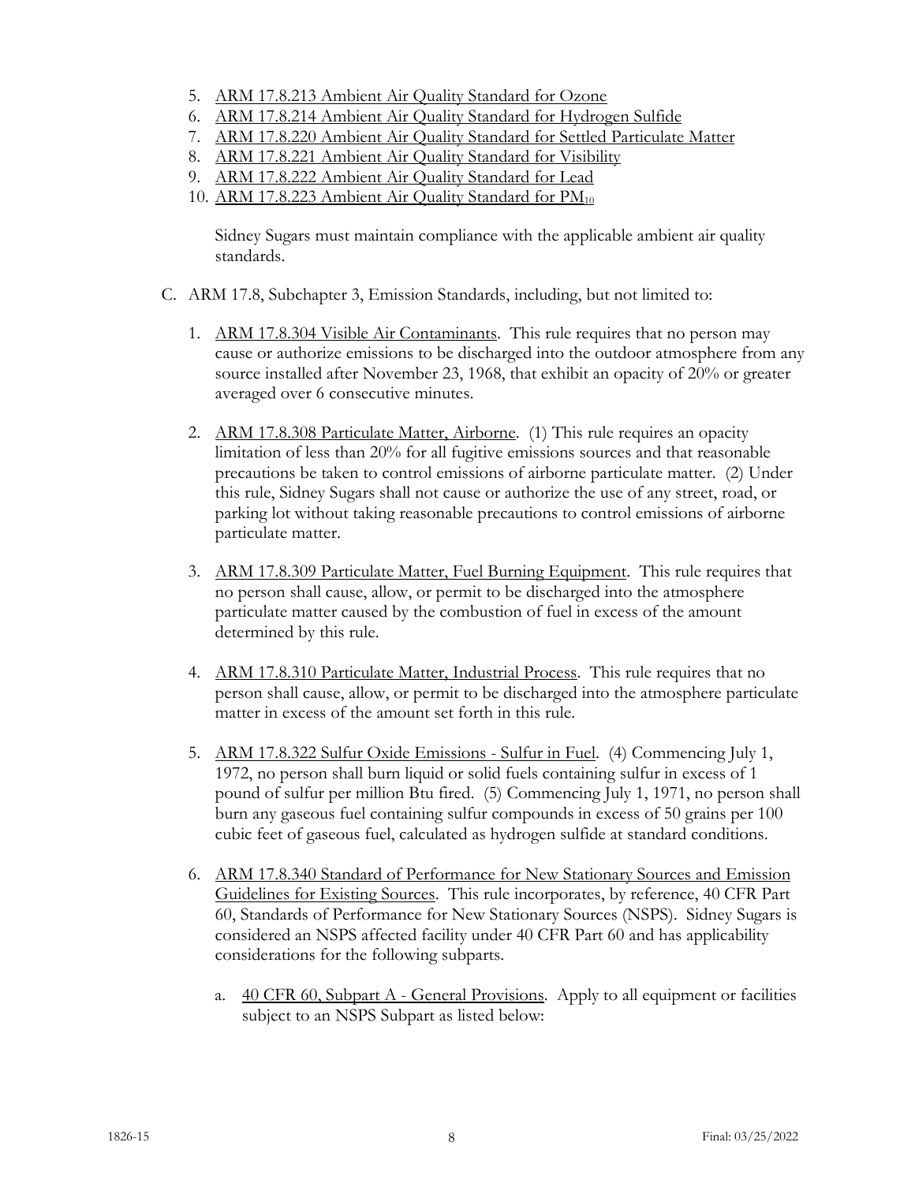5. ARM 17.8.213 Ambient Air Quality Standard for Ozone
6. ARM 17.8.214 Ambient Air Quality Standard for Hydrogen Sulfide
7. ARM 17.8.220 Ambient Air Quality Standard for Settled Particulate Matter
8. ARM 17.8.221 Ambient Air Quality Standard for Visibility
9. ARM 17.8.222 Ambient Air Quality Standard for Lead
10. ARM 17.8.223 Ambient Air Quality Standard for $PM_{10}$

    Sidney Sugars must maintain compliance with the applicable ambient air quality standards.

C. ARM 17.8, Subchapter 3, Emission Standards, including, but not limited to:

1. ARM 17.8.304 Visible Air Contaminants. This rule requires that no person may cause or authorize emissions to be discharged into the outdoor atmosphere from any source installed after November 23, 1968, that exhibit an opacity of 20% or greater averaged over 6 consecutive minutes.

2. ARM 17.8.308 Particulate Matter, Airborne. (1) This rule requires an opacity limitation of less than 20% for all fugitive emissions sources and that reasonable precautions be taken to control emissions of airborne particulate matter. (2) Under this rule, Sidney Sugars shall not cause or authorize the use of any street, road, or parking lot without taking reasonable precautions to control emissions of airborne particulate matter.

3. ARM 17.8.309 Particulate Matter, Fuel Burning Equipment. This rule requires that no person shall cause, allow, or permit to be discharged into the atmosphere particulate matter caused by the combustion of fuel in excess of the amount determined by this rule.

4. ARM 17.8.310 Particulate Matter, Industrial Process. This rule requires that no person shall cause, allow, or permit to be discharged into the atmosphere particulate matter in excess of the amount set forth in this rule.

5. ARM 17.8.322 Sulfur Oxide Emissions - Sulfur in Fuel. (4) Commencing July 1, 1972, no person shall burn liquid or solid fuels containing sulfur in excess of 1 pound of sulfur per million Btu fired. (5) Commencing July 1, 1971, no person shall burn any gaseous fuel containing sulfur compounds in excess of 50 grains per 100 cubic feet of gaseous fuel, calculated as hydrogen sulfide at standard conditions.

6. ARM 17.8.340 Standard of Performance for New Stationary Sources and Emission Guidelines for Existing Sources. This rule incorporates, by reference, 40 CFR Part 60, Standards of Performance for New Stationary Sources (NSPS). Sidney Sugars is considered an NSPS affected facility under 40 CFR Part 60 and has applicability considerations for the following subparts.

   a. 40 CFR 60, Subpart A - General Provisions. Apply to all equipment or facilities subject to an NSPS Subpart as listed below: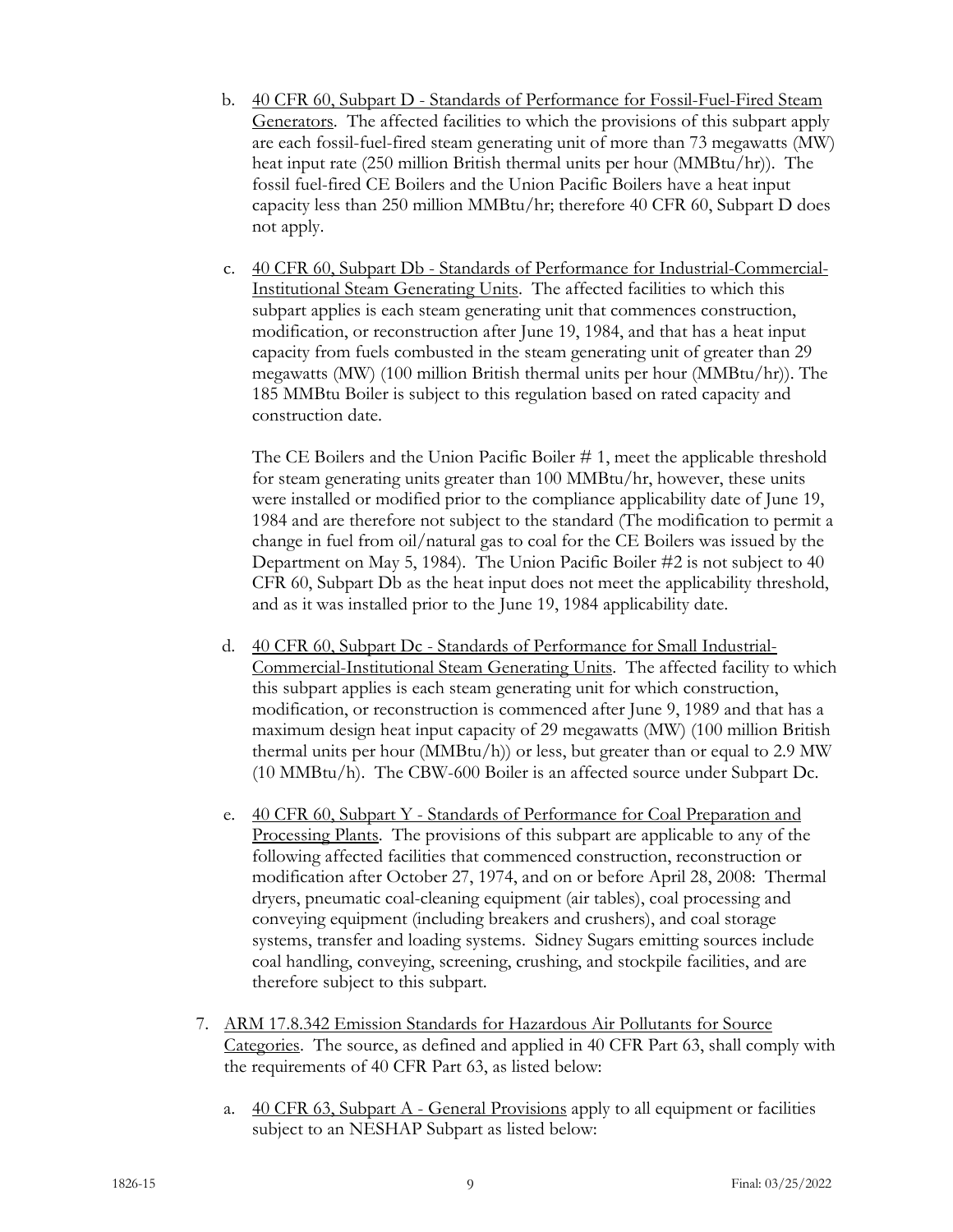b. <u>40 CFR 60, Subpart D - Standards of Performance for Fossil-Fuel-Fired Steam Generators</u>. The affected facilities to which the provisions of this subpart apply are each fossil-fuel-fired steam generating unit of more than 73 megawatts (MW) heat input rate (250 million British thermal units per hour (MMBtu/hr)). The fossil fuel-fired CE Boilers and the Union Pacific Boilers have a heat input capacity less than 250 million MMBtu/hr; therefore 40 CFR 60, Subpart D does not apply.

c. <u>40 CFR 60, Subpart Db - Standards of Performance for Industrial-Commercial-Institutional Steam Generating Units</u>. The affected facilities to which this subpart applies is each steam generating unit that commences construction, modification, or reconstruction after June 19, 1984, and that has a heat input capacity from fuels combusted in the steam generating unit of greater than 29 megawatts (MW) (100 million British thermal units per hour (MMBtu/hr)). The 185 MMBtu Boiler is subject to this regulation based on rated capacity and construction date.

   The CE Boilers and the Union Pacific Boiler # 1, meet the applicable threshold for steam generating units greater than 100 MMBtu/hr, however, these units were installed or modified prior to the compliance applicability date of June 19, 1984 and are therefore not subject to the standard (The modification to permit a change in fuel from oil/natural gas to coal for the CE Boilers was issued by the Department on May 5, 1984). The Union Pacific Boiler #2 is not subject to 40 CFR 60, Subpart Db as the heat input does not meet the applicability threshold, and as it was installed prior to the June 19, 1984 applicability date.

d. <u>40 CFR 60, Subpart Dc - Standards of Performance for Small Industrial-Commercial-Institutional Steam Generating Units</u>. The affected facility to which this subpart applies is each steam generating unit for which construction, modification, or reconstruction is commenced after June 9, 1989 and that has a maximum design heat input capacity of 29 megawatts (MW) (100 million British thermal units per hour (MMBtu/h)) or less, but greater than or equal to 2.9 MW (10 MMBtu/h). The CBW-600 Boiler is an affected source under Subpart Dc.

e. <u>40 CFR 60, Subpart Y - Standards of Performance for Coal Preparation and Processing Plants</u>. The provisions of this subpart are applicable to any of the following affected facilities that commenced construction, reconstruction or modification after October 27, 1974, and on or before April 28, 2008: Thermal dryers, pneumatic coal-cleaning equipment (air tables), coal processing and conveying equipment (including breakers and crushers), and coal storage systems, transfer and loading systems. Sidney Sugars emitting sources include coal handling, conveying, screening, crushing, and stockpile facilities, and are therefore subject to this subpart.

7. <u>ARM 17.8.342 Emission Standards for Hazardous Air Pollutants for Source Categories</u>. The source, as defined and applied in 40 CFR Part 63, shall comply with the requirements of 40 CFR Part 63, as listed below:

   a. <u>40 CFR 63, Subpart A - General Provisions</u> apply to all equipment or facilities subject to an NESHAP Subpart as listed below: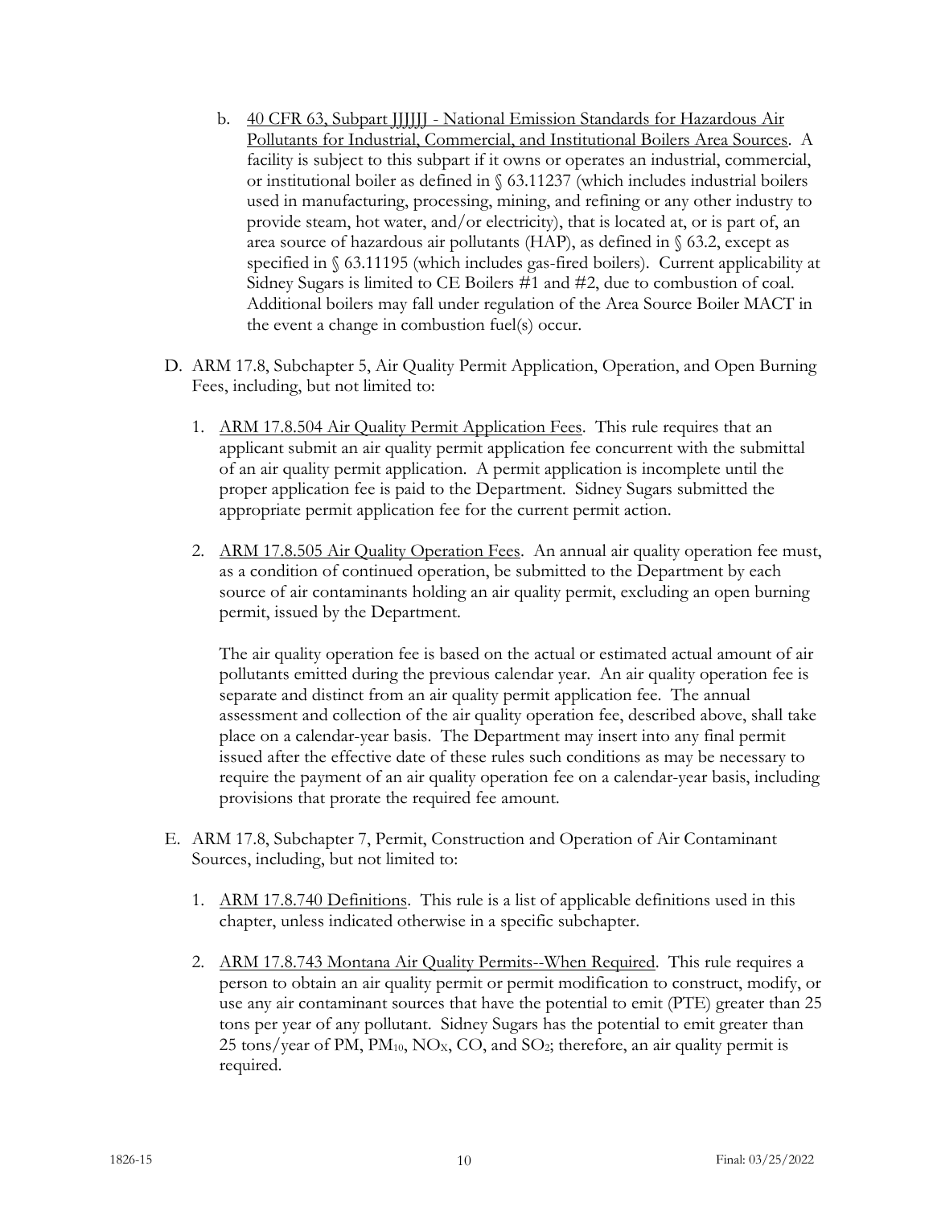b. 40 CFR 63, Subpart JJJJJJ - National Emission Standards for Hazardous Air Pollutants for Industrial, Commercial, and Institutional Boilers Area Sources. A facility is subject to this subpart if it owns or operates an industrial, commercial, or institutional boiler as defined in § 63.11237 (which includes industrial boilers used in manufacturing, processing, mining, and refining or any other industry to provide steam, hot water, and/or electricity), that is located at, or is part of, an area source of hazardous air pollutants (HAP), as defined in § 63.2, except as specified in § 63.11195 (which includes gas-fired boilers). Current applicability at Sidney Sugars is limited to CE Boilers #1 and #2, due to combustion of coal. Additional boilers may fall under regulation of the Area Source Boiler MACT in the event a change in combustion fuel(s) occur.

D. ARM 17.8, Subchapter 5, Air Quality Permit Application, Operation, and Open Burning Fees, including, but not limited to:

1. ARM 17.8.504 Air Quality Permit Application Fees. This rule requires that an applicant submit an air quality permit application fee concurrent with the submittal of an air quality permit application. A permit application is incomplete until the proper application fee is paid to the Department. Sidney Sugars submitted the appropriate permit application fee for the current permit action.

2. ARM 17.8.505 Air Quality Operation Fees. An annual air quality operation fee must, as a condition of continued operation, be submitted to the Department by each source of air contaminants holding an air quality permit, excluding an open burning permit, issued by the Department.

   The air quality operation fee is based on the actual or estimated actual amount of air pollutants emitted during the previous calendar year. An air quality operation fee is separate and distinct from an air quality permit application fee. The annual assessment and collection of the air quality operation fee, described above, shall take place on a calendar-year basis. The Department may insert into any final permit issued after the effective date of these rules such conditions as may be necessary to require the payment of an air quality operation fee on a calendar-year basis, including provisions that prorate the required fee amount.

E. ARM 17.8, Subchapter 7, Permit, Construction and Operation of Air Contaminant Sources, including, but not limited to:

1. ARM 17.8.740 Definitions. This rule is a list of applicable definitions used in this chapter, unless indicated otherwise in a specific subchapter.

2. ARM 17.8.743 Montana Air Quality Permits--When Required. This rule requires a person to obtain an air quality permit or permit modification to construct, modify, or use any air contaminant sources that have the potential to emit (PTE) greater than 25 tons per year of any pollutant. Sidney Sugars has the potential to emit greater than 25 tons/year of PM, $PM_{10}$, $NO_X$, CO, and $SO_2$; therefore, an air quality permit is required.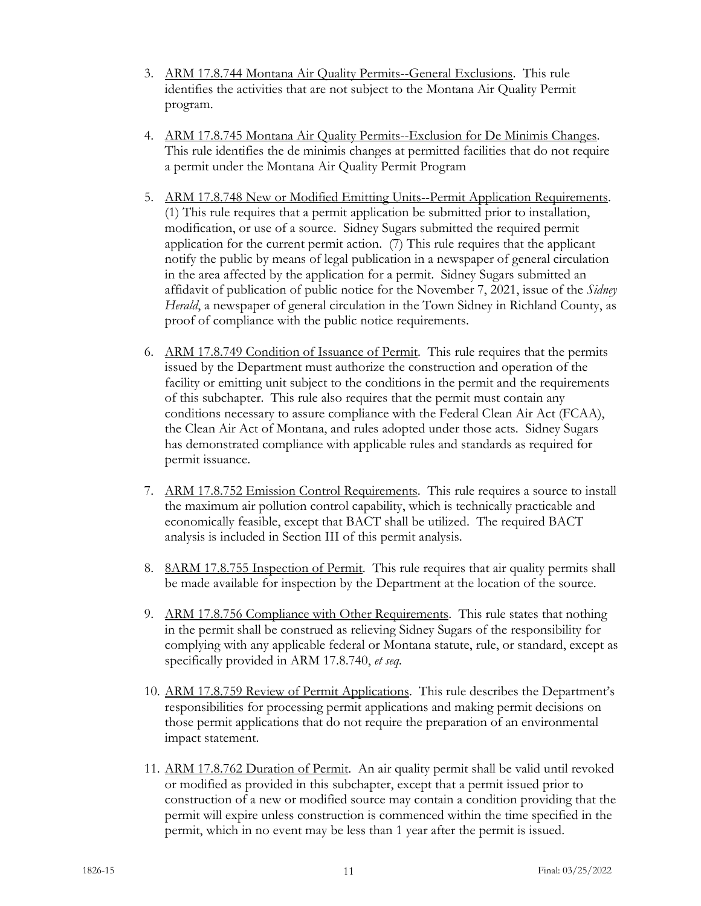3. ARM 17.8.744 Montana Air Quality Permits--General Exclusions. This rule identifies the activities that are not subject to the Montana Air Quality Permit program.

4. ARM 17.8.745 Montana Air Quality Permits--Exclusion for De Minimis Changes. This rule identifies the de minimis changes at permitted facilities that do not require a permit under the Montana Air Quality Permit Program

5. ARM 17.8.748 New or Modified Emitting Units--Permit Application Requirements. (1) This rule requires that a permit application be submitted prior to installation, modification, or use of a source. Sidney Sugars submitted the required permit application for the current permit action. (7) This rule requires that the applicant notify the public by means of legal publication in a newspaper of general circulation in the area affected by the application for a permit. Sidney Sugars submitted an affidavit of publication of public notice for the November 7, 2021, issue of the *Sidney Herald*, a newspaper of general circulation in the Town Sidney in Richland County, as proof of compliance with the public notice requirements.

6. ARM 17.8.749 Condition of Issuance of Permit. This rule requires that the permits issued by the Department must authorize the construction and operation of the facility or emitting unit subject to the conditions in the permit and the requirements of this subchapter. This rule also requires that the permit must contain any conditions necessary to assure compliance with the Federal Clean Air Act (FCAA), the Clean Air Act of Montana, and rules adopted under those acts. Sidney Sugars has demonstrated compliance with applicable rules and standards as required for permit issuance.

7. ARM 17.8.752 Emission Control Requirements. This rule requires a source to install the maximum air pollution control capability, which is technically practicable and economically feasible, except that BACT shall be utilized. The required BACT analysis is included in Section III of this permit analysis.

8. 8ARM 17.8.755 Inspection of Permit. This rule requires that air quality permits shall be made available for inspection by the Department at the location of the source.

9. ARM 17.8.756 Compliance with Other Requirements. This rule states that nothing in the permit shall be construed as relieving Sidney Sugars of the responsibility for complying with any applicable federal or Montana statute, rule, or standard, except as specifically provided in ARM 17.8.740, *et seq*.

10. ARM 17.8.759 Review of Permit Applications. This rule describes the Department's responsibilities for processing permit applications and making permit decisions on those permit applications that do not require the preparation of an environmental impact statement.

11. ARM 17.8.762 Duration of Permit. An air quality permit shall be valid until revoked or modified as provided in this subchapter, except that a permit issued prior to construction of a new or modified source may contain a condition providing that the permit will expire unless construction is commenced within the time specified in the permit, which in no event may be less than 1 year after the permit is issued.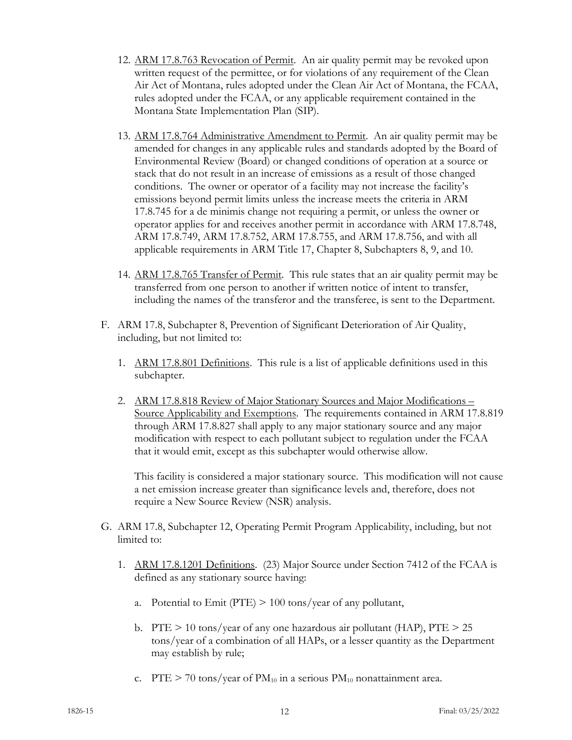12. ARM 17.8.763 Revocation of Permit. An air quality permit may be revoked upon written request of the permittee, or for violations of any requirement of the Clean Air Act of Montana, rules adopted under the Clean Air Act of Montana, the FCAA, rules adopted under the FCAA, or any applicable requirement contained in the Montana State Implementation Plan (SIP).

13. ARM 17.8.764 Administrative Amendment to Permit. An air quality permit may be amended for changes in any applicable rules and standards adopted by the Board of Environmental Review (Board) or changed conditions of operation at a source or stack that do not result in an increase of emissions as a result of those changed conditions. The owner or operator of a facility may not increase the facility's emissions beyond permit limits unless the increase meets the criteria in ARM 17.8.745 for a de minimis change not requiring a permit, or unless the owner or operator applies for and receives another permit in accordance with ARM 17.8.748, ARM 17.8.749, ARM 17.8.752, ARM 17.8.755, and ARM 17.8.756, and with all applicable requirements in ARM Title 17, Chapter 8, Subchapters 8, 9, and 10.

14. ARM 17.8.765 Transfer of Permit. This rule states that an air quality permit may be transferred from one person to another if written notice of intent to transfer, including the names of the transferor and the transferee, is sent to the Department.

F. ARM 17.8, Subchapter 8, Prevention of Significant Deterioration of Air Quality, including, but not limited to:

1. ARM 17.8.801 Definitions. This rule is a list of applicable definitions used in this subchapter.

2. ARM 17.8.818 Review of Major Stationary Sources and Major Modifications – Source Applicability and Exemptions. The requirements contained in ARM 17.8.819 through ARM 17.8.827 shall apply to any major stationary source and any major modification with respect to each pollutant subject to regulation under the FCAA that it would emit, except as this subchapter would otherwise allow.

   This facility is considered a major stationary source. This modification will not cause a net emission increase greater than significance levels and, therefore, does not require a New Source Review (NSR) analysis.

G. ARM 17.8, Subchapter 12, Operating Permit Program Applicability, including, but not limited to:

1. ARM 17.8.1201 Definitions. (23) Major Source under Section 7412 of the FCAA is defined as any stationary source having:

   a. Potential to Emit (PTE) > 100 tons/year of any pollutant,

   b. PTE > 10 tons/year of any one hazardous air pollutant (HAP), PTE > 25 tons/year of a combination of all HAPs, or a lesser quantity as the Department may establish by rule;

   c. PTE > 70 tons/year of $PM_{10}$ in a serious $PM_{10}$ nonattainment area.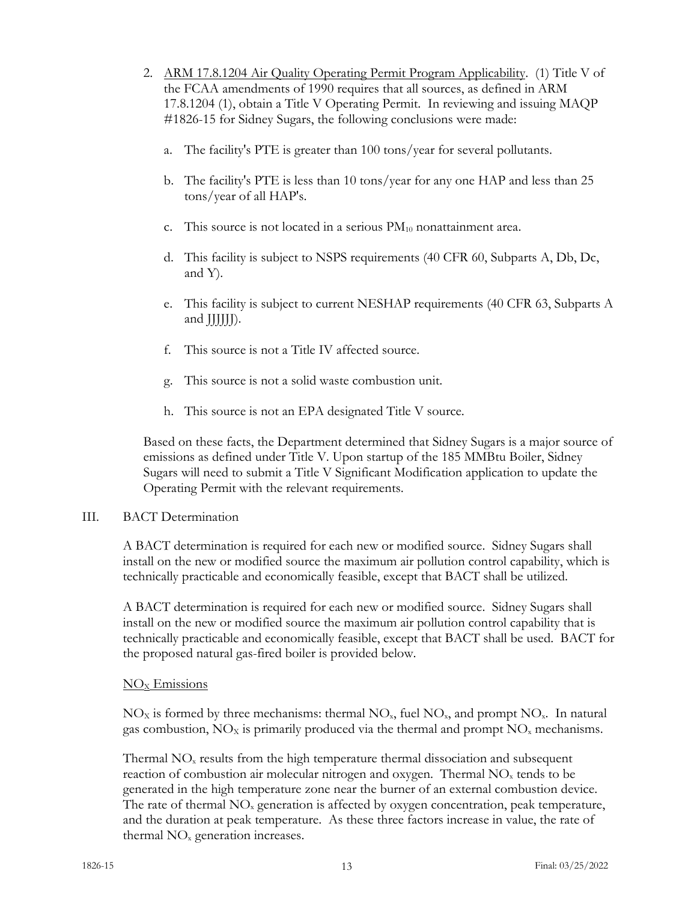2. ARM 17.8.1204 Air Quality Operating Permit Program Applicability. (1) Title V of the FCAA amendments of 1990 requires that all sources, as defined in ARM 17.8.1204 (1), obtain a Title V Operating Permit. In reviewing and issuing MAQP #1826-15 for Sidney Sugars, the following conclusions were made:

   a. The facility's PTE is greater than 100 tons/year for several pollutants.

   b. The facility's PTE is less than 10 tons/year for any one HAP and less than 25 tons/year of all HAP's.

   c. This source is not located in a serious $PM_{10}$ nonattainment area.

   d. This facility is subject to NSPS requirements (40 CFR 60, Subparts A, Db, Dc, and Y).

   e. This facility is subject to current NESHAP requirements (40 CFR 63, Subparts A and JJJJJJ).

   f. This source is not a Title IV affected source.

   g. This source is not a solid waste combustion unit.

   h. This source is not an EPA designated Title V source.

   Based on these facts, the Department determined that Sidney Sugars is a major source of emissions as defined under Title V. Upon startup of the 185 MMBtu Boiler, Sidney Sugars will need to submit a Title V Significant Modification application to update the Operating Permit with the relevant requirements.

III. BACT Determination

A BACT determination is required for each new or modified source. Sidney Sugars shall install on the new or modified source the maximum air pollution control capability, which is technically practicable and economically feasible, except that BACT shall be utilized.

A BACT determination is required for each new or modified source. Sidney Sugars shall install on the new or modified source the maximum air pollution control capability that is technically practicable and economically feasible, except that BACT shall be used. BACT for the proposed natural gas-fired boiler is provided below.

$NO_X$ Emissions

$NO_X$ is formed by three mechanisms: thermal $NO_x$, fuel $NO_x$, and prompt $NO_x$. In natural gas combustion, $NO_X$ is primarily produced via the thermal and prompt $NO_x$ mechanisms.

Thermal $NO_x$ results from the high temperature thermal dissociation and subsequent reaction of combustion air molecular nitrogen and oxygen. Thermal $NO_x$ tends to be generated in the high temperature zone near the burner of an external combustion device. The rate of thermal $NO_x$ generation is affected by oxygen concentration, peak temperature, and the duration at peak temperature. As these three factors increase in value, the rate of thermal $NO_x$ generation increases.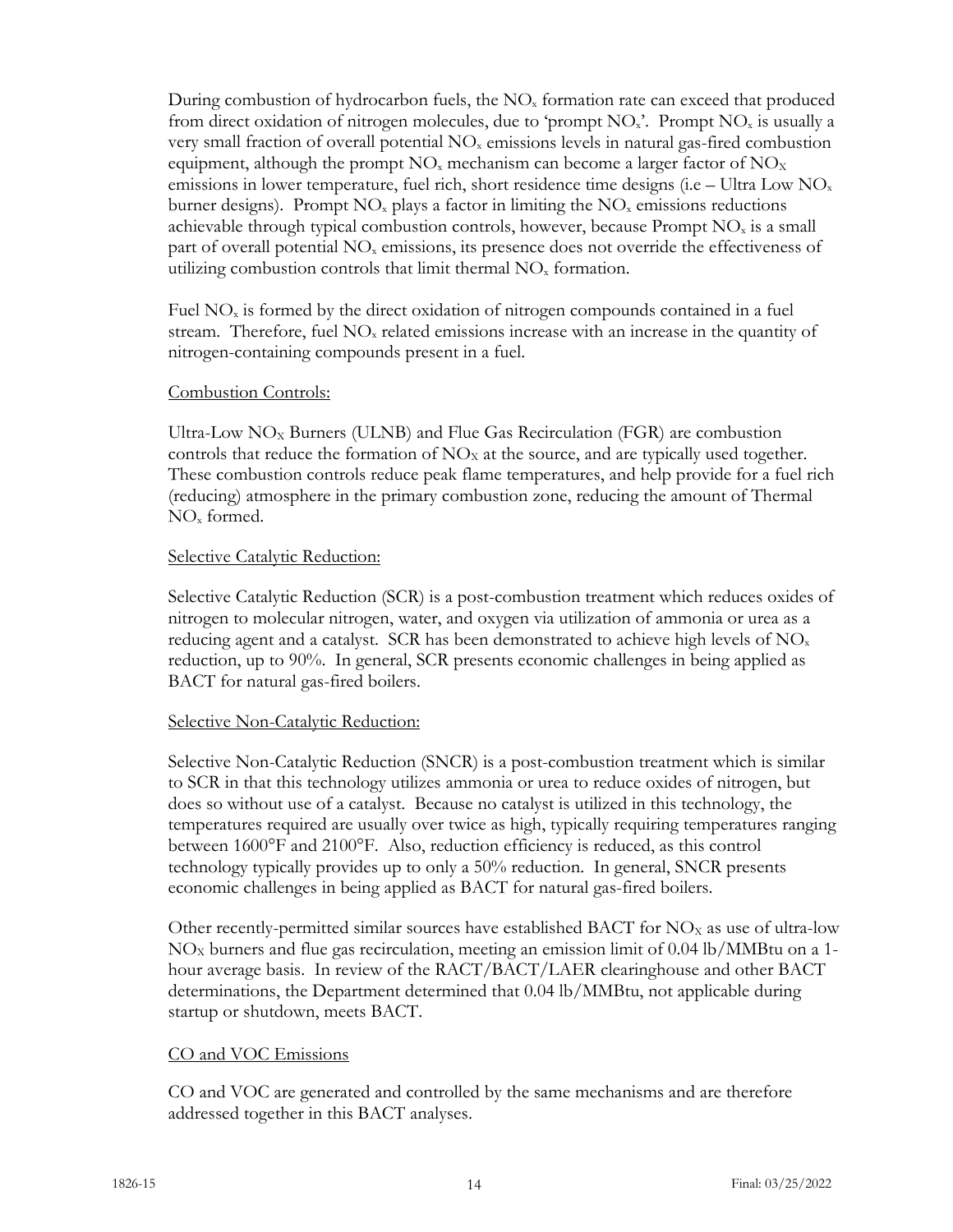During combustion of hydrocarbon fuels, the $NO_x$ formation rate can exceed that produced from direct oxidation of nitrogen molecules, due to 'prompt $NO_x$'. Prompt $NO_x$ is usually a very small fraction of overall potential $NO_x$ emissions levels in natural gas-fired combustion equipment, although the prompt $NO_x$ mechanism can become a larger factor of $NO_X$ emissions in lower temperature, fuel rich, short residence time designs (i.e – Ultra Low $NO_x$ burner designs). Prompt $NO_x$ plays a factor in limiting the $NO_x$ emissions reductions achievable through typical combustion controls, however, because Prompt $NO_x$ is a small part of overall potential $NO_x$ emissions, its presence does not override the effectiveness of utilizing combustion controls that limit thermal $NO_x$ formation.

Fuel $NO_x$ is formed by the direct oxidation of nitrogen compounds contained in a fuel stream. Therefore, fuel $NO_x$ related emissions increase with an increase in the quantity of nitrogen-containing compounds present in a fuel.

Combustion Controls:

Ultra-Low $NO_X$ Burners (ULNB) and Flue Gas Recirculation (FGR) are combustion controls that reduce the formation of $NO_X$ at the source, and are typically used together. These combustion controls reduce peak flame temperatures, and help provide for a fuel rich (reducing) atmosphere in the primary combustion zone, reducing the amount of Thermal $NO_x$ formed.

Selective Catalytic Reduction:

Selective Catalytic Reduction (SCR) is a post-combustion treatment which reduces oxides of nitrogen to molecular nitrogen, water, and oxygen via utilization of ammonia or urea as a reducing agent and a catalyst. SCR has been demonstrated to achieve high levels of $NO_x$ reduction, up to 90%. In general, SCR presents economic challenges in being applied as BACT for natural gas-fired boilers.

Selective Non-Catalytic Reduction:

Selective Non-Catalytic Reduction (SNCR) is a post-combustion treatment which is similar to SCR in that this technology utilizes ammonia or urea to reduce oxides of nitrogen, but does so without use of a catalyst. Because no catalyst is utilized in this technology, the temperatures required are usually over twice as high, typically requiring temperatures ranging between 1600°F and 2100°F. Also, reduction efficiency is reduced, as this control technology typically provides up to only a 50% reduction. In general, SNCR presents economic challenges in being applied as BACT for natural gas-fired boilers.

Other recently-permitted similar sources have established BACT for $NO_X$ as use of ultra-low $NO_X$ burners and flue gas recirculation, meeting an emission limit of 0.04 lb/MMBtu on a 1-hour average basis. In review of the RACT/BACT/LAER clearinghouse and other BACT determinations, the Department determined that 0.04 lb/MMBtu, not applicable during startup or shutdown, meets BACT.

CO and VOC Emissions

CO and VOC are generated and controlled by the same mechanisms and are therefore addressed together in this BACT analyses.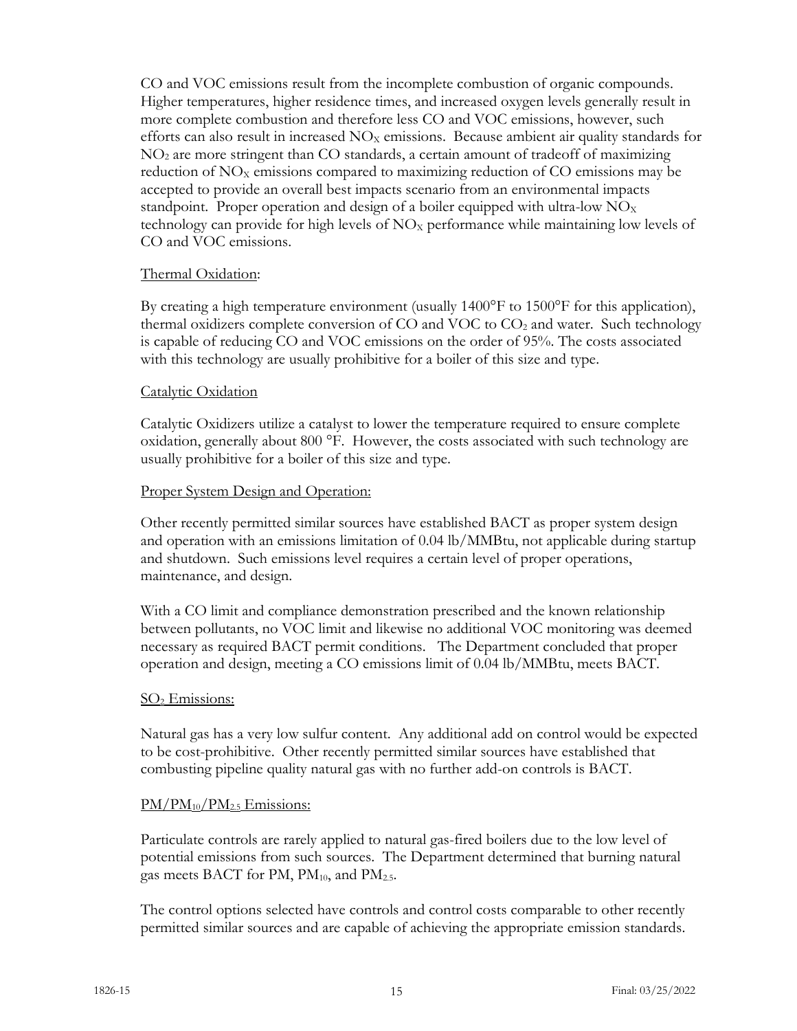CO and VOC emissions result from the incomplete combustion of organic compounds. Higher temperatures, higher residence times, and increased oxygen levels generally result in more complete combustion and therefore less CO and VOC emissions, however, such efforts can also result in increased $NO_X$ emissions. Because ambient air quality standards for $NO_2$ are more stringent than CO standards, a certain amount of tradeoff of maximizing reduction of $NO_X$ emissions compared to maximizing reduction of CO emissions may be accepted to provide an overall best impacts scenario from an environmental impacts standpoint. Proper operation and design of a boiler equipped with ultra-low $NO_X$ technology can provide for high levels of $NO_X$ performance while maintaining low levels of CO and VOC emissions.

Thermal Oxidation:

By creating a high temperature environment (usually 1400°F to 1500°F for this application), thermal oxidizers complete conversion of CO and VOC to $CO_2$ and water. Such technology is capable of reducing CO and VOC emissions on the order of 95%. The costs associated with this technology are usually prohibitive for a boiler of this size and type.

Catalytic Oxidation

Catalytic Oxidizers utilize a catalyst to lower the temperature required to ensure complete oxidation, generally about 800 °F. However, the costs associated with such technology are usually prohibitive for a boiler of this size and type.

Proper System Design and Operation:

Other recently permitted similar sources have established BACT as proper system design and operation with an emissions limitation of 0.04 lb/MMBtu, not applicable during startup and shutdown. Such emissions level requires a certain level of proper operations, maintenance, and design.

With a CO limit and compliance demonstration prescribed and the known relationship between pollutants, no VOC limit and likewise no additional VOC monitoring was deemed necessary as required BACT permit conditions. The Department concluded that proper operation and design, meeting a CO emissions limit of 0.04 lb/MMBtu, meets BACT.

$SO_2$ Emissions:

Natural gas has a very low sulfur content. Any additional add on control would be expected to be cost-prohibitive. Other recently permitted similar sources have established that combusting pipeline quality natural gas with no further add-on controls is BACT.

$PM/PM_{10}/PM_{2.5}$ Emissions:

Particulate controls are rarely applied to natural gas-fired boilers due to the low level of potential emissions from such sources. The Department determined that burning natural gas meets BACT for PM, $PM_{10}$, and $PM_{2.5}$.

The control options selected have controls and control costs comparable to other recently permitted similar sources and are capable of achieving the appropriate emission standards.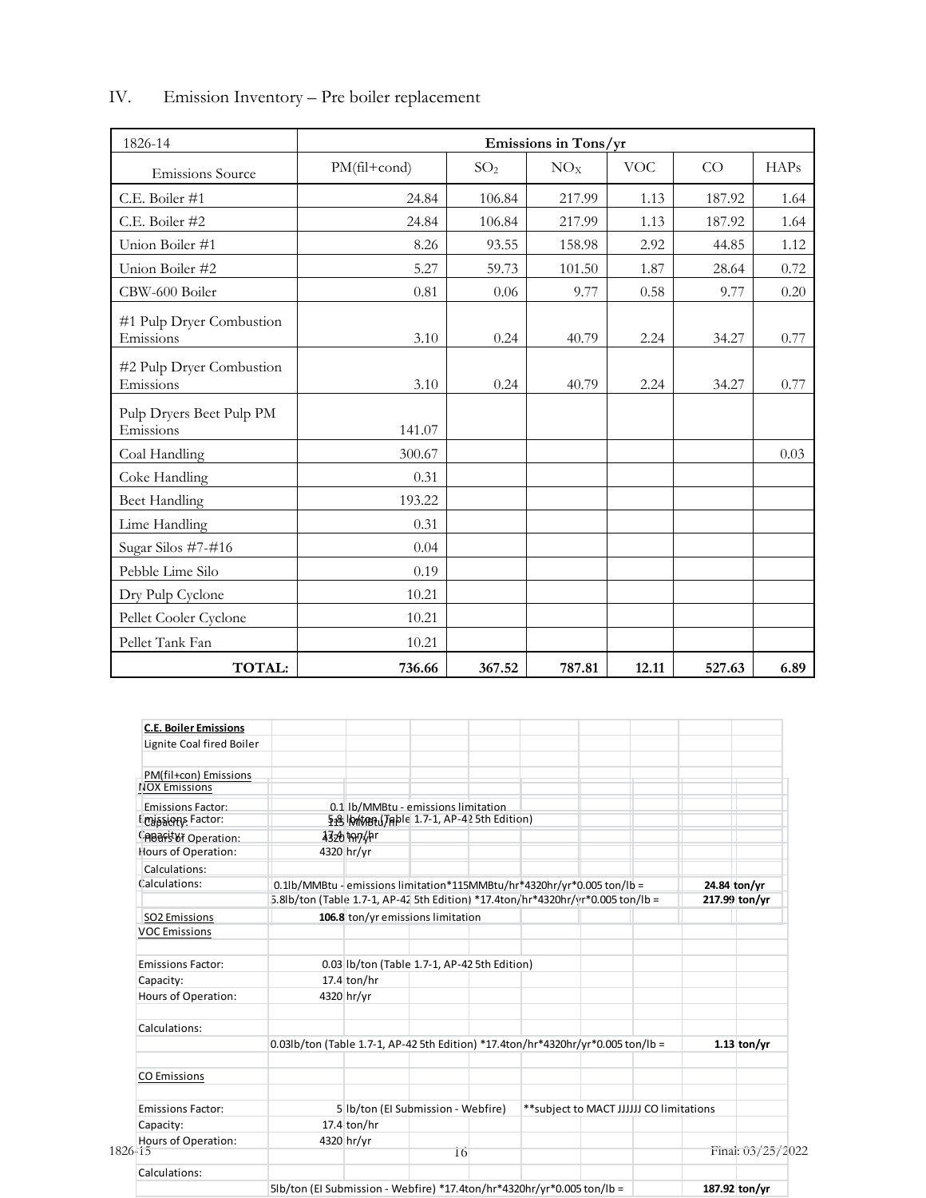## IV. Emission Inventory – Pre boiler replacement

| 1826-14 | Emissions in Tons/yr | | | | | |
|---|---|---|---|---|---|---|
| Emissions Source | PM(fil+cond) | $SO_2$ | $NO_X$ | VOC | CO | HAPs |
| C.E. Boiler #1 | 24.84 | 106.84 | 217.99 | 1.13 | 187.92 | 1.64 |
| C.E. Boiler #2 | 24.84 | 106.84 | 217.99 | 1.13 | 187.92 | 1.64 |
| Union Boiler #1 | 8.26 | 93.55 | 158.98 | 2.92 | 44.85 | 1.12 |
| Union Boiler #2 | 5.27 | 59.73 | 101.50 | 1.87 | 28.64 | 0.72 |
| CBW-600 Boiler | 0.81 | 0.06 | 9.77 | 0.58 | 9.77 | 0.20 |
| #1 Pulp Dryer Combustion Emissions | 3.10 | 0.24 | 40.79 | 2.24 | 34.27 | 0.77 |
| #2 Pulp Dryer Combustion Emissions | 3.10 | 0.24 | 40.79 | 2.24 | 34.27 | 0.77 |
| Pulp Dryers Beet Pulp PM Emissions | 141.07 | | | | | |
| Coal Handling | 300.67 | | | | | 0.03 |
| Coke Handling | 0.31 | | | | | |
| Beet Handling | 193.22 | | | | | |
| Lime Handling | 0.31 | | | | | |
| Sugar Silos #7-#16 | 0.04 | | | | | |
| Pebble Lime Silo | 0.19 | | | | | |
| Dry Pulp Cyclone | 10.21 | | | | | |
| Pellet Cooler Cyclone | 10.21 | | | | | |
| Pellet Tank Fan | 10.21 | | | | | |
| **TOTAL:** | **736.66** | **367.52** | **787.81** | **12.11** | **527.63** | **6.89** |

**C.E. Boiler Emissions**

Lignite Coal fired Boiler

**PM(fil+con) Emissions**

| | | |
|---|---|---|
| Emissions Factor: | 0.1 | lb/MMBtu - emissions limitation |
| Capacity: | 115 | MMBtu/hr |
| Hours of Operation: | 4320 | hr/yr |
| Calculations: | 0.1lb/MMBtu - emissions limitation*115MMBtu/hr*4320hr/yr*0.005 ton/lb = | **24.84** ton/yr |

**NOX Emissions**

| | | |
|---|---|---|
| Emissions Factor: | 5.8 | lb/ton (Table 1.7-1, AP-42 5th Edition) |
| Capacity: | 17.4 | ton/hr |
| Hours of Operation: | 4320 | hr/yr |
| Calculations: | 5.8lb/ton (Table 1.7-1, AP-42 5th Edition) *17.4ton/hr*4320hr/yr*0.005 ton/lb = | **217.99** ton/yr |

**SO2 Emissions** **106.8** ton/yr emissions limitation

**VOC Emissions**

| | | |
|---|---|---|
| Emissions Factor: | 0.03 | lb/ton (Table 1.7-1, AP-42 5th Edition) |
| Capacity: | 17.4 | ton/hr |
| Hours of Operation: | 4320 | hr/yr |
| Calculations: | 0.03lb/ton (Table 1.7-1, AP-42 5th Edition) *17.4ton/hr*4320hr/yr*0.005 ton/lb = | **1.13** ton/yr |

**CO Emissions**

| | | |
|---|---|---|
| Emissions Factor: | 5 | lb/ton (EI Submission - Webfire) **subject to MACT JJJJJJ CO limitations |
| Capacity: | 17.4 | ton/hr |
| Hours of Operation: | 4320 | hr/yr |
| Calculations: | 5lb/ton (EI Submission - Webfire) *17.4ton/hr*4320hr/yr*0.005 ton/lb = | **187.92** ton/yr |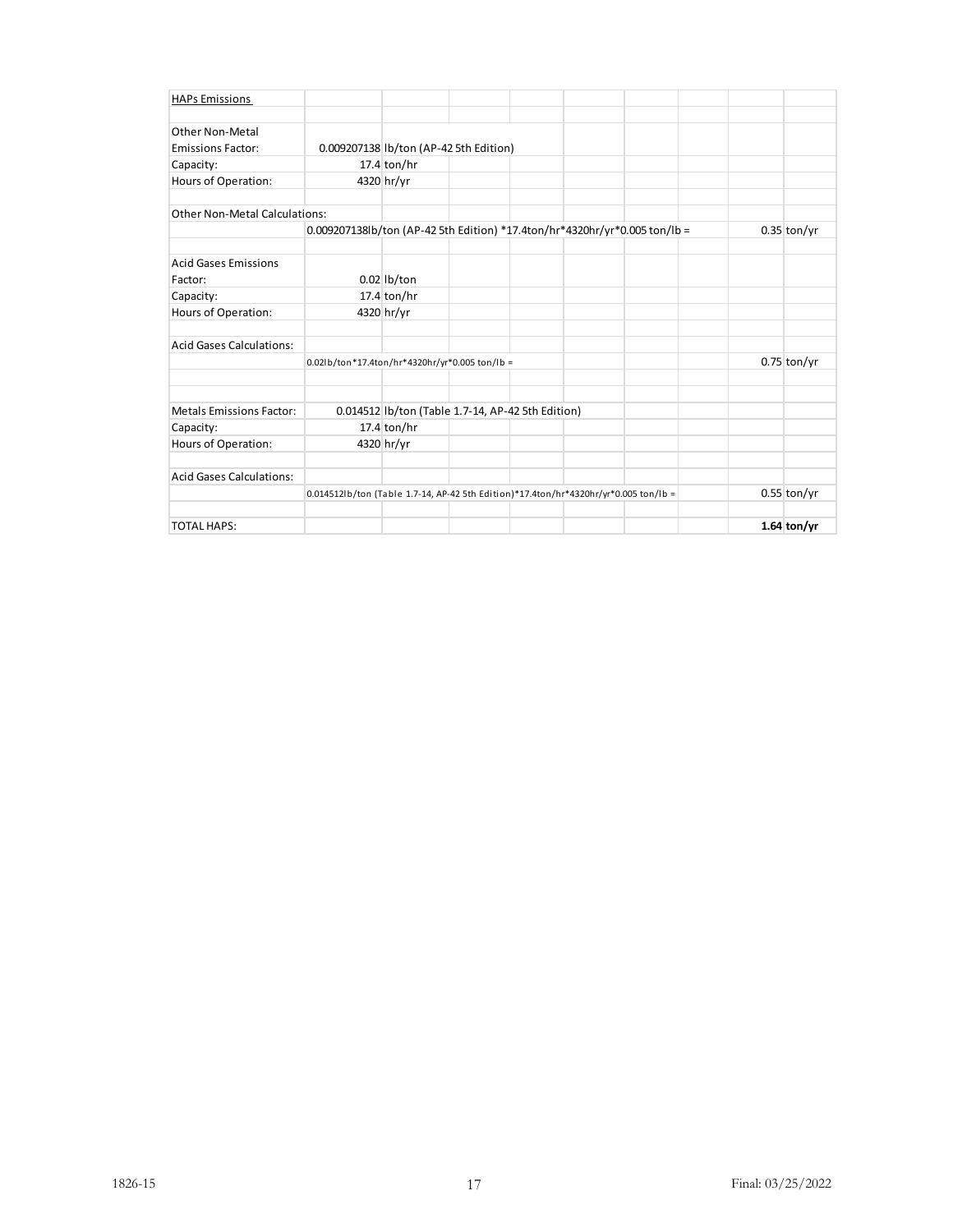| HAPs Emissions | | |
|---|---|---|
| | | |
| Other Non-Metal Emissions Factor: | 0.009207138 lb/ton (AP-42 5th Edition) | |
| Capacity: | 17.4 ton/hr | |
| Hours of Operation: | 4320 hr/yr | |
| | | |
| Other Non-Metal Calculations: | | |
| | 0.009207138lb/ton (AP-42 5th Edition) *17.4ton/hr*4320hr/yr*0.005 ton/lb = | 0.35 ton/yr |
| | | |
| Acid Gases Emissions Factor: | 0.02 lb/ton | |
| Capacity: | 17.4 ton/hr | |
| Hours of Operation: | 4320 hr/yr | |
| | | |
| Acid Gases Calculations: | | |
| | 0.02lb/ton*17.4ton/hr*4320hr/yr*0.005 ton/lb = | 0.75 ton/yr |
| | | |
| | | |
| Metals Emissions Factor: | 0.014512 lb/ton (Table 1.7-14, AP-42 5th Edition) | |
| Capacity: | 17.4 ton/hr | |
| Hours of Operation: | 4320 hr/yr | |
| | | |
| Acid Gases Calculations: | | |
| | 0.014512lb/ton (Table 1.7-14, AP-42 5th Edition)*17.4ton/hr*4320hr/yr*0.005 ton/lb = | 0.55 ton/yr |
| | | |
| TOTAL HAPS: | | **1.64 ton/yr** |

1826-15 | Final: 03/25/2022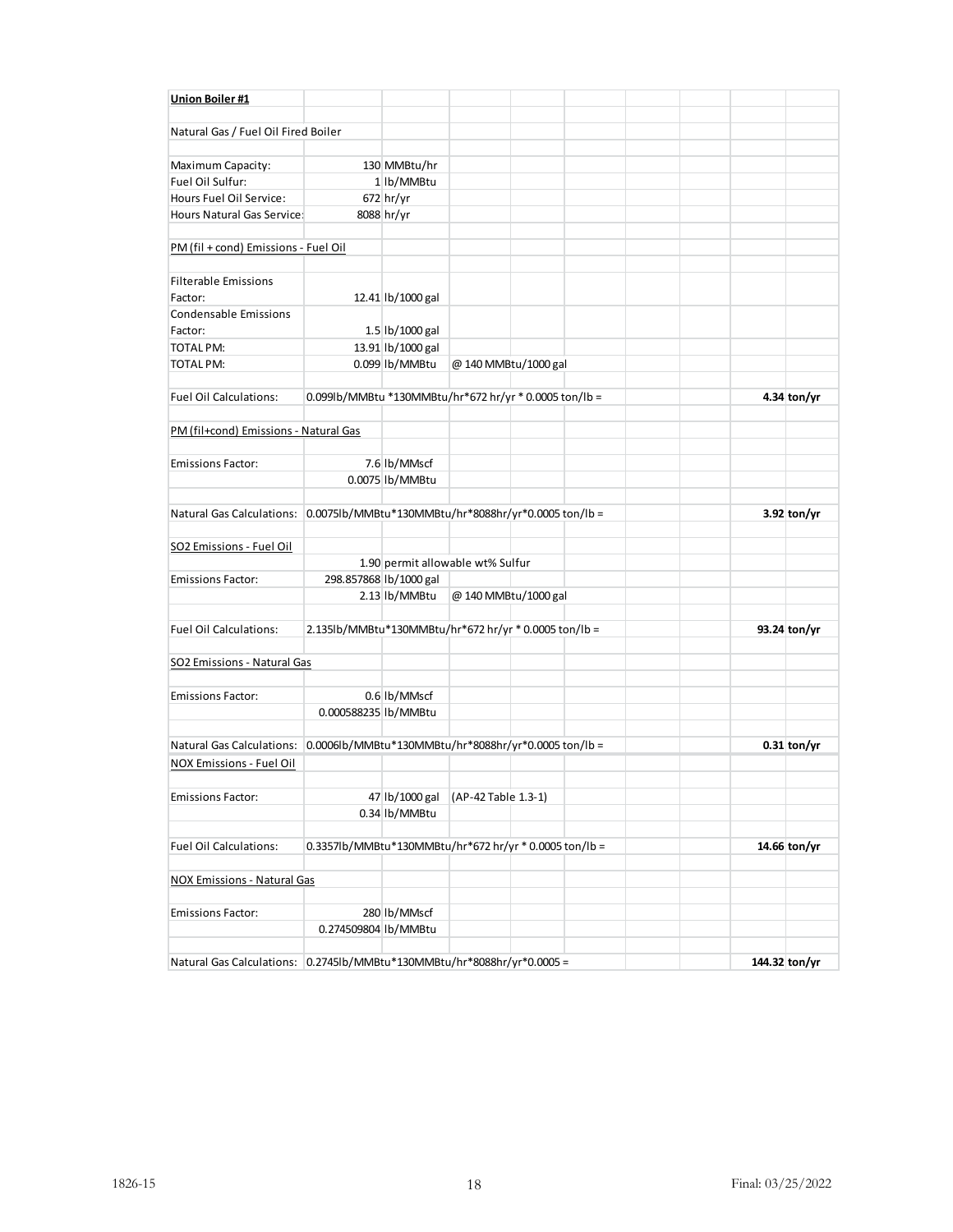**Union Boiler #1**

Natural Gas / Fuel Oil Fired Boiler

| | | |
|---|---|---|
| Maximum Capacity: | 130 | MMBtu/hr |
| Fuel Oil Sulfur: | 1 | lb/MMBtu |
| Hours Fuel Oil Service: | 672 | hr/yr |
| Hours Natural Gas Service: | 8088 | hr/yr |

PM (fil + cond) Emissions - Fuel Oil

| | | | |
|---|---|---|---|
| Filterable Emissions Factor: | 12.41 | lb/1000 gal | |
| Condensable Emissions Factor: | 1.5 | lb/1000 gal | |
| TOTAL PM: | 13.91 | lb/1000 gal | |
| TOTAL PM: | 0.099 | lb/MMBtu | @ 140 MMBtu/1000 gal |

| | | |
|---|---|---|
| Fuel Oil Calculations: | 0.099lb/MMBtu *130MMBtu/hr*672 hr/yr * 0.0005 ton/lb = | **4.34 ton/yr** |

PM (fil+cond) Emissions - Natural Gas

| | | |
|---|---|---|
| Emissions Factor: | 7.6 | lb/MMscf |
| | 0.0075 | lb/MMBtu |

| | | |
|---|---|---|
| Natural Gas Calculations: | 0.0075lb/MMBtu*130MMBtu/hr*8088hr/yr*0.0005 ton/lb = | **3.92 ton/yr** |

SO2 Emissions - Fuel Oil

| | | | |
|---|---|---|---|
| | 1.90 | permit allowable wt% Sulfur | |
| Emissions Factor: | 298.857868 | lb/1000 gal | |
| | 2.13 | lb/MMBtu | @ 140 MMBtu/1000 gal |

| | | |
|---|---|---|
| Fuel Oil Calculations: | 2.135lb/MMBtu*130MMBtu/hr*672 hr/yr * 0.0005 ton/lb = | **93.24 ton/yr** |

SO2 Emissions - Natural Gas

| | | |
|---|---|---|
| Emissions Factor: | 0.6 | lb/MMscf |
| | 0.000588235 | lb/MMBtu |

| | | |
|---|---|---|
| Natural Gas Calculations: | 0.0006lb/MMBtu*130MMBtu/hr*8088hr/yr*0.0005 ton/lb = | **0.31 ton/yr** |

NOX Emissions - Fuel Oil

| | | | |
|---|---|---|---|
| Emissions Factor: | 47 | lb/1000 gal | (AP-42 Table 1.3-1) |
| | 0.34 | lb/MMBtu | |

| | | |
|---|---|---|
| Fuel Oil Calculations: | 0.3357lb/MMBtu*130MMBtu/hr*672 hr/yr * 0.0005 ton/lb = | **14.66 ton/yr** |

NOX Emissions - Natural Gas

| | | |
|---|---|---|
| Emissions Factor: | 280 | lb/MMscf |
| | 0.274509804 | lb/MMBtu |

| | | |
|---|---|---|
| Natural Gas Calculations: | 0.2745lb/MMBtu*130MMBtu/hr*8088hr/yr*0.0005 = | **144.32 ton/yr** |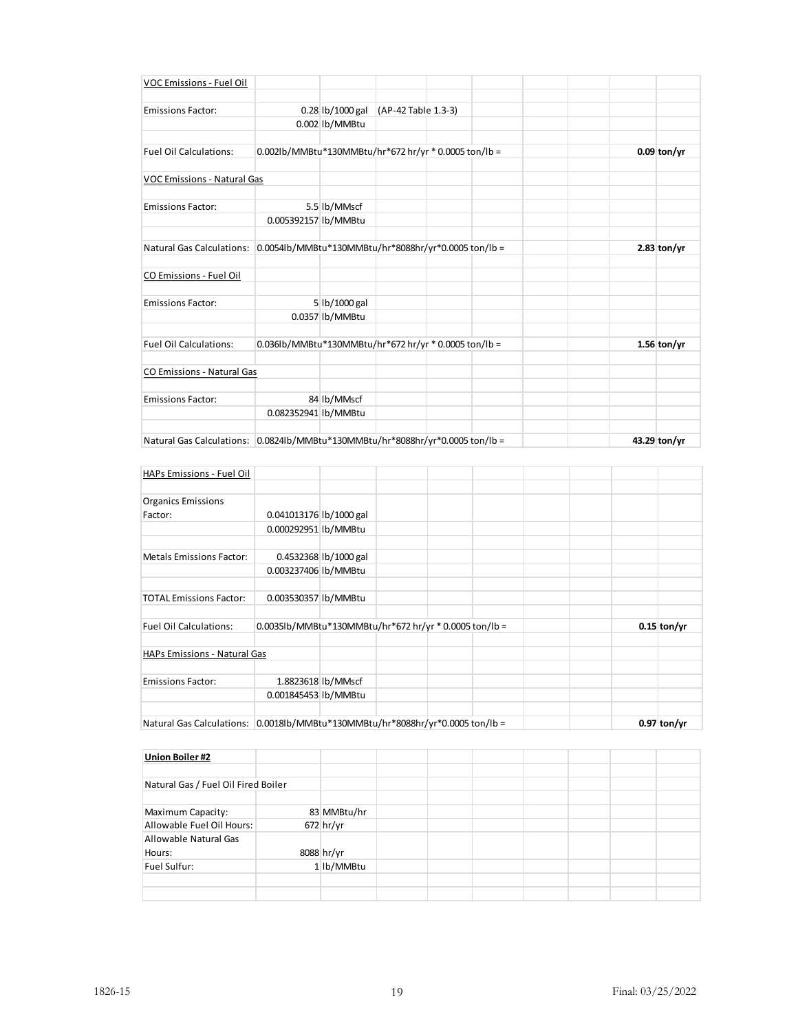| VOC Emissions - Fuel Oil | | | |
|---|---|---|---|
| Emissions Factor: | 0.28 lb/1000 gal | (AP-42 Table 1.3-3) | |
| | 0.002 lb/MMBtu | | |
| Fuel Oil Calculations: | 0.002lb/MMBtu*130MMBtu/hr*672 hr/yr * 0.0005 ton/lb = | | **0.09 ton/yr** |
| **VOC Emissions - Natural Gas** | | | |
| Emissions Factor: | 5.5 lb/MMscf | | |
| | 0.005392157 lb/MMBtu | | |
| Natural Gas Calculations: | 0.0054lb/MMBtu*130MMBtu/hr*8088hr/yr*0.0005 ton/lb = | | **2.83 ton/yr** |
| **CO Emissions - Fuel Oil** | | | |
| Emissions Factor: | 5 lb/1000 gal | | |
| | 0.0357 lb/MMBtu | | |
| Fuel Oil Calculations: | 0.036lb/MMBtu*130MMBtu/hr*672 hr/yr * 0.0005 ton/lb = | | **1.56 ton/yr** |
| **CO Emissions - Natural Gas** | | | |
| Emissions Factor: | 84 lb/MMscf | | |
| | 0.082352941 lb/MMBtu | | |
| Natural Gas Calculations: | 0.0824lb/MMBtu*130MMBtu/hr*8088hr/yr*0.0005 ton/lb = | | **43.29 ton/yr** |

| HAPs Emissions - Fuel Oil | | |
|---|---|---|
| Organics Emissions Factor: | 0.041013176 lb/1000 gal | |
| | 0.000292951 lb/MMBtu | |
| Metals Emissions Factor: | 0.4532368 lb/1000 gal | |
| | 0.003237406 lb/MMBtu | |
| TOTAL Emissions Factor: | 0.003530357 lb/MMBtu | |
| Fuel Oil Calculations: | 0.0035lb/MMBtu*130MMBtu/hr*672 hr/yr * 0.0005 ton/lb = | **0.15 ton/yr** |
| **HAPs Emissions - Natural Gas** | | |
| Emissions Factor: | 1.8823618 lb/MMscf | |
| | 0.001845453 lb/MMBtu | |
| Natural Gas Calculations: | 0.0018lb/MMBtu*130MMBtu/hr*8088hr/yr*0.0005 ton/lb = | **0.97 ton/yr** |

| **Union Boiler #2** | |
|---|---|
| Natural Gas / Fuel Oil Fired Boiler | |
| Maximum Capacity: | 83 MMBtu/hr |
| Allowable Fuel Oil Hours: | 672 hr/yr |
| Allowable Natural Gas Hours: | 8088 hr/yr |
| Fuel Sulfur: | 1 lb/MMBtu |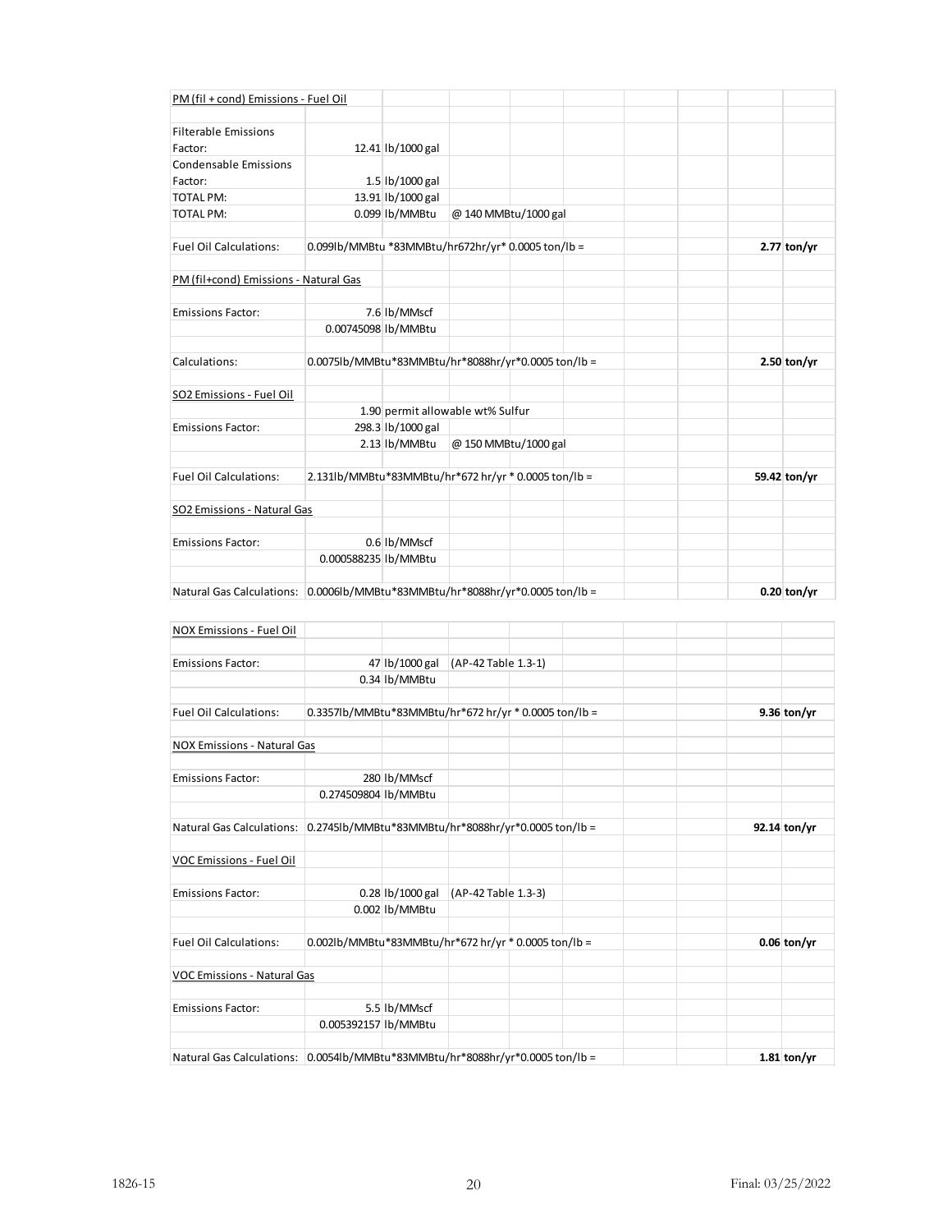| PM (fil + cond) Emissions - Fuel Oil | | | | |
|---|---|---|---|---|
| Filterable Emissions Factor: | 12.41 | lb/1000 gal | | |
| Condensable Emissions Factor: | 1.5 | lb/1000 gal | | |
| TOTAL PM: | 13.91 | lb/1000 gal | | |
| TOTAL PM: | 0.099 | lb/MMBtu | @ 140 MMBtu/1000 gal | |
| Fuel Oil Calculations: | 0.099lb/MMBtu *83MMBtu/hr672hr/yr* 0.0005 ton/lb = | | | 2.77 ton/yr |
| PM (fil+cond) Emissions - Natural Gas | | | | |
| Emissions Factor: | 7.6 | lb/MMscf | | |
| | 0.00745098 | lb/MMBtu | | |
| Calculations: | 0.0075lb/MMBtu*83MMBtu/hr*8088hr/yr*0.0005 ton/lb = | | | 2.50 ton/yr |
| SO2 Emissions - Fuel Oil | | | | |
| | 1.90 | permit allowable wt% Sulfur | | |
| Emissions Factor: | 298.3 | lb/1000 gal | | |
| | 2.13 | lb/MMBtu | @ 150 MMBtu/1000 gal | |
| Fuel Oil Calculations: | 2.131lb/MMBtu*83MMBtu/hr*672 hr/yr * 0.0005 ton/lb = | | | 59.42 ton/yr |
| SO2 Emissions - Natural Gas | | | | |
| Emissions Factor: | 0.6 | lb/MMscf | | |
| | 0.000588235 | lb/MMBtu | | |
| Natural Gas Calculations: | 0.0006lb/MMBtu*83MMBtu/hr*8088hr/yr*0.0005 ton/lb = | | | 0.20 ton/yr |

| NOX Emissions - Fuel Oil | | | | |
|---|---|---|---|---|
| Emissions Factor: | 47 | lb/1000 gal | (AP-42 Table 1.3-1) | |
| | 0.34 | lb/MMBtu | | |
| Fuel Oil Calculations: | 0.3357lb/MMBtu*83MMBtu/hr*672 hr/yr * 0.0005 ton/lb = | | | 9.36 ton/yr |
| NOX Emissions - Natural Gas | | | | |
| Emissions Factor: | 280 | lb/MMscf | | |
| | 0.274509804 | lb/MMBtu | | |
| Natural Gas Calculations: | 0.2745lb/MMBtu*83MMBtu/hr*8088hr/yr*0.0005 ton/lb = | | | 92.14 ton/yr |
| VOC Emissions - Fuel Oil | | | | |
| Emissions Factor: | 0.28 | lb/1000 gal | (AP-42 Table 1.3-3) | |
| | 0.002 | lb/MMBtu | | |
| Fuel Oil Calculations: | 0.002lb/MMBtu*83MMBtu/hr*672 hr/yr * 0.0005 ton/lb = | | | 0.06 ton/yr |
| VOC Emissions - Natural Gas | | | | |
| Emissions Factor: | 5.5 | lb/MMscf | | |
| | 0.005392157 | lb/MMBtu | | |
| Natural Gas Calculations: | 0.0054lb/MMBtu*83MMBtu/hr*8088hr/yr*0.0005 ton/lb = | | | 1.81 ton/yr |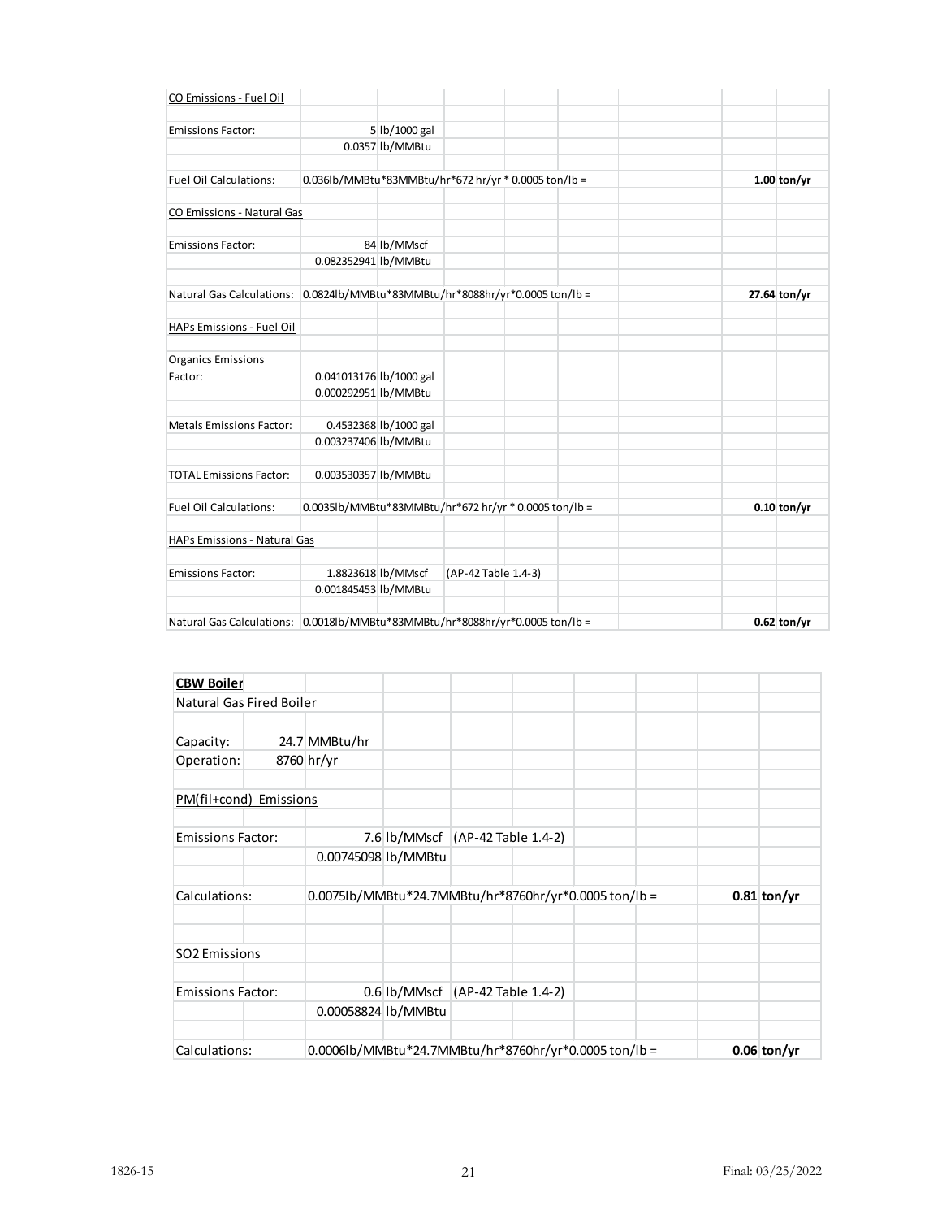| | | | |
|---|---|---|---|
| CO Emissions - Fuel Oil | | | |
| | | | |
| Emissions Factor: | 5 lb/1000 gal | | |
| | 0.0357 lb/MMBtu | | |
| | | | |
| Fuel Oil Calculations: | 0.036lb/MMBtu*83MMBtu/hr*672 hr/yr * 0.0005 ton/lb = | | **1.00** ton/yr |
| | | | |
| CO Emissions - Natural Gas | | | |
| | | | |
| Emissions Factor: | 84 lb/MMscf | | |
| | 0.082352941 lb/MMBtu | | |
| | | | |
| Natural Gas Calculations: | 0.0824lb/MMBtu*83MMBtu/hr*8088hr/yr*0.0005 ton/lb = | | **27.64** ton/yr |
| | | | |
| HAPs Emissions - Fuel Oil | | | |
| | | | |
| Organics Emissions Factor: | 0.041013176 lb/1000 gal | | |
| | 0.000292951 lb/MMBtu | | |
| | | | |
| Metals Emissions Factor: | 0.4532368 lb/1000 gal | | |
| | 0.003237406 lb/MMBtu | | |
| | | | |
| TOTAL Emissions Factor: | 0.003530357 lb/MMBtu | | |
| | | | |
| Fuel Oil Calculations: | 0.0035lb/MMBtu*83MMBtu/hr*672 hr/yr * 0.0005 ton/lb = | | **0.10** ton/yr |
| | | | |
| HAPs Emissions - Natural Gas | | | |
| | | | |
| Emissions Factor: | 1.8823618 lb/MMscf | (AP-42 Table 1.4-3) | |
| | 0.001845453 lb/MMBtu | | |
| | | | |
| Natural Gas Calculations: | 0.0018lb/MMBtu*83MMBtu/hr*8088hr/yr*0.0005 ton/lb = | | **0.62** ton/yr |

| | | | |
|---|---|---|---|
| **CBW Boiler** | | | |
| Natural Gas Fired Boiler | | | |
| | | | |
| Capacity: | 24.7 MMBtu/hr | | |
| Operation: | 8760 hr/yr | | |
| | | | |
| PM(fil+cond) Emissions | | | |
| | | | |
| Emissions Factor: | 7.6 lb/MMscf | (AP-42 Table 1.4-2) | |
| | 0.00745098 lb/MMBtu | | |
| | | | |
| Calculations: | 0.0075lb/MMBtu*24.7MMBtu/hr*8760hr/yr*0.0005 ton/lb = | | **0.81** ton/yr |
| | | | |
| | | | |
| SO2 Emissions | | | |
| | | | |
| Emissions Factor: | 0.6 lb/MMscf | (AP-42 Table 1.4-2) | |
| | 0.00058824 lb/MMBtu | | |
| | | | |
| Calculations: | 0.0006lb/MMBtu*24.7MMBtu/hr*8760hr/yr*0.0005 ton/lb = | | **0.06** ton/yr |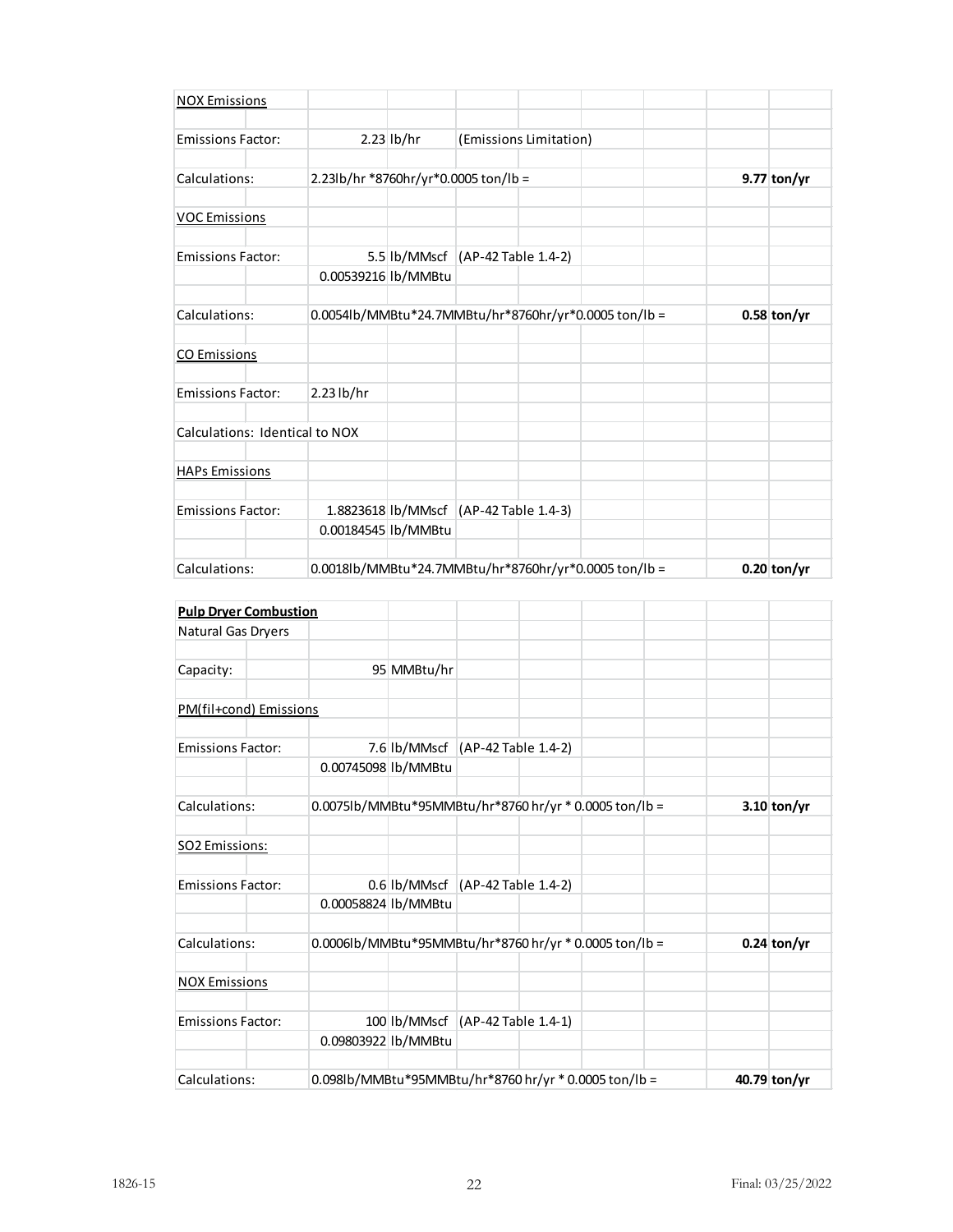| NOX Emissions | | | | | | | | |
|---|---|---|---|---|---|---|---|---|
| | | | | | | | | |
| Emissions Factor: | | 2.23 | lb/hr | (Emissions Limitation) | | | | |
| | | | | | | | | |
| Calculations: | | 2.23lb/hr *8760hr/yr*0.0005 ton/lb = | | | | | **9.77** | **ton/yr** |
| | | | | | | | | |
| VOC Emissions | | | | | | | | |
| | | | | | | | | |
| Emissions Factor: | | 5.5 | lb/MMscf | (AP-42 Table 1.4-2) | | | | |
| | | 0.00539216 | lb/MMBtu | | | | | |
| | | | | | | | | |
| Calculations: | | 0.0054lb/MMBtu*24.7MMBtu/hr*8760hr/yr*0.0005 ton/lb = | | | | | **0.58** | **ton/yr** |
| | | | | | | | | |
| CO Emissions | | | | | | | | |
| | | | | | | | | |
| Emissions Factor: | | 2.23 lb/hr | | | | | | |
| | | | | | | | | |
| Calculations: Identical to NOX | | | | | | | | |
| | | | | | | | | |
| HAPs Emissions | | | | | | | | |
| | | | | | | | | |
| Emissions Factor: | | 1.8823618 | lb/MMscf | (AP-42 Table 1.4-3) | | | | |
| | | 0.00184545 | lb/MMBtu | | | | | |
| | | | | | | | | |
| Calculations: | | 0.0018lb/MMBtu*24.7MMBtu/hr*8760hr/yr*0.0005 ton/lb = | | | | | **0.20** | **ton/yr** |

| **Pulp Dryer Combustion** | | | | | | | | |
|---|---|---|---|---|---|---|---|---|
| Natural Gas Dryers | | | | | | | | |
| | | | | | | | | |
| Capacity: | | 95 | MMBtu/hr | | | | | |
| | | | | | | | | |
| PM(fil+cond) Emissions | | | | | | | | |
| | | | | | | | | |
| Emissions Factor: | | 7.6 | lb/MMscf | (AP-42 Table 1.4-2) | | | | |
| | | 0.00745098 | lb/MMBtu | | | | | |
| | | | | | | | | |
| Calculations: | | 0.0075lb/MMBtu*95MMBtu/hr*8760 hr/yr * 0.0005 ton/lb = | | | | | **3.10** | **ton/yr** |
| | | | | | | | | |
| SO2 Emissions: | | | | | | | | |
| | | | | | | | | |
| Emissions Factor: | | 0.6 | lb/MMscf | (AP-42 Table 1.4-2) | | | | |
| | | 0.00058824 | lb/MMBtu | | | | | |
| | | | | | | | | |
| Calculations: | | 0.0006lb/MMBtu*95MMBtu/hr*8760 hr/yr * 0.0005 ton/lb = | | | | | **0.24** | **ton/yr** |
| | | | | | | | | |
| NOX Emissions | | | | | | | | |
| | | | | | | | | |
| Emissions Factor: | | 100 | lb/MMscf | (AP-42 Table 1.4-1) | | | | |
| | | 0.09803922 | lb/MMBtu | | | | | |
| | | | | | | | | |
| Calculations: | | 0.098lb/MMBtu*95MMBtu/hr*8760 hr/yr * 0.0005 ton/lb = | | | | | **40.79** | **ton/yr** |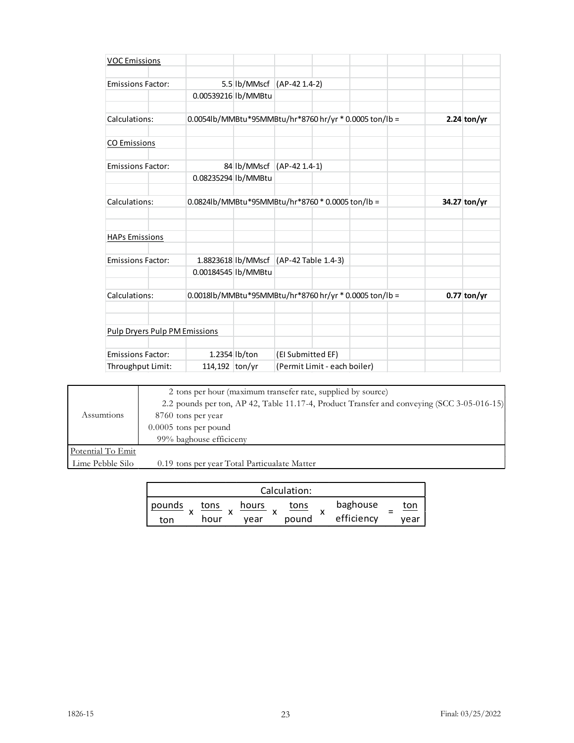**VOC Emissions**

| | | |
|---|---|---|
| Emissions Factor: | 5.5 lb/MMscf | (AP-42 1.4-2) |
| | 0.00539216 lb/MMBtu | |

Calculations: 0.0054lb/MMBtu*95MMBtu/hr*8760 hr/yr * 0.0005 ton/lb = **2.24 ton/yr**

**CO Emissions**

| | | |
|---|---|---|
| Emissions Factor: | 84 lb/MMscf | (AP-42 1.4-1) |
| | 0.08235294 lb/MMBtu | |

Calculations: 0.0824lb/MMBtu*95MMBtu/hr*8760 * 0.0005 ton/lb = **34.27 ton/yr**

**HAPs Emissions**

| | | |
|---|---|---|
| Emissions Factor: | 1.8823618 lb/MMscf | (AP-42 Table 1.4-3) |
| | 0.00184545 lb/MMBtu | |

Calculations: 0.0018lb/MMBtu*95MMBtu/hr*8760 hr/yr * 0.0005 ton/lb = **0.77 ton/yr**

**Pulp Dryers Pulp PM Emissions**

| | | |
|---|---|---|
| Emissions Factor: | 1.2354 lb/ton | (EI Submitted EF) |
| Throughput Limit: | 114,192 ton/yr | (Permit Limit - each boiler) |

| | |
|---|---|
| Assumtions | 2 tons per hour (maximum transefer rate, supplied by source)<br>2.2 pounds per ton, AP 42, Table 11.17-4, Product Transfer and conveying (SCC 3-05-016-15)<br>8760 tons per year<br>0.0005 tons per pound<br>99% baghouse efficiceny |
| Potential To Emit | |
| Lime Pebble Silo | 0.19 tons per year Total Particualate Matter |

**Calculation:**

$$\frac{\text{pounds}}{\text{ton}} \times \frac{\text{tons}}{\text{hour}} \times \frac{\text{hours}}{\text{year}} \times \frac{\text{tons}}{\text{pound}} \times \text{baghouse efficiency} = \frac{\text{ton}}{\text{year}}$$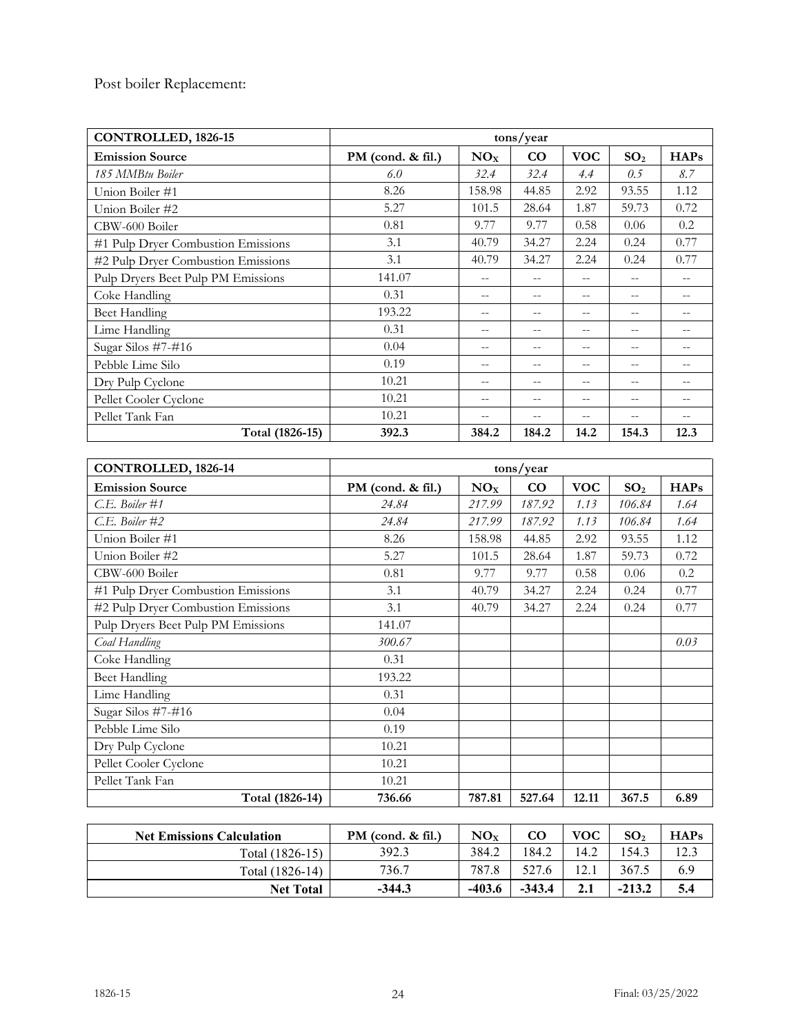Post boiler Replacement:

| **CONTROLLED, 1826-15** | **tons/year** | | | | | |
|---|---|---|---|---|---|---|
| **Emission Source** | **PM (cond. & fil.)** | **$NO_X$** | **CO** | **VOC** | **$SO_2$** | **HAPs** |
| *185 MMBtu Boiler* | *6.0* | *32.4* | *32.4* | *4.4* | *0.5* | *8.7* |
| Union Boiler #1 | 8.26 | 158.98 | 44.85 | 2.92 | 93.55 | 1.12 |
| Union Boiler #2 | 5.27 | 101.5 | 28.64 | 1.87 | 59.73 | 0.72 |
| CBW-600 Boiler | 0.81 | 9.77 | 9.77 | 0.58 | 0.06 | 0.2 |
| #1 Pulp Dryer Combustion Emissions | 3.1 | 40.79 | 34.27 | 2.24 | 0.24 | 0.77 |
| #2 Pulp Dryer Combustion Emissions | 3.1 | 40.79 | 34.27 | 2.24 | 0.24 | 0.77 |
| Pulp Dryers Beet Pulp PM Emissions | 141.07 | -- | -- | -- | -- | -- |
| Coke Handling | 0.31 | -- | -- | -- | -- | -- |
| Beet Handling | 193.22 | -- | -- | -- | -- | -- |
| Lime Handling | 0.31 | -- | -- | -- | -- | -- |
| Sugar Silos #7-#16 | 0.04 | -- | -- | -- | -- | -- |
| Pebble Lime Silo | 0.19 | -- | -- | -- | -- | -- |
| Dry Pulp Cyclone | 10.21 | -- | -- | -- | -- | -- |
| Pellet Cooler Cyclone | 10.21 | -- | -- | -- | -- | -- |
| Pellet Tank Fan | 10.21 | -- | -- | -- | -- | -- |
| **Total (1826-15)** | **392.3** | **384.2** | **184.2** | **14.2** | **154.3** | **12.3** |

| **CONTROLLED, 1826-14** | **tons/year** | | | | | |
|---|---|---|---|---|---|---|
| **Emission Source** | **PM (cond. & fil.)** | **$NO_X$** | **CO** | **VOC** | **$SO_2$** | **HAPs** |
| *C.E. Boiler #1* | *24.84* | *217.99* | *187.92* | *1.13* | *106.84* | *1.64* |
| *C.E. Boiler #2* | *24.84* | *217.99* | *187.92* | *1.13* | *106.84* | *1.64* |
| Union Boiler #1 | 8.26 | 158.98 | 44.85 | 2.92 | 93.55 | 1.12 |
| Union Boiler #2 | 5.27 | 101.5 | 28.64 | 1.87 | 59.73 | 0.72 |
| CBW-600 Boiler | 0.81 | 9.77 | 9.77 | 0.58 | 0.06 | 0.2 |
| #1 Pulp Dryer Combustion Emissions | 3.1 | 40.79 | 34.27 | 2.24 | 0.24 | 0.77 |
| #2 Pulp Dryer Combustion Emissions | 3.1 | 40.79 | 34.27 | 2.24 | 0.24 | 0.77 |
| Pulp Dryers Beet Pulp PM Emissions | 141.07 | | | | | |
| *Coal Handling* | *300.67* | | | | | *0.03* |
| Coke Handling | 0.31 | | | | | |
| Beet Handling | 193.22 | | | | | |
| Lime Handling | 0.31 | | | | | |
| Sugar Silos #7-#16 | 0.04 | | | | | |
| Pebble Lime Silo | 0.19 | | | | | |
| Dry Pulp Cyclone | 10.21 | | | | | |
| Pellet Cooler Cyclone | 10.21 | | | | | |
| Pellet Tank Fan | 10.21 | | | | | |
| **Total (1826-14)** | **736.66** | **787.81** | **527.64** | **12.11** | **367.5** | **6.89** |

| **Net Emissions Calculation** | **PM (cond. & fil.)** | **$NO_X$** | **CO** | **VOC** | **$SO_2$** | **HAPs** |
|---|---|---|---|---|---|---|
| Total (1826-15) | 392.3 | 384.2 | 184.2 | 14.2 | 154.3 | 12.3 |
| Total (1826-14) | 736.7 | 787.8 | 527.6 | 12.1 | 367.5 | 6.9 |
| **Net Total** | **-344.3** | **-403.6** | **-343.4** | **2.1** | **-213.2** | **5.4** |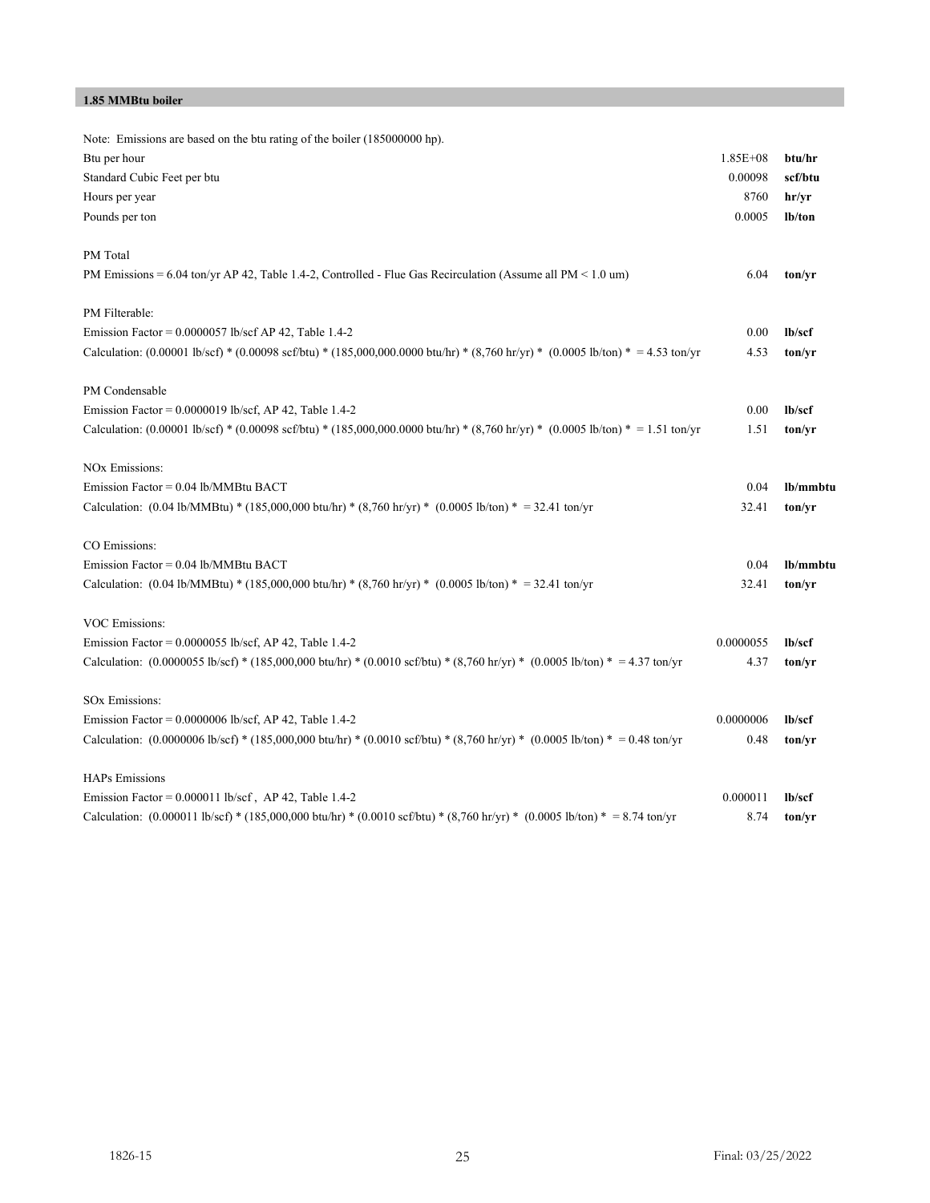## 1.85 MMBtu boiler

| Note: Emissions are based on the btu rating of the boiler (185000000 hp). | | |
|---|---|---|
| Btu per hour | 1.85E+08 | **btu/hr** |
| Standard Cubic Feet per btu | 0.00098 | **scf/btu** |
| Hours per year | 8760 | **hr/yr** |
| Pounds per ton | 0.0005 | **lb/ton** |
| | | |
| PM Total | | |
| PM Emissions = 6.04 ton/yr AP 42, Table 1.4-2, Controlled - Flue Gas Recirculation (Assume all PM < 1.0 um) | 6.04 | **ton/yr** |
| | | |
| PM Filterable: | | |
| Emission Factor = 0.0000057 lb/scf AP 42, Table 1.4-2 | 0.00 | **lb/scf** |
| Calculation: (0.00001 lb/scf) * (0.00098 scf/btu) * (185,000,000.0000 btu/hr) * (8,760 hr/yr) * (0.0005 lb/ton) * = 4.53 ton/yr | 4.53 | **ton/yr** |
| | | |
| PM Condensable | | |
| Emission Factor = 0.0000019 lb/scf, AP 42, Table 1.4-2 | 0.00 | **lb/scf** |
| Calculation: (0.00001 lb/scf) * (0.00098 scf/btu) * (185,000,000.0000 btu/hr) * (8,760 hr/yr) * (0.0005 lb/ton) * = 1.51 ton/yr | 1.51 | **ton/yr** |
| | | |
| NOx Emissions: | | |
| Emission Factor = 0.04 lb/MMBtu BACT | 0.04 | **lb/mmbtu** |
| Calculation: (0.04 lb/MMBtu) * (185,000,000 btu/hr) * (8,760 hr/yr) * (0.0005 lb/ton) * = 32.41 ton/yr | 32.41 | **ton/yr** |
| | | |
| CO Emissions: | | |
| Emission Factor = 0.04 lb/MMBtu BACT | 0.04 | **lb/mmbtu** |
| Calculation: (0.04 lb/MMBtu) * (185,000,000 btu/hr) * (8,760 hr/yr) * (0.0005 lb/ton) * = 32.41 ton/yr | 32.41 | **ton/yr** |
| | | |
| VOC Emissions: | | |
| Emission Factor = 0.0000055 lb/scf, AP 42, Table 1.4-2 | 0.0000055 | **lb/scf** |
| Calculation: (0.0000055 lb/scf) * (185,000,000 btu/hr) * (0.0010 scf/btu) * (8,760 hr/yr) * (0.0005 lb/ton) * = 4.37 ton/yr | 4.37 | **ton/yr** |
| | | |
| SOx Emissions: | | |
| Emission Factor = 0.0000006 lb/scf, AP 42, Table 1.4-2 | 0.0000006 | **lb/scf** |
| Calculation: (0.0000006 lb/scf) * (185,000,000 btu/hr) * (0.0010 scf/btu) * (8,760 hr/yr) * (0.0005 lb/ton) * = 0.48 ton/yr | 0.48 | **ton/yr** |
| | | |
| HAPs Emissions | | |
| Emission Factor = 0.000011 lb/scf , AP 42, Table 1.4-2 | 0.000011 | **lb/scf** |
| Calculation: (0.000011 lb/scf) * (185,000,000 btu/hr) * (0.0010 scf/btu) * (8,760 hr/yr) * (0.0005 lb/ton) * = 8.74 ton/yr | 8.74 | **ton/yr** |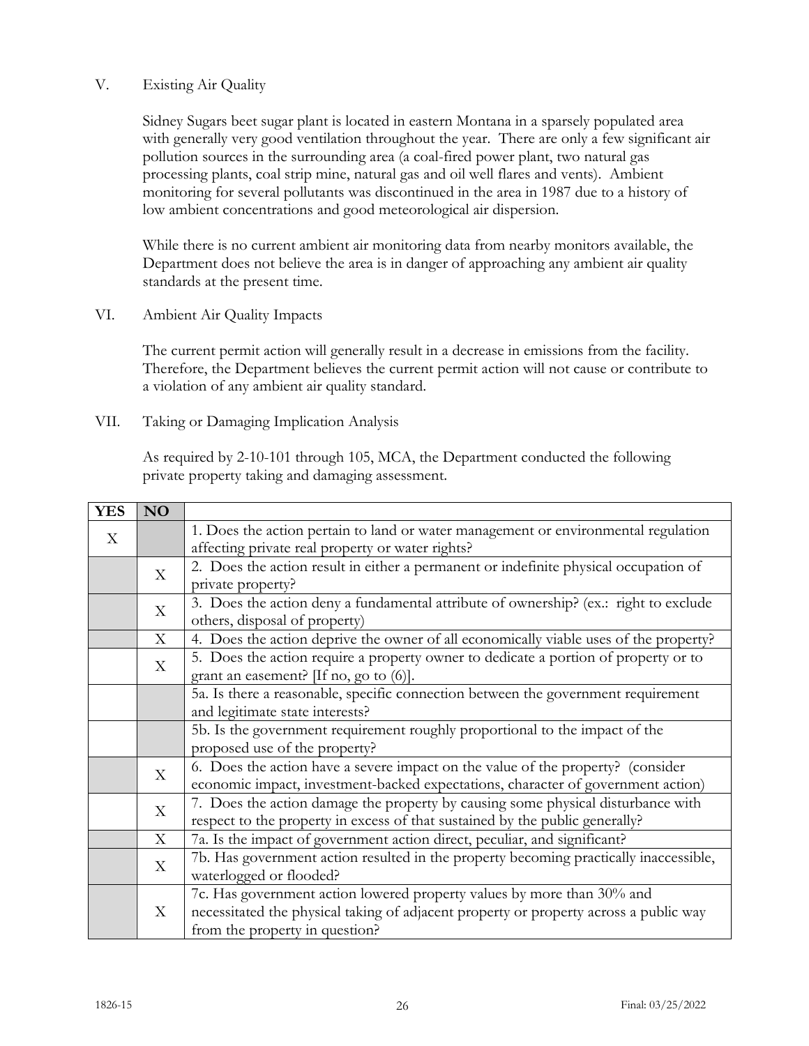## V. Existing Air Quality

Sidney Sugars beet sugar plant is located in eastern Montana in a sparsely populated area with generally very good ventilation throughout the year. There are only a few significant air pollution sources in the surrounding area (a coal-fired power plant, two natural gas processing plants, coal strip mine, natural gas and oil well flares and vents). Ambient monitoring for several pollutants was discontinued in the area in 1987 due to a history of low ambient concentrations and good meteorological air dispersion.

While there is no current ambient air monitoring data from nearby monitors available, the Department does not believe the area is in danger of approaching any ambient air quality standards at the present time.

## VI. Ambient Air Quality Impacts

The current permit action will generally result in a decrease in emissions from the facility. Therefore, the Department believes the current permit action will not cause or contribute to a violation of any ambient air quality standard.

## VII. Taking or Damaging Implication Analysis

As required by 2-10-101 through 105, MCA, the Department conducted the following private property taking and damaging assessment.

| YES | NO | |
|---|---|---|
| X | | 1. Does the action pertain to land or water management or environmental regulation affecting private real property or water rights? |
| | X | 2. Does the action result in either a permanent or indefinite physical occupation of private property? |
| | X | 3. Does the action deny a fundamental attribute of ownership? (ex.: right to exclude others, disposal of property) |
| | X | 4. Does the action deprive the owner of all economically viable uses of the property? |
| | X | 5. Does the action require a property owner to dedicate a portion of property or to grant an easement? [If no, go to (6)]. |
| | | 5a. Is there a reasonable, specific connection between the government requirement and legitimate state interests? |
| | | 5b. Is the government requirement roughly proportional to the impact of the proposed use of the property? |
| | X | 6. Does the action have a severe impact on the value of the property? (consider economic impact, investment-backed expectations, character of government action) |
| | X | 7. Does the action damage the property by causing some physical disturbance with respect to the property in excess of that sustained by the public generally? |
| | X | 7a. Is the impact of government action direct, peculiar, and significant? |
| | X | 7b. Has government action resulted in the property becoming practically inaccessible, waterlogged or flooded? |
| | X | 7c. Has government action lowered property values by more than 30% and necessitated the physical taking of adjacent property or property across a public way from the property in question? |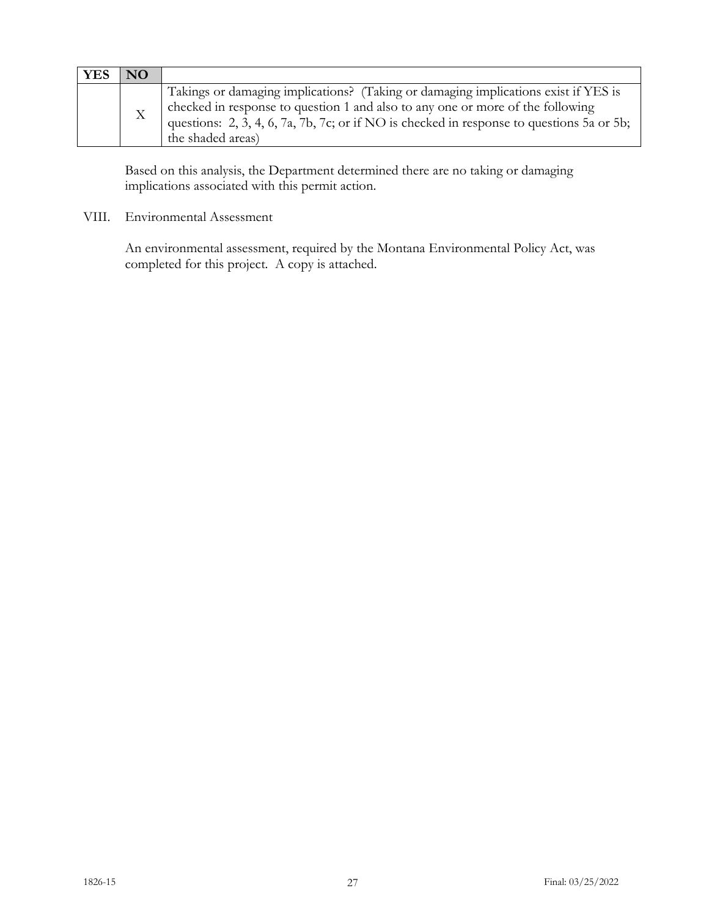| YES | NO | |
|---|---|---|
| | X | Takings or damaging implications? (Taking or damaging implications exist if YES is checked in response to question 1 and also to any one or more of the following questions: 2, 3, 4, 6, 7a, 7b, 7c; or if NO is checked in response to questions 5a or 5b; the shaded areas) |

Based on this analysis, the Department determined there are no taking or damaging implications associated with this permit action.

VIII. Environmental Assessment

An environmental assessment, required by the Montana Environmental Policy Act, was completed for this project. A copy is attached.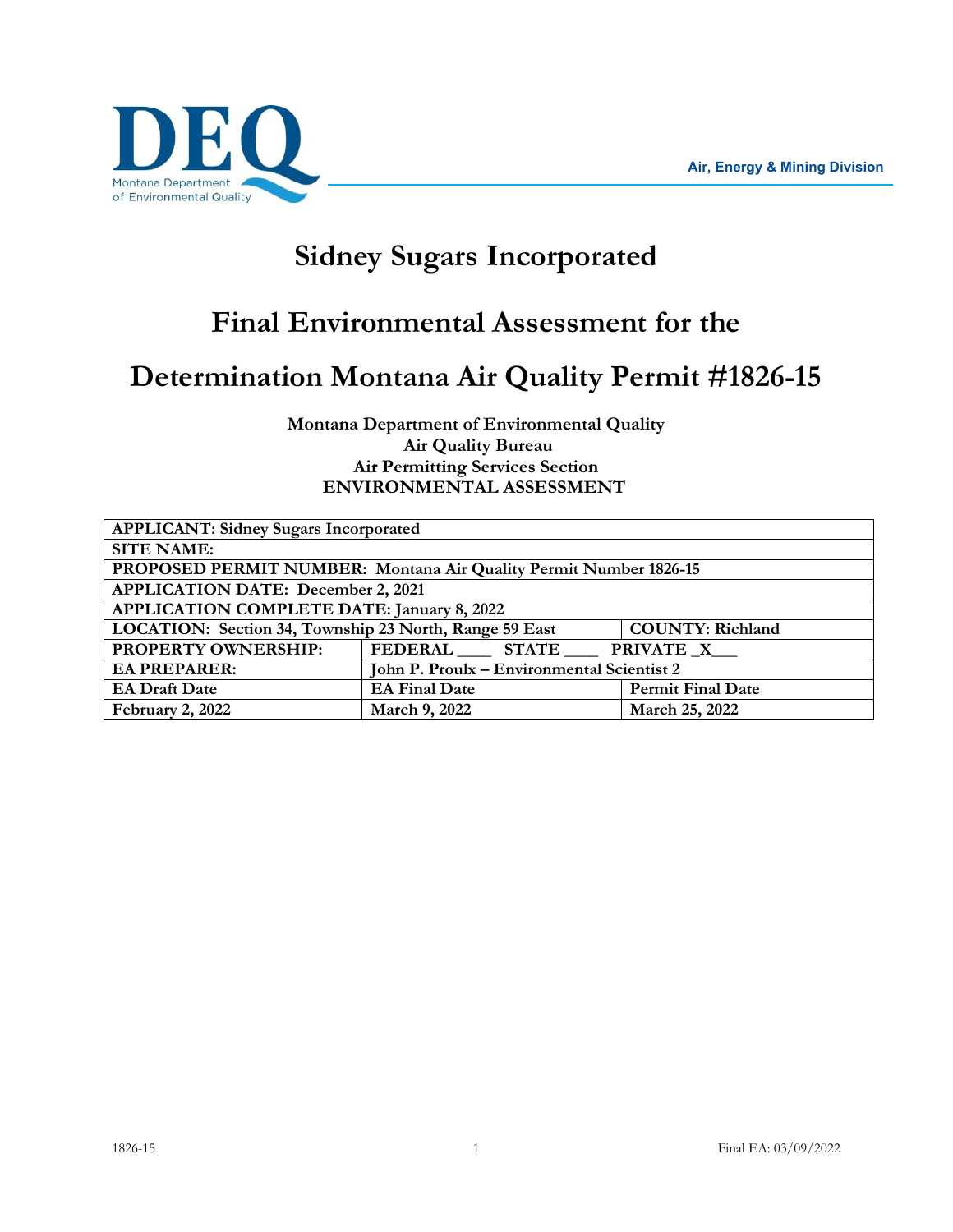Air, Energy & Mining Division

# Sidney Sugars Incorporated

## Final Environmental Assessment for the

## Determination Montana Air Quality Permit #1826-15

**Montana Department of Environmental Quality**
**Air Quality Bureau**
**Air Permitting Services Section**
**ENVIRONMENTAL ASSESSMENT**

| **APPLICANT: Sidney Sugars Incorporated** | | |
|---|---|---|
| **SITE NAME:** | | |
| **PROPOSED PERMIT NUMBER: Montana Air Quality Permit Number 1826-15** | | |
| **APPLICATION DATE: December 2, 2021** | | |
| **APPLICATION COMPLETE DATE: January 8, 2022** | | |
| **LOCATION: Section 34, Township 23 North, Range 59 East** | | **COUNTY: Richland** |
| **PROPERTY OWNERSHIP:** | **FEDERAL ____ STATE ____ PRIVATE _X__** | |
| **EA PREPARER:** | **John P. Proulx – Environmental Scientist 2** | |
| **EA Draft Date** | **EA Final Date** | **Permit Final Date** |
| **February 2, 2022** | **March 9, 2022** | **March 25, 2022** |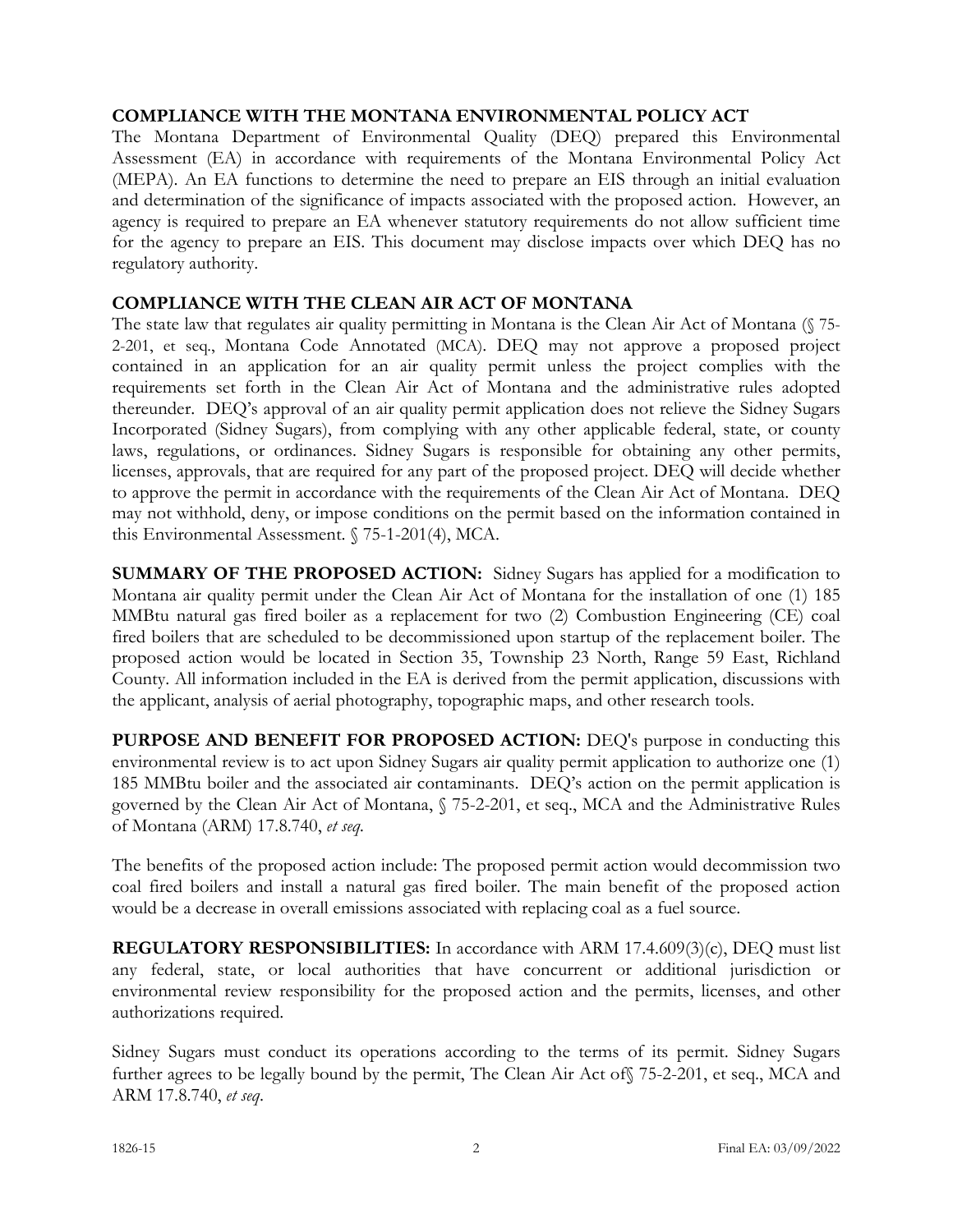## COMPLIANCE WITH THE MONTANA ENVIRONMENTAL POLICY ACT

The Montana Department of Environmental Quality (DEQ) prepared this Environmental Assessment (EA) in accordance with requirements of the Montana Environmental Policy Act (MEPA). An EA functions to determine the need to prepare an EIS through an initial evaluation and determination of the significance of impacts associated with the proposed action. However, an agency is required to prepare an EA whenever statutory requirements do not allow sufficient time for the agency to prepare an EIS. This document may disclose impacts over which DEQ has no regulatory authority.

## COMPLIANCE WITH THE CLEAN AIR ACT OF MONTANA

The state law that regulates air quality permitting in Montana is the Clean Air Act of Montana (§ 75-2-201, et seq., Montana Code Annotated (MCA). DEQ may not approve a proposed project contained in an application for an air quality permit unless the project complies with the requirements set forth in the Clean Air Act of Montana and the administrative rules adopted thereunder. DEQ's approval of an air quality permit application does not relieve the Sidney Sugars Incorporated (Sidney Sugars), from complying with any other applicable federal, state, or county laws, regulations, or ordinances. Sidney Sugars is responsible for obtaining any other permits, licenses, approvals, that are required for any part of the proposed project. DEQ will decide whether to approve the permit in accordance with the requirements of the Clean Air Act of Montana. DEQ may not withhold, deny, or impose conditions on the permit based on the information contained in this Environmental Assessment. § 75-1-201(4), MCA.

**SUMMARY OF THE PROPOSED ACTION:** Sidney Sugars has applied for a modification to Montana air quality permit under the Clean Air Act of Montana for the installation of one (1) 185 MMBtu natural gas fired boiler as a replacement for two (2) Combustion Engineering (CE) coal fired boilers that are scheduled to be decommissioned upon startup of the replacement boiler. The proposed action would be located in Section 35, Township 23 North, Range 59 East, Richland County. All information included in the EA is derived from the permit application, discussions with the applicant, analysis of aerial photography, topographic maps, and other research tools.

**PURPOSE AND BENEFIT FOR PROPOSED ACTION:** DEQ's purpose in conducting this environmental review is to act upon Sidney Sugars air quality permit application to authorize one (1) 185 MMBtu boiler and the associated air contaminants. DEQ's action on the permit application is governed by the Clean Air Act of Montana, § 75-2-201, et seq., MCA and the Administrative Rules of Montana (ARM) 17.8.740, *et seq.*

The benefits of the proposed action include: The proposed permit action would decommission two coal fired boilers and install a natural gas fired boiler. The main benefit of the proposed action would be a decrease in overall emissions associated with replacing coal as a fuel source.

**REGULATORY RESPONSIBILITIES:** In accordance with ARM 17.4.609(3)(c), DEQ must list any federal, state, or local authorities that have concurrent or additional jurisdiction or environmental review responsibility for the proposed action and the permits, licenses, and other authorizations required.

Sidney Sugars must conduct its operations according to the terms of its permit. Sidney Sugars further agrees to be legally bound by the permit, The Clean Air Act of§ 75-2-201, et seq., MCA and ARM 17.8.740, *et seq*.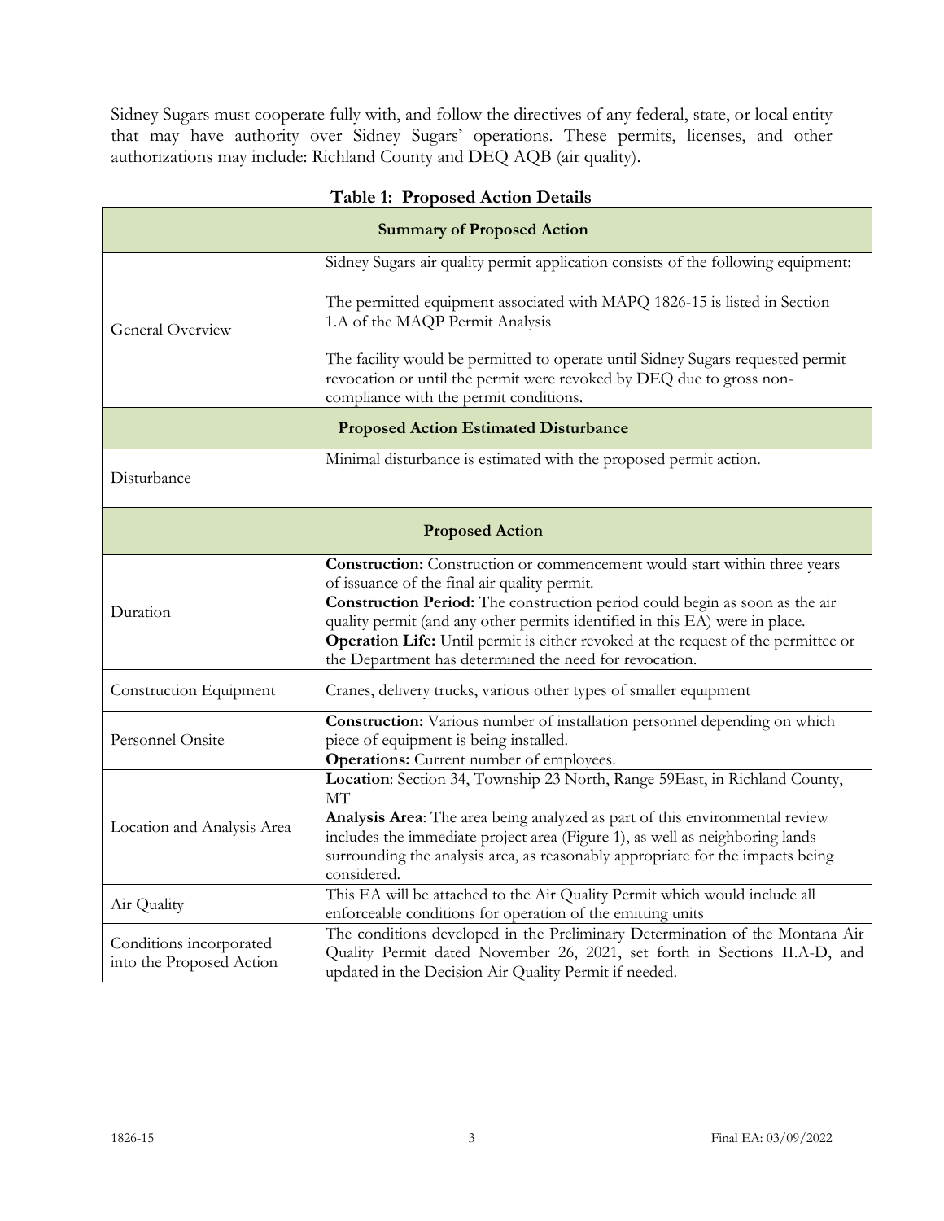Sidney Sugars must cooperate fully with, and follow the directives of any federal, state, or local entity that may have authority over Sidney Sugars' operations. These permits, licenses, and other authorizations may include: Richland County and DEQ AQB (air quality).

**Table 1: Proposed Action Details**

| **Summary of Proposed Action** | |
|---|---|
| General Overview | Sidney Sugars air quality permit application consists of the following equipment:<br><br>The permitted equipment associated with MAPQ 1826-15 is listed in Section 1.A of the MAQP Permit Analysis<br><br>The facility would be permitted to operate until Sidney Sugars requested permit revocation or until the permit were revoked by DEQ due to gross non-compliance with the permit conditions. |
| **Proposed Action Estimated Disturbance** | |
| Disturbance | Minimal disturbance is estimated with the proposed permit action. |
| **Proposed Action** | |
| Duration | **Construction:** Construction or commencement would start within three years of issuance of the final air quality permit.<br>**Construction Period:** The construction period could begin as soon as the air quality permit (and any other permits identified in this EA) were in place.<br>**Operation Life:** Until permit is either revoked at the request of the permittee or the Department has determined the need for revocation. |
| Construction Equipment | Cranes, delivery trucks, various other types of smaller equipment |
| Personnel Onsite | **Construction:** Various number of installation personnel depending on which piece of equipment is being installed.<br>**Operations:** Current number of employees. |
| Location and Analysis Area | **Location**: Section 34, Township 23 North, Range 59East, in Richland County, MT<br>**Analysis Area**: The area being analyzed as part of this environmental review includes the immediate project area (Figure 1), as well as neighboring lands surrounding the analysis area, as reasonably appropriate for the impacts being considered. |
| Air Quality | This EA will be attached to the Air Quality Permit which would include all enforceable conditions for operation of the emitting units |
| Conditions incorporated into the Proposed Action | The conditions developed in the Preliminary Determination of the Montana Air Quality Permit dated November 26, 2021, set forth in Sections II.A-D, and updated in the Decision Air Quality Permit if needed. |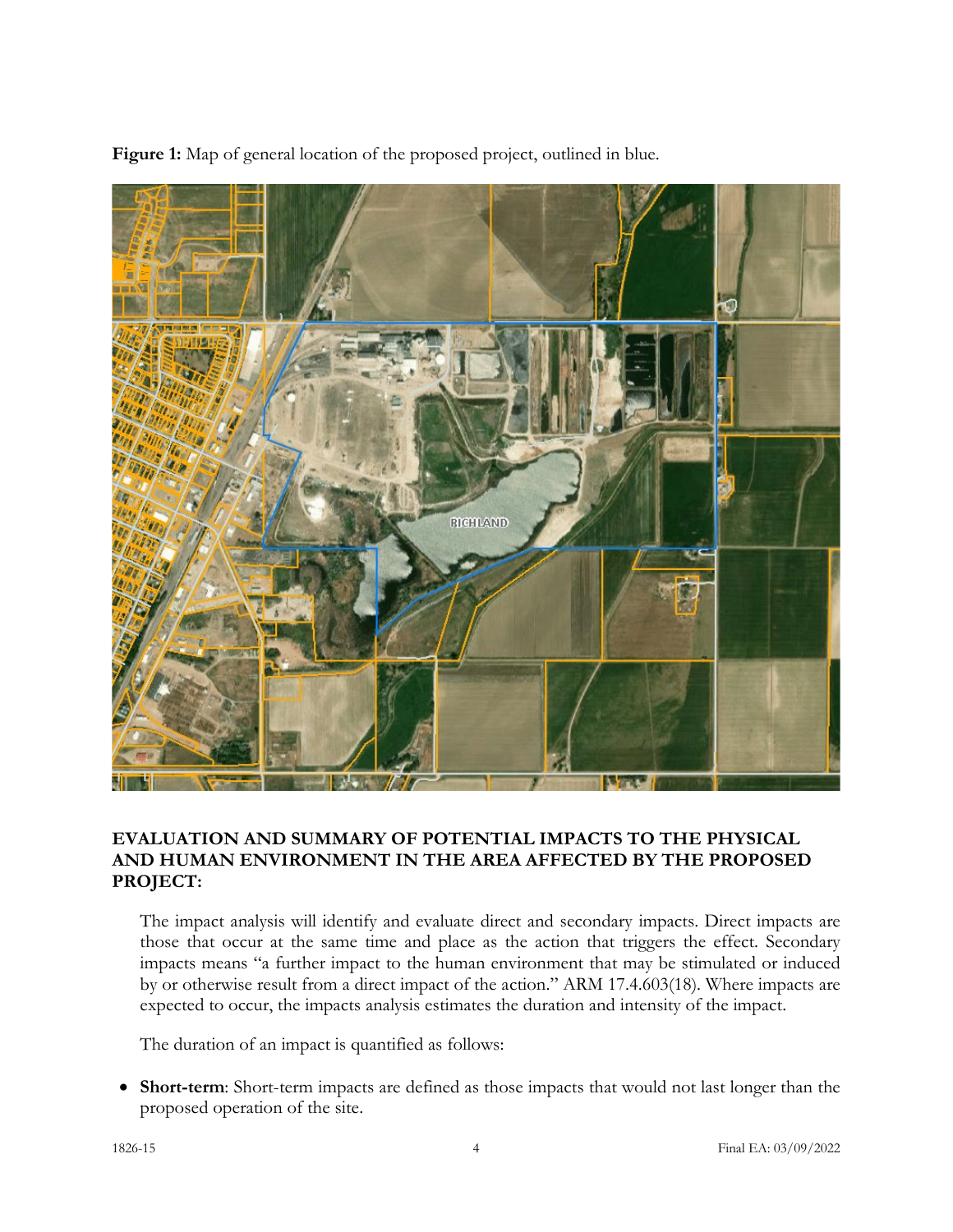**Figure 1:** Map of general location of the proposed project, outlined in blue.

**EVALUATION AND SUMMARY OF POTENTIAL IMPACTS TO THE PHYSICAL AND HUMAN ENVIRONMENT IN THE AREA AFFECTED BY THE PROPOSED PROJECT:**

The impact analysis will identify and evaluate direct and secondary impacts. Direct impacts are those that occur at the same time and place as the action that triggers the effect. Secondary impacts means "a further impact to the human environment that may be stimulated or induced by or otherwise result from a direct impact of the action." ARM 17.4.603(18). Where impacts are expected to occur, the impacts analysis estimates the duration and intensity of the impact.

The duration of an impact is quantified as follows:

- **Short-term**: Short-term impacts are defined as those impacts that would not last longer than the proposed operation of the site.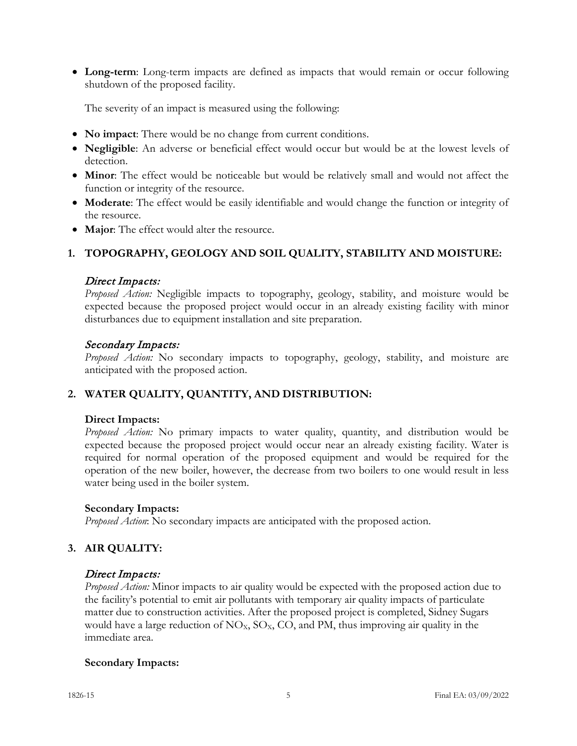- **Long-term**: Long-term impacts are defined as impacts that would remain or occur following shutdown of the proposed facility.

  The severity of an impact is measured using the following:

- **No impact**: There would be no change from current conditions.
- **Negligible**: An adverse or beneficial effect would occur but would be at the lowest levels of detection.
- **Minor**: The effect would be noticeable but would be relatively small and would not affect the function or integrity of the resource.
- **Moderate**: The effect would be easily identifiable and would change the function or integrity of the resource.
- **Major**: The effect would alter the resource.

## 1. TOPOGRAPHY, GEOLOGY AND SOIL QUALITY, STABILITY AND MOISTURE:

*Direct Impacts:*
*Proposed Action:* Negligible impacts to topography, geology, stability, and moisture would be expected because the proposed project would occur in an already existing facility with minor disturbances due to equipment installation and site preparation.

*Secondary Impacts:*
*Proposed Action:* No secondary impacts to topography, geology, stability, and moisture are anticipated with the proposed action.

## 2. WATER QUALITY, QUANTITY, AND DISTRIBUTION:

**Direct Impacts:**
*Proposed Action:* No primary impacts to water quality, quantity, and distribution would be expected because the proposed project would occur near an already existing facility. Water is required for normal operation of the proposed equipment and would be required for the operation of the new boiler, however, the decrease from two boilers to one would result in less water being used in the boiler system.

**Secondary Impacts:**
*Proposed Action*: No secondary impacts are anticipated with the proposed action.

## 3. AIR QUALITY:

*Direct Impacts:*
*Proposed Action:* Minor impacts to air quality would be expected with the proposed action due to the facility's potential to emit air pollutants with temporary air quality impacts of particulate matter due to construction activities. After the proposed project is completed, Sidney Sugars would have a large reduction of $NO_X$, $SO_X$, CO, and PM, thus improving air quality in the immediate area.

**Secondary Impacts:**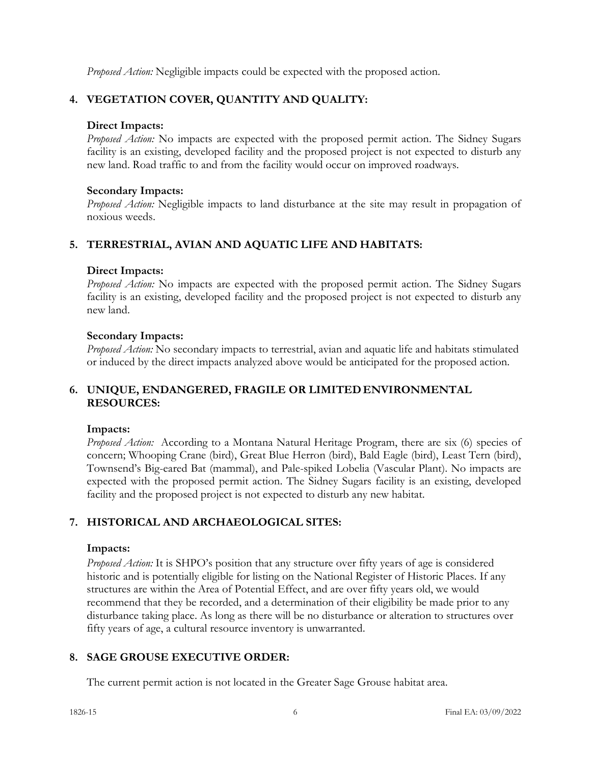*Proposed Action:* Negligible impacts could be expected with the proposed action.

## 4. VEGETATION COVER, QUANTITY AND QUALITY:

**Direct Impacts:**
*Proposed Action:* No impacts are expected with the proposed permit action. The Sidney Sugars facility is an existing, developed facility and the proposed project is not expected to disturb any new land. Road traffic to and from the facility would occur on improved roadways.

**Secondary Impacts:**
*Proposed Action:* Negligible impacts to land disturbance at the site may result in propagation of noxious weeds.

## 5. TERRESTRIAL, AVIAN AND AQUATIC LIFE AND HABITATS:

**Direct Impacts:**
*Proposed Action:* No impacts are expected with the proposed permit action. The Sidney Sugars facility is an existing, developed facility and the proposed project is not expected to disturb any new land.

**Secondary Impacts:**
*Proposed Action:* No secondary impacts to terrestrial, avian and aquatic life and habitats stimulated or induced by the direct impacts analyzed above would be anticipated for the proposed action.

## 6. UNIQUE, ENDANGERED, FRAGILE OR LIMITED ENVIRONMENTAL RESOURCES:

**Impacts:**
*Proposed Action:* According to a Montana Natural Heritage Program, there are six (6) species of concern; Whooping Crane (bird), Great Blue Herron (bird), Bald Eagle (bird), Least Tern (bird), Townsend's Big-eared Bat (mammal), and Pale-spiked Lobelia (Vascular Plant). No impacts are expected with the proposed permit action. The Sidney Sugars facility is an existing, developed facility and the proposed project is not expected to disturb any new habitat.

## 7. HISTORICAL AND ARCHAEOLOGICAL SITES:

**Impacts:**
*Proposed Action:* It is SHPO's position that any structure over fifty years of age is considered historic and is potentially eligible for listing on the National Register of Historic Places. If any structures are within the Area of Potential Effect, and are over fifty years old, we would recommend that they be recorded, and a determination of their eligibility be made prior to any disturbance taking place. As long as there will be no disturbance or alteration to structures over fifty years of age, a cultural resource inventory is unwarranted.

## 8. SAGE GROUSE EXECUTIVE ORDER:

The current permit action is not located in the Greater Sage Grouse habitat area.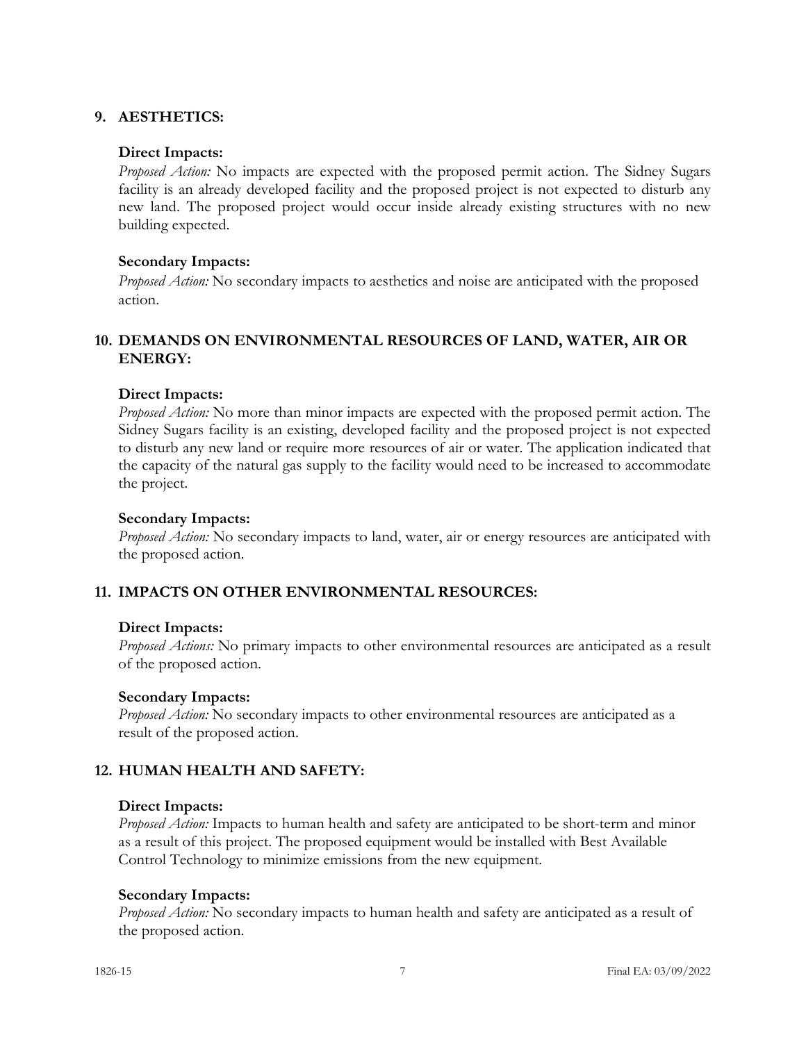## 9. AESTHETICS:

### Direct Impacts:

*Proposed Action:* No impacts are expected with the proposed permit action. The Sidney Sugars facility is an already developed facility and the proposed project is not expected to disturb any new land. The proposed project would occur inside already existing structures with no new building expected.

### Secondary Impacts:

*Proposed Action:* No secondary impacts to aesthetics and noise are anticipated with the proposed action.

## 10. DEMANDS ON ENVIRONMENTAL RESOURCES OF LAND, WATER, AIR OR ENERGY:

### Direct Impacts:

*Proposed Action:* No more than minor impacts are expected with the proposed permit action. The Sidney Sugars facility is an existing, developed facility and the proposed project is not expected to disturb any new land or require more resources of air or water. The application indicated that the capacity of the natural gas supply to the facility would need to be increased to accommodate the project.

### Secondary Impacts:

*Proposed Action:* No secondary impacts to land, water, air or energy resources are anticipated with the proposed action.

## 11. IMPACTS ON OTHER ENVIRONMENTAL RESOURCES:

### Direct Impacts:

*Proposed Actions:* No primary impacts to other environmental resources are anticipated as a result of the proposed action.

### Secondary Impacts:

*Proposed Action:* No secondary impacts to other environmental resources are anticipated as a result of the proposed action.

## 12. HUMAN HEALTH AND SAFETY:

### Direct Impacts:

*Proposed Action:* Impacts to human health and safety are anticipated to be short-term and minor as a result of this project. The proposed equipment would be installed with Best Available Control Technology to minimize emissions from the new equipment.

### Secondary Impacts:

*Proposed Action:* No secondary impacts to human health and safety are anticipated as a result of the proposed action.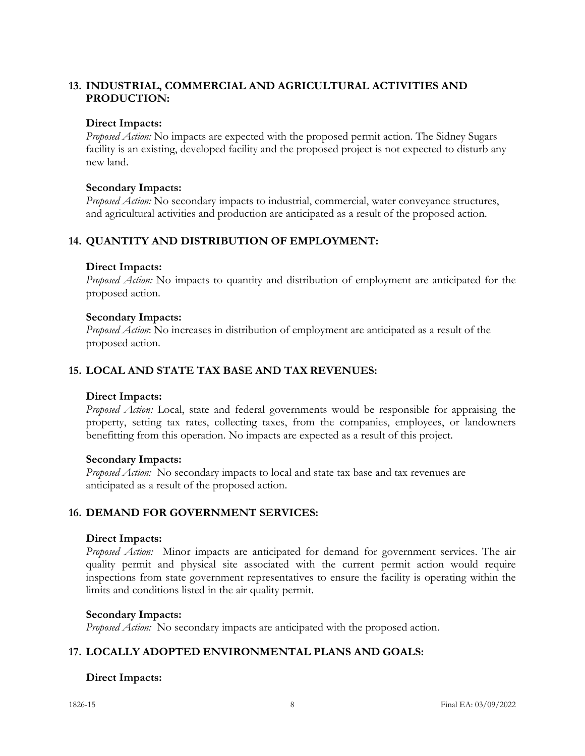## 13. INDUSTRIAL, COMMERCIAL AND AGRICULTURAL ACTIVITIES AND PRODUCTION:

**Direct Impacts:**

*Proposed Action:* No impacts are expected with the proposed permit action. The Sidney Sugars facility is an existing, developed facility and the proposed project is not expected to disturb any new land.

**Secondary Impacts:**

*Proposed Action:* No secondary impacts to industrial, commercial, water conveyance structures, and agricultural activities and production are anticipated as a result of the proposed action.

## 14. QUANTITY AND DISTRIBUTION OF EMPLOYMENT:

**Direct Impacts:**

*Proposed Action:* No impacts to quantity and distribution of employment are anticipated for the proposed action.

**Secondary Impacts:**

*Proposed Action*: No increases in distribution of employment are anticipated as a result of the proposed action.

## 15. LOCAL AND STATE TAX BASE AND TAX REVENUES:

**Direct Impacts:**

*Proposed Action:* Local, state and federal governments would be responsible for appraising the property, setting tax rates, collecting taxes, from the companies, employees, or landowners benefitting from this operation. No impacts are expected as a result of this project.

**Secondary Impacts:**

*Proposed Action:* No secondary impacts to local and state tax base and tax revenues are anticipated as a result of the proposed action.

## 16. DEMAND FOR GOVERNMENT SERVICES:

**Direct Impacts:**

*Proposed Action:* Minor impacts are anticipated for demand for government services. The air quality permit and physical site associated with the current permit action would require inspections from state government representatives to ensure the facility is operating within the limits and conditions listed in the air quality permit.

**Secondary Impacts:**

*Proposed Action:* No secondary impacts are anticipated with the proposed action.

## 17. LOCALLY ADOPTED ENVIRONMENTAL PLANS AND GOALS:

**Direct Impacts:**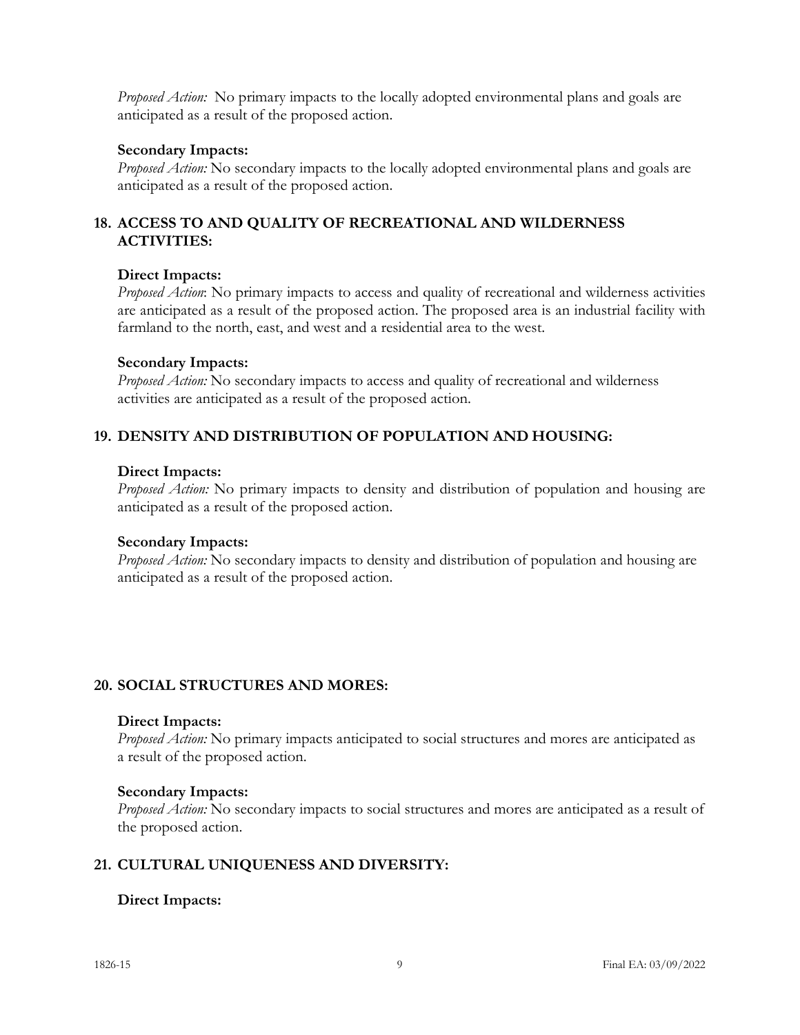*Proposed Action:* No primary impacts to the locally adopted environmental plans and goals are anticipated as a result of the proposed action.

**Secondary Impacts:**
*Proposed Action:* No secondary impacts to the locally adopted environmental plans and goals are anticipated as a result of the proposed action.

## 18. ACCESS TO AND QUALITY OF RECREATIONAL AND WILDERNESS ACTIVITIES:

**Direct Impacts:**
*Proposed Action*: No primary impacts to access and quality of recreational and wilderness activities are anticipated as a result of the proposed action. The proposed area is an industrial facility with farmland to the north, east, and west and a residential area to the west.

**Secondary Impacts:**
*Proposed Action:* No secondary impacts to access and quality of recreational and wilderness activities are anticipated as a result of the proposed action.

## 19. DENSITY AND DISTRIBUTION OF POPULATION AND HOUSING:

**Direct Impacts:**
*Proposed Action:* No primary impacts to density and distribution of population and housing are anticipated as a result of the proposed action.

**Secondary Impacts:**
*Proposed Action:* No secondary impacts to density and distribution of population and housing are anticipated as a result of the proposed action.

## 20. SOCIAL STRUCTURES AND MORES:

**Direct Impacts:**
*Proposed Action:* No primary impacts anticipated to social structures and mores are anticipated as a result of the proposed action.

**Secondary Impacts:**
*Proposed Action:* No secondary impacts to social structures and mores are anticipated as a result of the proposed action.

## 21. CULTURAL UNIQUENESS AND DIVERSITY:

**Direct Impacts:**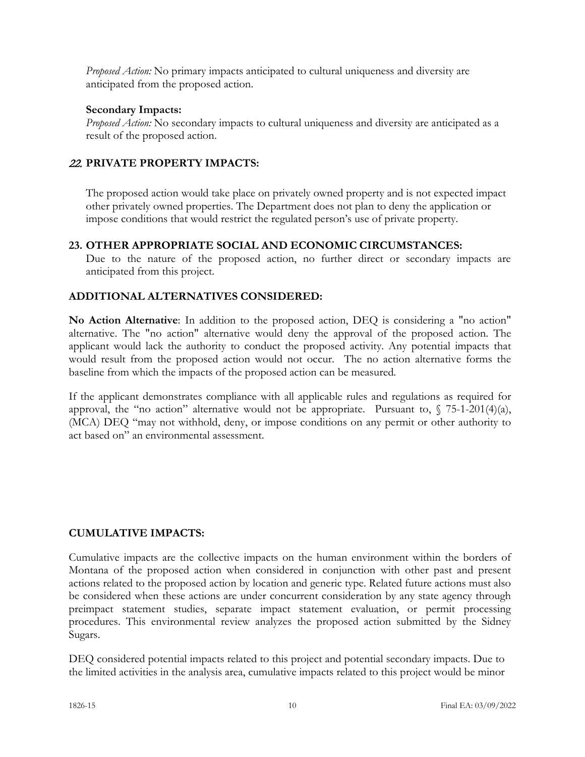*Proposed Action:* No primary impacts anticipated to cultural uniqueness and diversity are anticipated from the proposed action.

**Secondary Impacts:**
*Proposed Action:* No secondary impacts to cultural uniqueness and diversity are anticipated as a result of the proposed action.

### *22.* PRIVATE PROPERTY IMPACTS:

The proposed action would take place on privately owned property and is not expected impact other privately owned properties. The Department does not plan to deny the application or impose conditions that would restrict the regulated person's use of private property.

### 23. OTHER APPROPRIATE SOCIAL AND ECONOMIC CIRCUMSTANCES:

Due to the nature of the proposed action, no further direct or secondary impacts are anticipated from this project.

### ADDITIONAL ALTERNATIVES CONSIDERED:

**No Action Alternative**: In addition to the proposed action, DEQ is considering a "no action" alternative. The "no action" alternative would deny the approval of the proposed action. The applicant would lack the authority to conduct the proposed activity. Any potential impacts that would result from the proposed action would not occur. The no action alternative forms the baseline from which the impacts of the proposed action can be measured.

If the applicant demonstrates compliance with all applicable rules and regulations as required for approval, the "no action" alternative would not be appropriate. Pursuant to, § 75-1-201(4)(a), (MCA) DEQ "may not withhold, deny, or impose conditions on any permit or other authority to act based on" an environmental assessment.

### CUMULATIVE IMPACTS:

Cumulative impacts are the collective impacts on the human environment within the borders of Montana of the proposed action when considered in conjunction with other past and present actions related to the proposed action by location and generic type. Related future actions must also be considered when these actions are under concurrent consideration by any state agency through preimpact statement studies, separate impact statement evaluation, or permit processing procedures. This environmental review analyzes the proposed action submitted by the Sidney Sugars.

DEQ considered potential impacts related to this project and potential secondary impacts. Due to the limited activities in the analysis area, cumulative impacts related to this project would be minor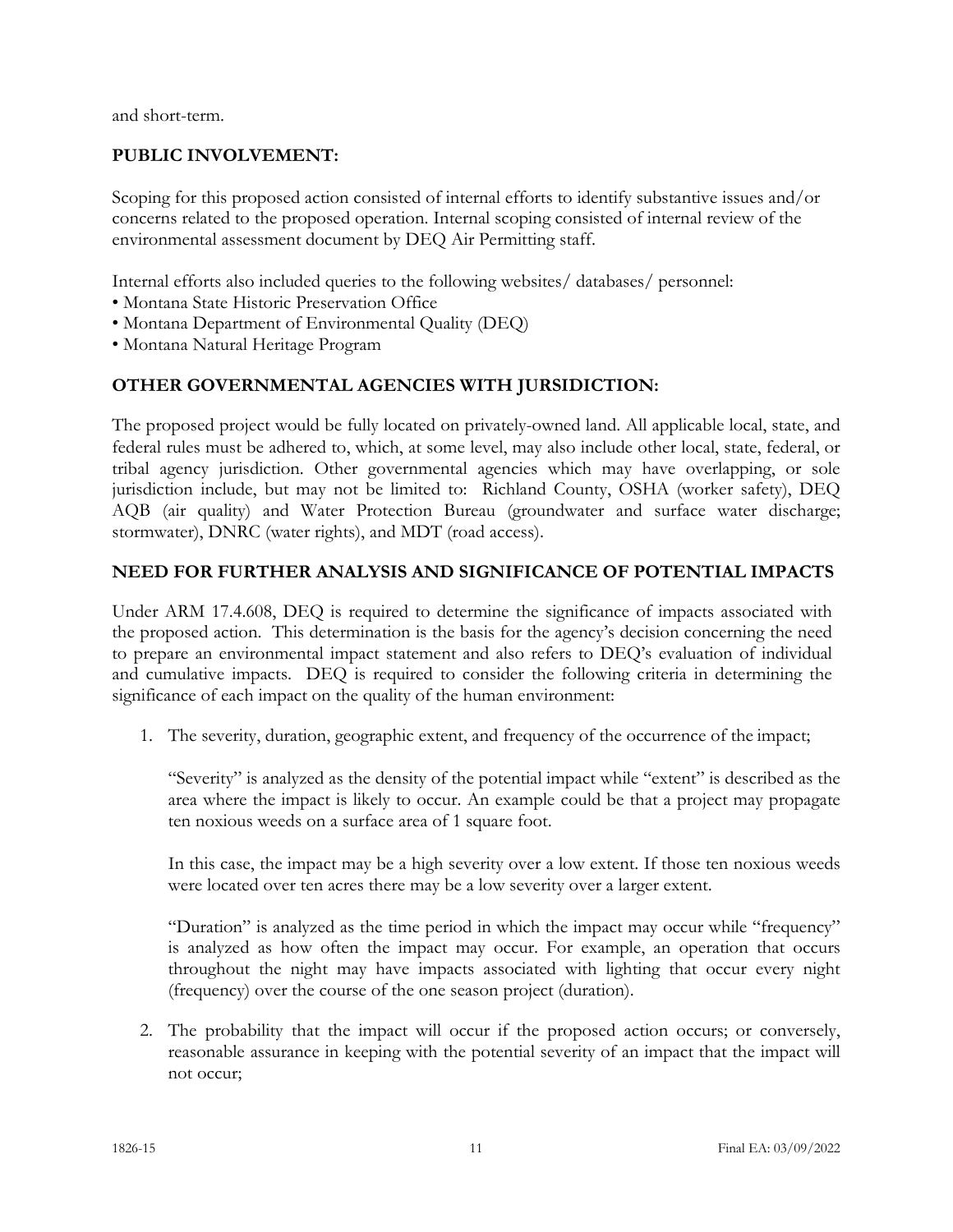and short-term.

## PUBLIC INVOLVEMENT:

Scoping for this proposed action consisted of internal efforts to identify substantive issues and/or concerns related to the proposed operation. Internal scoping consisted of internal review of the environmental assessment document by DEQ Air Permitting staff.

Internal efforts also included queries to the following websites/ databases/ personnel:

- Montana State Historic Preservation Office
- Montana Department of Environmental Quality (DEQ)
- Montana Natural Heritage Program

## OTHER GOVERNMENTAL AGENCIES WITH JURSIDICTION:

The proposed project would be fully located on privately-owned land. All applicable local, state, and federal rules must be adhered to, which, at some level, may also include other local, state, federal, or tribal agency jurisdiction. Other governmental agencies which may have overlapping, or sole jurisdiction include, but may not be limited to: Richland County, OSHA (worker safety), DEQ AQB (air quality) and Water Protection Bureau (groundwater and surface water discharge; stormwater), DNRC (water rights), and MDT (road access).

## NEED FOR FURTHER ANALYSIS AND SIGNIFICANCE OF POTENTIAL IMPACTS

Under ARM 17.4.608, DEQ is required to determine the significance of impacts associated with the proposed action. This determination is the basis for the agency's decision concerning the need to prepare an environmental impact statement and also refers to DEQ's evaluation of individual and cumulative impacts. DEQ is required to consider the following criteria in determining the significance of each impact on the quality of the human environment:

1. The severity, duration, geographic extent, and frequency of the occurrence of the impact;

   "Severity" is analyzed as the density of the potential impact while "extent" is described as the area where the impact is likely to occur. An example could be that a project may propagate ten noxious weeds on a surface area of 1 square foot.

   In this case, the impact may be a high severity over a low extent. If those ten noxious weeds were located over ten acres there may be a low severity over a larger extent.

   "Duration" is analyzed as the time period in which the impact may occur while "frequency" is analyzed as how often the impact may occur. For example, an operation that occurs throughout the night may have impacts associated with lighting that occur every night (frequency) over the course of the one season project (duration).

2. The probability that the impact will occur if the proposed action occurs; or conversely, reasonable assurance in keeping with the potential severity of an impact that the impact will not occur;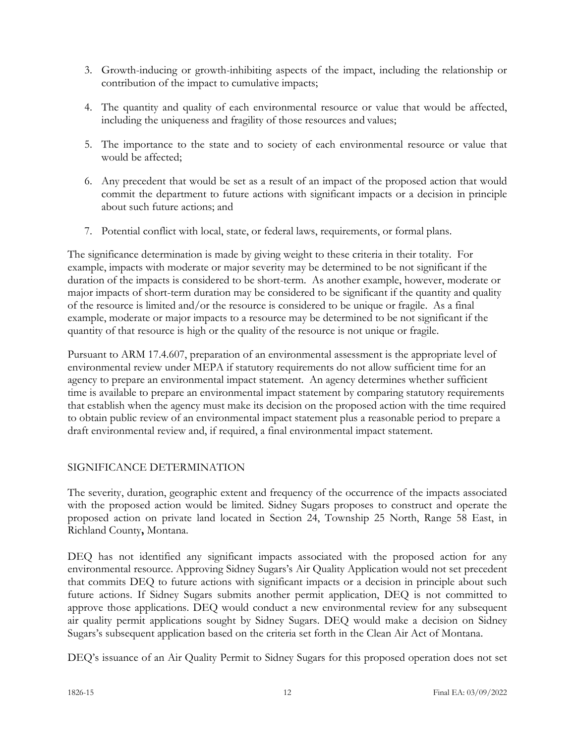3. Growth-inducing or growth-inhibiting aspects of the impact, including the relationship or contribution of the impact to cumulative impacts;

4. The quantity and quality of each environmental resource or value that would be affected, including the uniqueness and fragility of those resources and values;

5. The importance to the state and to society of each environmental resource or value that would be affected;

6. Any precedent that would be set as a result of an impact of the proposed action that would commit the department to future actions with significant impacts or a decision in principle about such future actions; and

7. Potential conflict with local, state, or federal laws, requirements, or formal plans.

The significance determination is made by giving weight to these criteria in their totality. For example, impacts with moderate or major severity may be determined to be not significant if the duration of the impacts is considered to be short-term. As another example, however, moderate or major impacts of short-term duration may be considered to be significant if the quantity and quality of the resource is limited and/or the resource is considered to be unique or fragile. As a final example, moderate or major impacts to a resource may be determined to be not significant if the quantity of that resource is high or the quality of the resource is not unique or fragile.

Pursuant to ARM 17.4.607, preparation of an environmental assessment is the appropriate level of environmental review under MEPA if statutory requirements do not allow sufficient time for an agency to prepare an environmental impact statement. An agency determines whether sufficient time is available to prepare an environmental impact statement by comparing statutory requirements that establish when the agency must make its decision on the proposed action with the time required to obtain public review of an environmental impact statement plus a reasonable period to prepare a draft environmental review and, if required, a final environmental impact statement.

## SIGNIFICANCE DETERMINATION

The severity, duration, geographic extent and frequency of the occurrence of the impacts associated with the proposed action would be limited. Sidney Sugars proposes to construct and operate the proposed action on private land located in Section 24, Township 25 North, Range 58 East, in Richland County**,** Montana.

DEQ has not identified any significant impacts associated with the proposed action for any environmental resource. Approving Sidney Sugars's Air Quality Application would not set precedent that commits DEQ to future actions with significant impacts or a decision in principle about such future actions. If Sidney Sugars submits another permit application, DEQ is not committed to approve those applications. DEQ would conduct a new environmental review for any subsequent air quality permit applications sought by Sidney Sugars. DEQ would make a decision on Sidney Sugars's subsequent application based on the criteria set forth in the Clean Air Act of Montana.

DEQ's issuance of an Air Quality Permit to Sidney Sugars for this proposed operation does not set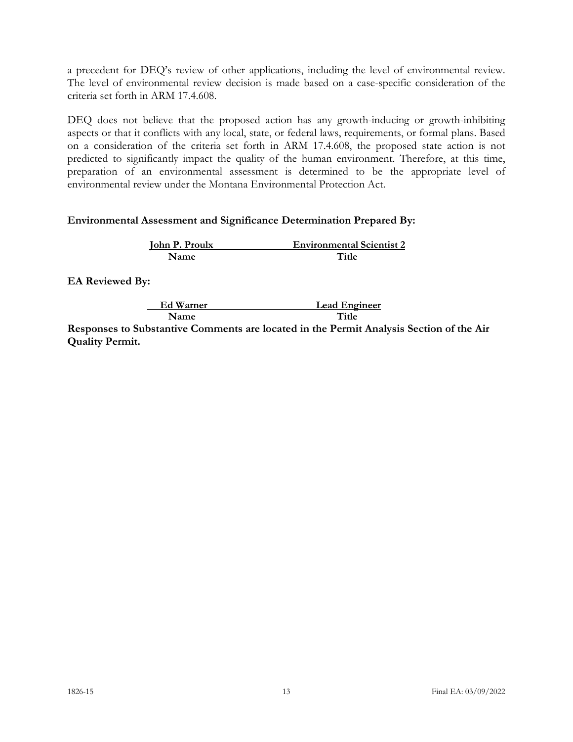a precedent for DEQ's review of other applications, including the level of environmental review. The level of environmental review decision is made based on a case-specific consideration of the criteria set forth in ARM 17.4.608.

DEQ does not believe that the proposed action has any growth-inducing or growth-inhibiting aspects or that it conflicts with any local, state, or federal laws, requirements, or formal plans. Based on a consideration of the criteria set forth in ARM 17.4.608, the proposed state action is not predicted to significantly impact the quality of the human environment. Therefore, at this time, preparation of an environmental assessment is determined to be the appropriate level of environmental review under the Montana Environmental Protection Act.

**Environmental Assessment and Significance Determination Prepared By:**

| John P. Proulx | Environmental Scientist 2 |
|---|---|
| **Name** | **Title** |

**EA Reviewed By:**

| Ed Warner | Lead Engineer |
|---|---|
| **Name** | **Title** |

**Responses to Substantive Comments are located in the Permit Analysis Section of the Air Quality Permit.**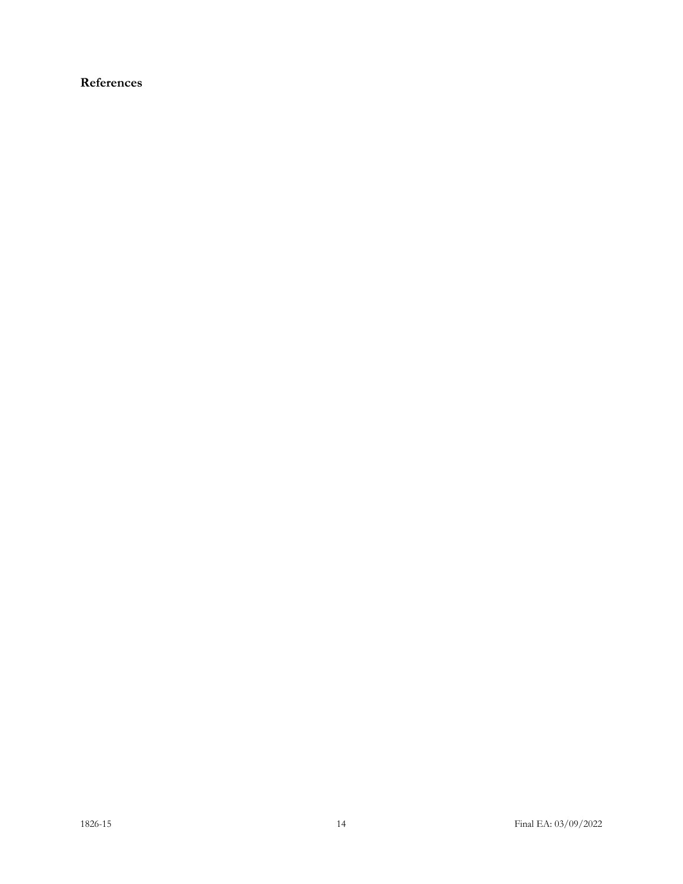## References